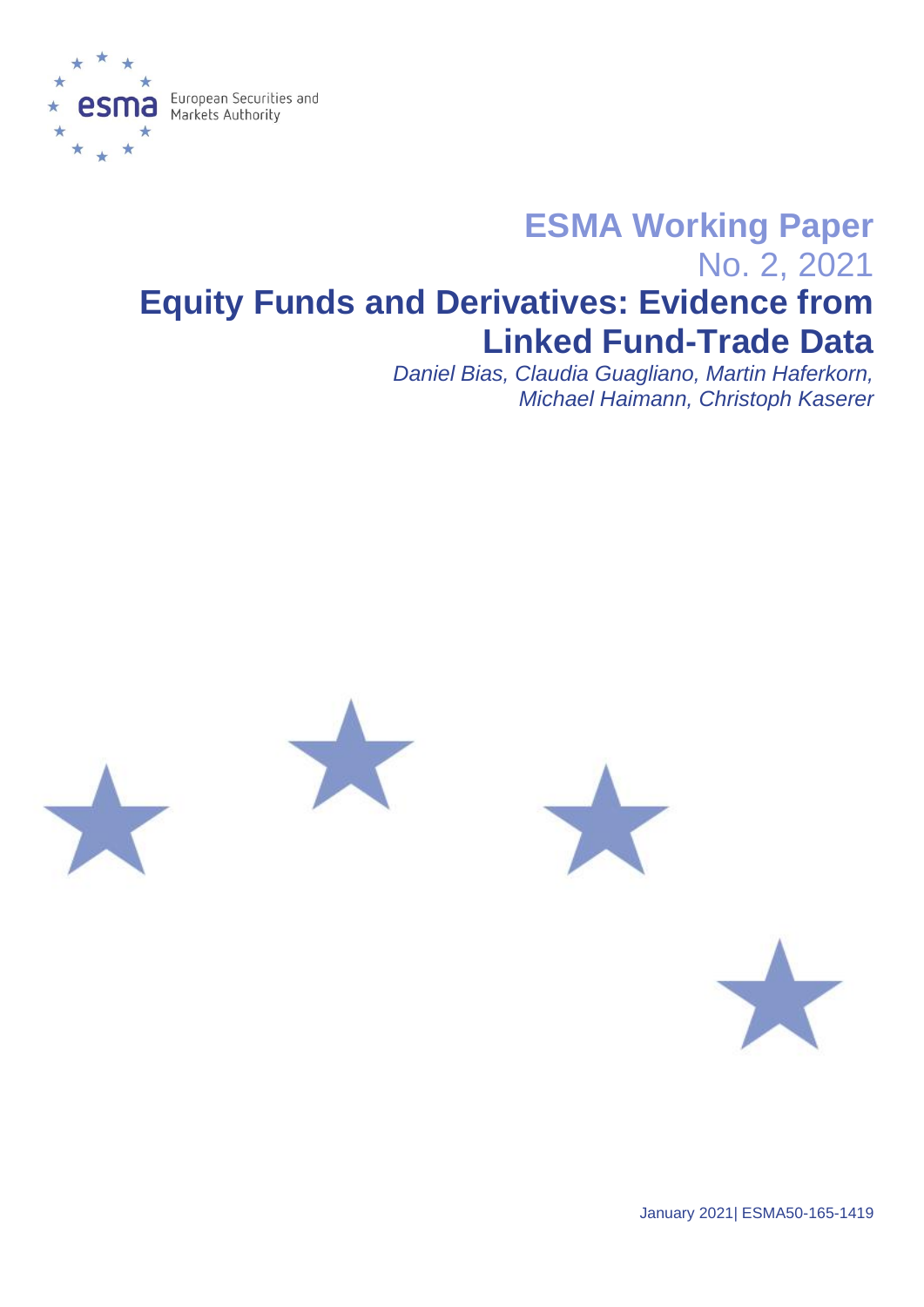European Securities and Markets Authority

# ESMA Working Paper

No. 2, 2021

# Equity Funds and Derivatives: Evidence from Linked Fund-Trade Data

*Daniel Bias, Claudia Guagliano, Martin Haferkorn, Michael Haimann, Christoph Kaserer*

January 2021| ESMA50-165-1419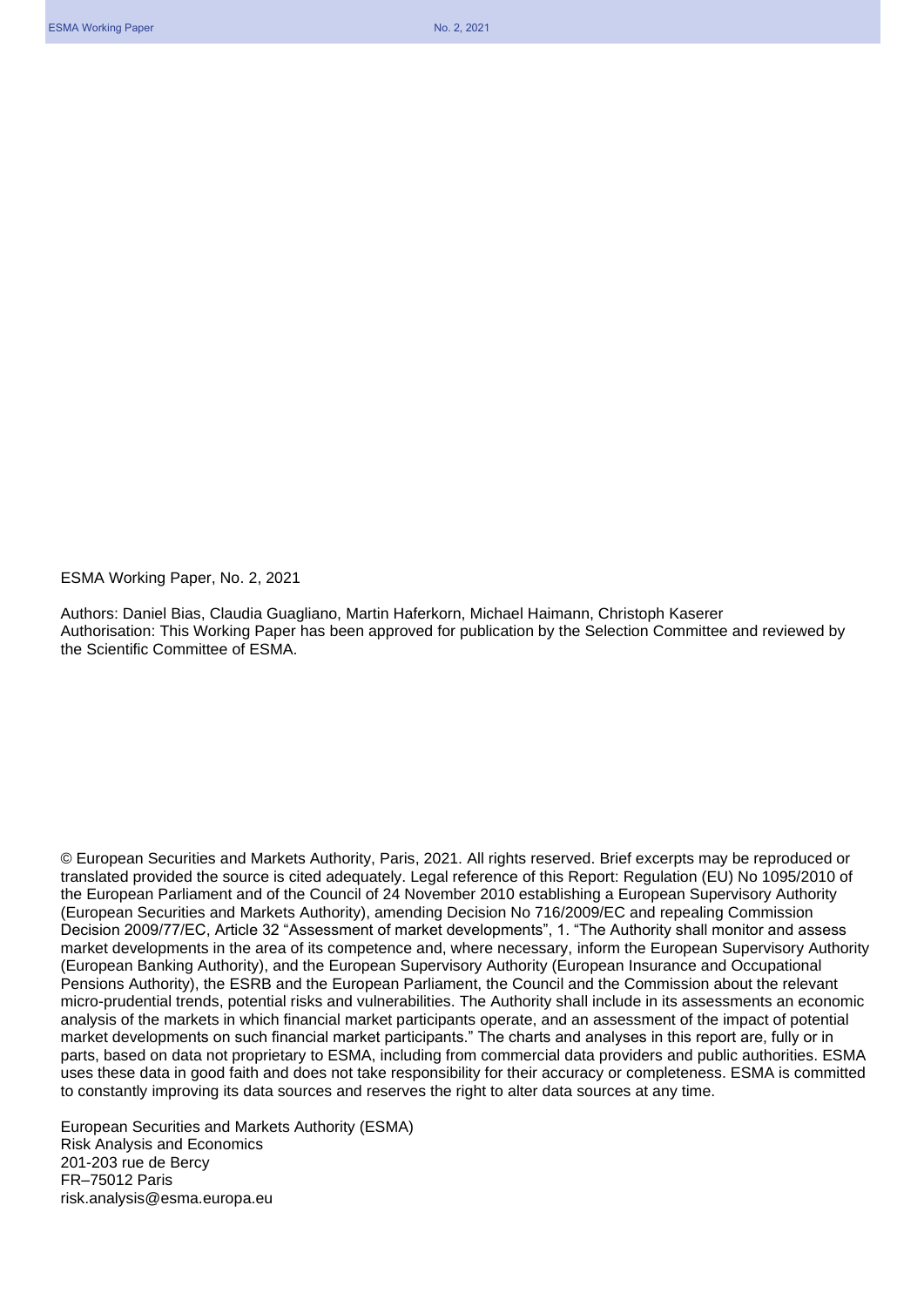ESMA Working Paper, No. 2, 2021

Authors: Daniel Bias, Claudia Guagliano, Martin Haferkorn, Michael Haimann, Christoph Kaserer
Authorisation: This Working Paper has been approved for publication by the Selection Committee and reviewed by the Scientific Committee of ESMA.

© European Securities and Markets Authority, Paris, 2021. All rights reserved. Brief excerpts may be reproduced or translated provided the source is cited adequately. Legal reference of this Report: Regulation (EU) No 1095/2010 of the European Parliament and of the Council of 24 November 2010 establishing a European Supervisory Authority (European Securities and Markets Authority), amending Decision No 716/2009/EC and repealing Commission Decision 2009/77/EC, Article 32 "Assessment of market developments", 1. "The Authority shall monitor and assess market developments in the area of its competence and, where necessary, inform the European Supervisory Authority (European Banking Authority), and the European Supervisory Authority (European Insurance and Occupational Pensions Authority), the ESRB and the European Parliament, the Council and the Commission about the relevant micro-prudential trends, potential risks and vulnerabilities. The Authority shall include in its assessments an economic analysis of the markets in which financial market participants operate, and an assessment of the impact of potential market developments on such financial market participants." The charts and analyses in this report are, fully or in parts, based on data not proprietary to ESMA, including from commercial data providers and public authorities. ESMA uses these data in good faith and does not take responsibility for their accuracy or completeness. ESMA is committed to constantly improving its data sources and reserves the right to alter data sources at any time.

European Securities and Markets Authority (ESMA)
Risk Analysis and Economics
201-203 rue de Bercy
FR–75012 Paris
risk.analysis@esma.europa.eu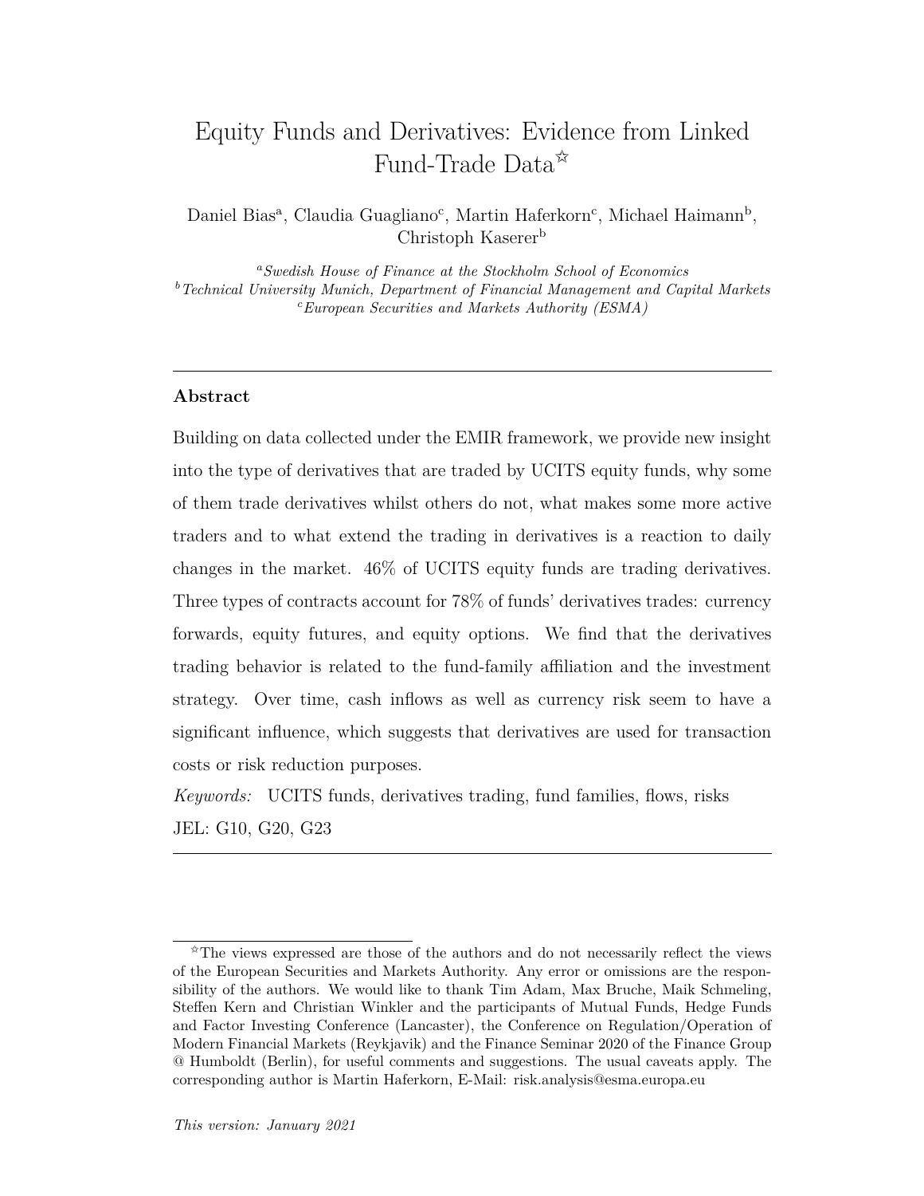# Equity Funds and Derivatives: Evidence from Linked Fund-Trade Data[☆]

Daniel Bias[a], Claudia Guagliano[c], Martin Haferkorn[c], Michael Haimann[b], Christoph Kaserer[b]

[a]*Swedish House of Finance at the Stockholm School of Economics*
[b]*Technical University Munich, Department of Financial Management and Capital Markets*
[c]*European Securities and Markets Authority (ESMA)*

---

**Abstract**

Building on data collected under the EMIR framework, we provide new insight into the type of derivatives that are traded by UCITS equity funds, why some of them trade derivatives whilst others do not, what makes some more active traders and to what extend the trading in derivatives is a reaction to daily changes in the market. 46% of UCITS equity funds are trading derivatives. Three types of contracts account for 78% of funds' derivatives trades: currency forwards, equity futures, and equity options. We find that the derivatives trading behavior is related to the fund-family affiliation and the investment strategy. Over time, cash inflows as well as currency risk seem to have a significant influence, which suggests that derivatives are used for transaction costs or risk reduction purposes.

*Keywords:* UCITS funds, derivatives trading, fund families, flows, risks
JEL: G10, G20, G23

---

[☆]The views expressed are those of the authors and do not necessarily reflect the views of the European Securities and Markets Authority. Any error or omissions are the responsibility of the authors. We would like to thank Tim Adam, Max Bruche, Maik Schmeling, Steffen Kern and Christian Winkler and the participants of Mutual Funds, Hedge Funds and Factor Investing Conference (Lancaster), the Conference on Regulation/Operation of Modern Financial Markets (Reykjavik) and the Finance Seminar 2020 of the Finance Group @ Humboldt (Berlin), for useful comments and suggestions. The usual caveats apply. The corresponding author is Martin Haferkorn, E-Mail: risk.analysis@esma.europa.eu

*This version: January 2021*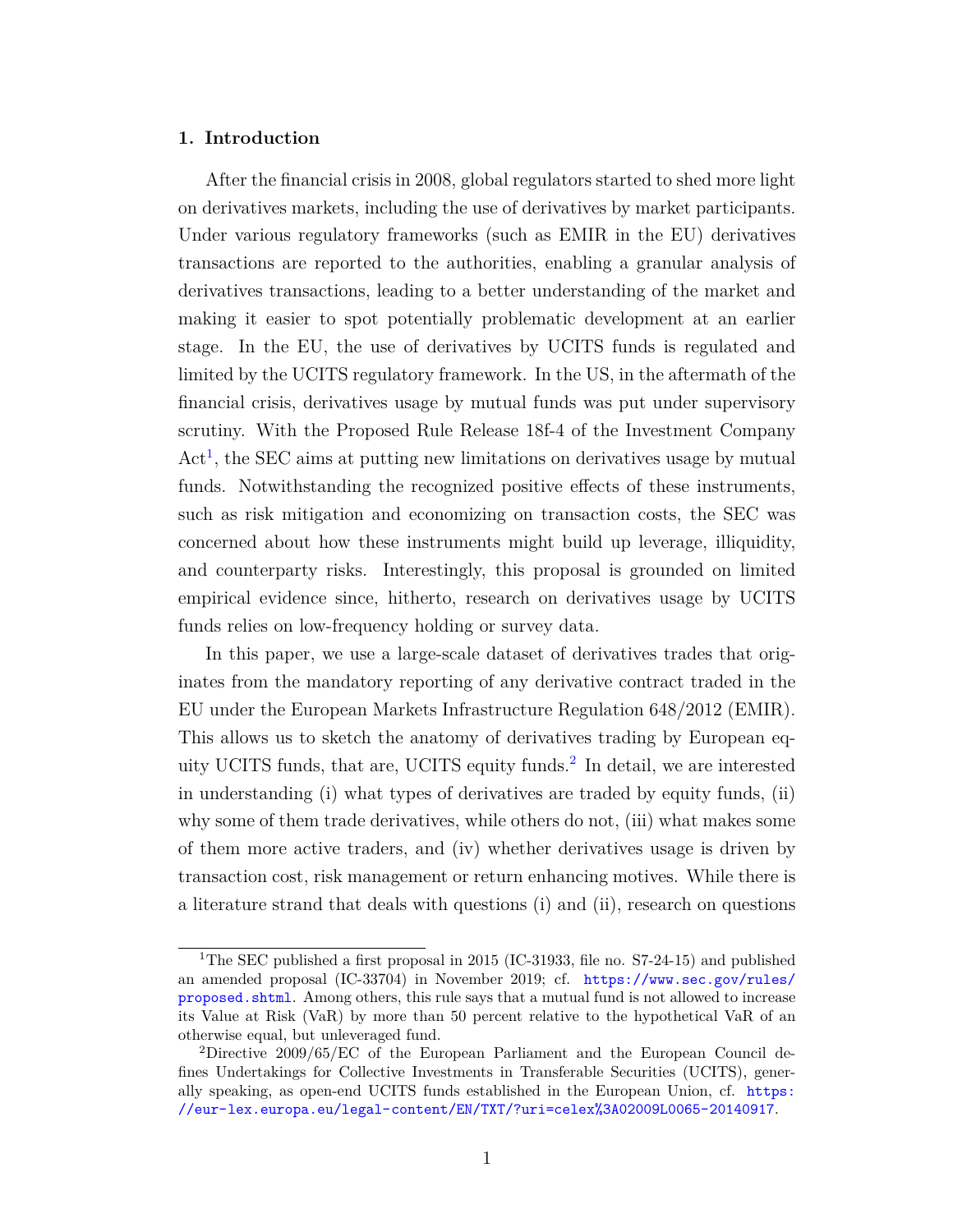## 1. Introduction

After the financial crisis in 2008, global regulators started to shed more light on derivatives markets, including the use of derivatives by market participants. Under various regulatory frameworks (such as EMIR in the EU) derivatives transactions are reported to the authorities, enabling a granular analysis of derivatives transactions, leading to a better understanding of the market and making it easier to spot potentially problematic development at an earlier stage. In the EU, the use of derivatives by UCITS funds is regulated and limited by the UCITS regulatory framework. In the US, in the aftermath of the financial crisis, derivatives usage by mutual funds was put under supervisory scrutiny. With the Proposed Rule Release 18f-4 of the Investment Company Act[1], the SEC aims at putting new limitations on derivatives usage by mutual funds. Notwithstanding the recognized positive effects of these instruments, such as risk mitigation and economizing on transaction costs, the SEC was concerned about how these instruments might build up leverage, illiquidity, and counterparty risks. Interestingly, this proposal is grounded on limited empirical evidence since, hitherto, research on derivatives usage by UCITS funds relies on low-frequency holding or survey data.

In this paper, we use a large-scale dataset of derivatives trades that originates from the mandatory reporting of any derivative contract traded in the EU under the European Markets Infrastructure Regulation 648/2012 (EMIR). This allows us to sketch the anatomy of derivatives trading by European equity UCITS funds, that are, UCITS equity funds.[2] In detail, we are interested in understanding (i) what types of derivatives are traded by equity funds, (ii) why some of them trade derivatives, while others do not, (iii) what makes some of them more active traders, and (iv) whether derivatives usage is driven by transaction cost, risk management or return enhancing motives. While there is a literature strand that deals with questions (i) and (ii), research on questions

[1] The SEC published a first proposal in 2015 (IC-31933, file no. S7-24-15) and published an amended proposal (IC-33704) in November 2019; cf. https://www.sec.gov/rules/proposed.shtml. Among others, this rule says that a mutual fund is not allowed to increase its Value at Risk (VaR) by more than 50 percent relative to the hypothetical VaR of an otherwise equal, but unleveraged fund.

[2] Directive 2009/65/EC of the European Parliament and the European Council defines Undertakings for Collective Investments in Transferable Securities (UCITS), generally speaking, as open-end UCITS funds established in the European Union, cf. https://eur-lex.europa.eu/legal-content/EN/TXT/?uri=celex%3A02009L0065-20140917.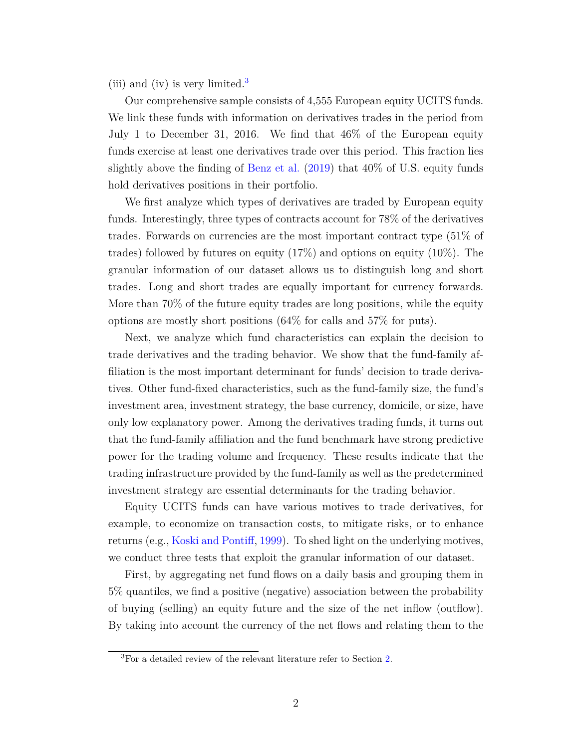(iii) and (iv) is very limited.[3]

Our comprehensive sample consists of 4,555 European equity UCITS funds. We link these funds with information on derivatives trades in the period from July 1 to December 31, 2016. We find that 46% of the European equity funds exercise at least one derivatives trade over this period. This fraction lies slightly above the finding of Benz et al. (2019) that 40% of U.S. equity funds hold derivatives positions in their portfolio.

We first analyze which types of derivatives are traded by European equity funds. Interestingly, three types of contracts account for 78% of the derivatives trades. Forwards on currencies are the most important contract type (51% of trades) followed by futures on equity (17%) and options on equity (10%). The granular information of our dataset allows us to distinguish long and short trades. Long and short trades are equally important for currency forwards. More than 70% of the future equity trades are long positions, while the equity options are mostly short positions (64% for calls and 57% for puts).

Next, we analyze which fund characteristics can explain the decision to trade derivatives and the trading behavior. We show that the fund-family affiliation is the most important determinant for funds' decision to trade derivatives. Other fund-fixed characteristics, such as the fund-family size, the fund's investment area, investment strategy, the base currency, domicile, or size, have only low explanatory power. Among the derivatives trading funds, it turns out that the fund-family affiliation and the fund benchmark have strong predictive power for the trading volume and frequency. These results indicate that the trading infrastructure provided by the fund-family as well as the predetermined investment strategy are essential determinants for the trading behavior.

Equity UCITS funds can have various motives to trade derivatives, for example, to economize on transaction costs, to mitigate risks, or to enhance returns (e.g., Koski and Pontiff, 1999). To shed light on the underlying motives, we conduct three tests that exploit the granular information of our dataset.

First, by aggregating net fund flows on a daily basis and grouping them in 5% quantiles, we find a positive (negative) association between the probability of buying (selling) an equity future and the size of the net inflow (outflow). By taking into account the currency of the net flows and relating them to the

[3] For a detailed review of the relevant literature refer to Section 2.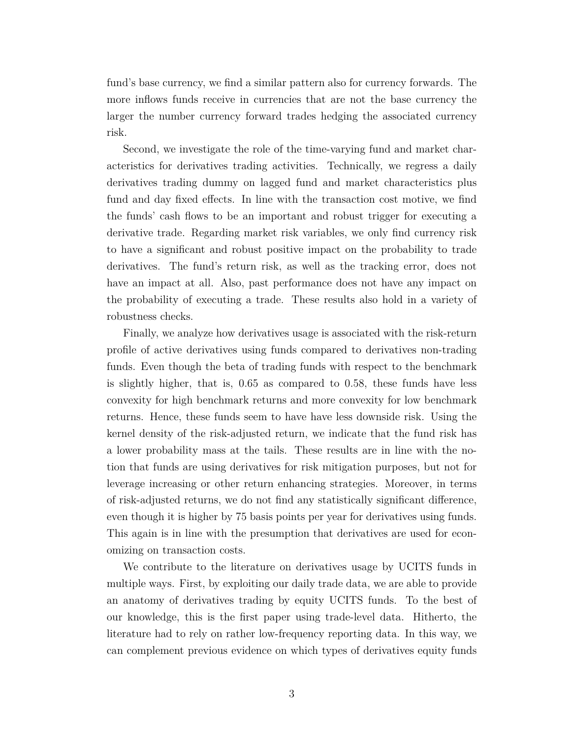fund's base currency, we find a similar pattern also for currency forwards. The more inflows funds receive in currencies that are not the base currency the larger the number currency forward trades hedging the associated currency risk.

Second, we investigate the role of the time-varying fund and market characteristics for derivatives trading activities. Technically, we regress a daily derivatives trading dummy on lagged fund and market characteristics plus fund and day fixed effects. In line with the transaction cost motive, we find the funds' cash flows to be an important and robust trigger for executing a derivative trade. Regarding market risk variables, we only find currency risk to have a significant and robust positive impact on the probability to trade derivatives. The fund's return risk, as well as the tracking error, does not have an impact at all. Also, past performance does not have any impact on the probability of executing a trade. These results also hold in a variety of robustness checks.

Finally, we analyze how derivatives usage is associated with the risk-return profile of active derivatives using funds compared to derivatives non-trading funds. Even though the beta of trading funds with respect to the benchmark is slightly higher, that is, 0.65 as compared to 0.58, these funds have less convexity for high benchmark returns and more convexity for low benchmark returns. Hence, these funds seem to have have less downside risk. Using the kernel density of the risk-adjusted return, we indicate that the fund risk has a lower probability mass at the tails. These results are in line with the notion that funds are using derivatives for risk mitigation purposes, but not for leverage increasing or other return enhancing strategies. Moreover, in terms of risk-adjusted returns, we do not find any statistically significant difference, even though it is higher by 75 basis points per year for derivatives using funds. This again is in line with the presumption that derivatives are used for economizing on transaction costs.

We contribute to the literature on derivatives usage by UCITS funds in multiple ways. First, by exploiting our daily trade data, we are able to provide an anatomy of derivatives trading by equity UCITS funds. To the best of our knowledge, this is the first paper using trade-level data. Hitherto, the literature had to rely on rather low-frequency reporting data. In this way, we can complement previous evidence on which types of derivatives equity funds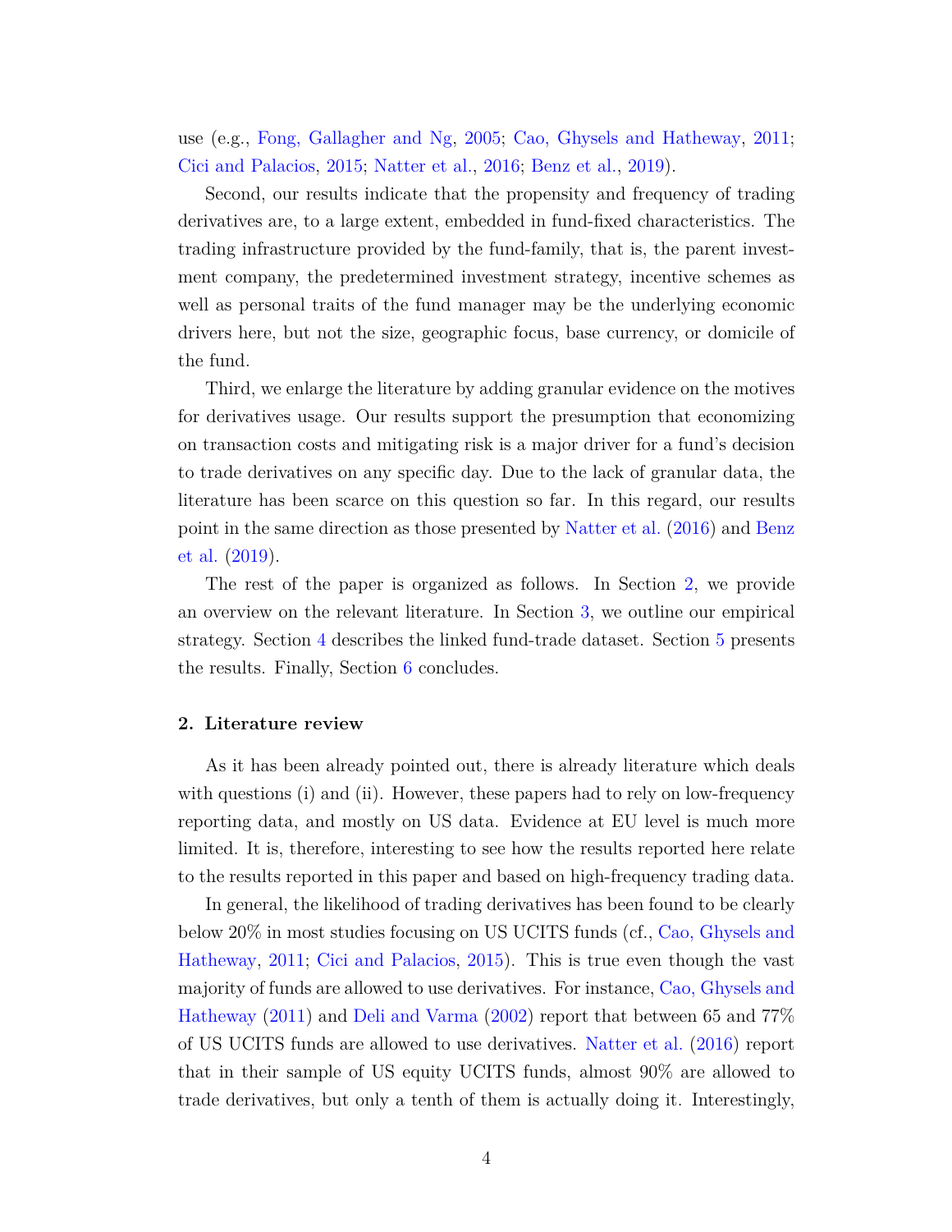use (e.g., Fong, Gallagher and Ng, 2005; Cao, Ghysels and Hatheway, 2011; Cici and Palacios, 2015; Natter et al., 2016; Benz et al., 2019).

Second, our results indicate that the propensity and frequency of trading derivatives are, to a large extent, embedded in fund-fixed characteristics. The trading infrastructure provided by the fund-family, that is, the parent investment company, the predetermined investment strategy, incentive schemes as well as personal traits of the fund manager may be the underlying economic drivers here, but not the size, geographic focus, base currency, or domicile of the fund.

Third, we enlarge the literature by adding granular evidence on the motives for derivatives usage. Our results support the presumption that economizing on transaction costs and mitigating risk is a major driver for a fund's decision to trade derivatives on any specific day. Due to the lack of granular data, the literature has been scarce on this question so far. In this regard, our results point in the same direction as those presented by Natter et al. (2016) and Benz et al. (2019).

The rest of the paper is organized as follows. In Section 2, we provide an overview on the relevant literature. In Section 3, we outline our empirical strategy. Section 4 describes the linked fund-trade dataset. Section 5 presents the results. Finally, Section 6 concludes.

## 2. Literature review

As it has been already pointed out, there is already literature which deals with questions (i) and (ii). However, these papers had to rely on low-frequency reporting data, and mostly on US data. Evidence at EU level is much more limited. It is, therefore, interesting to see how the results reported here relate to the results reported in this paper and based on high-frequency trading data.

In general, the likelihood of trading derivatives has been found to be clearly below 20% in most studies focusing on US UCITS funds (cf., Cao, Ghysels and Hatheway, 2011; Cici and Palacios, 2015). This is true even though the vast majority of funds are allowed to use derivatives. For instance, Cao, Ghysels and Hatheway (2011) and Deli and Varma (2002) report that between 65 and 77% of US UCITS funds are allowed to use derivatives. Natter et al. (2016) report that in their sample of US equity UCITS funds, almost 90% are allowed to trade derivatives, but only a tenth of them is actually doing it. Interestingly,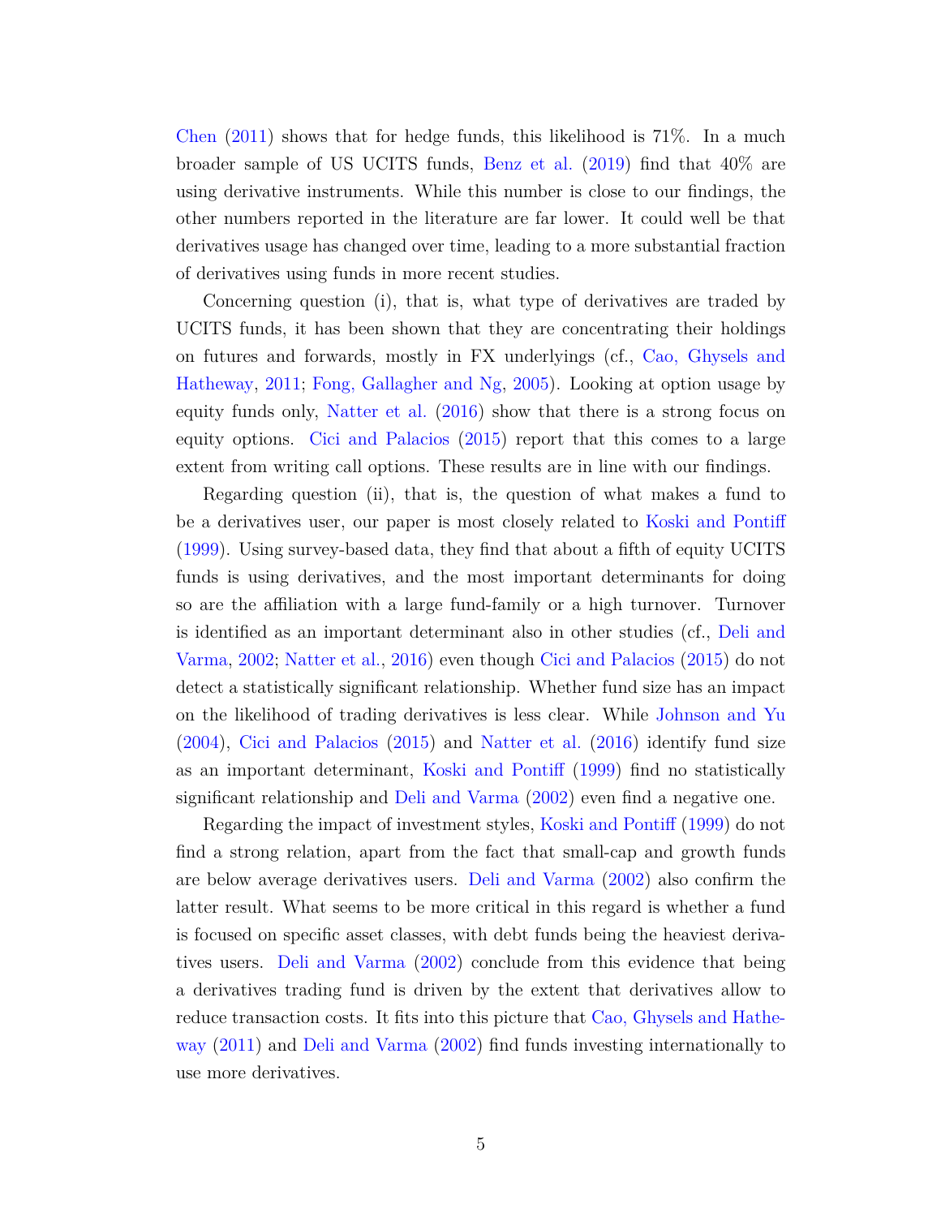Chen (2011) shows that for hedge funds, this likelihood is 71%. In a much broader sample of US UCITS funds, Benz et al. (2019) find that 40% are using derivative instruments. While this number is close to our findings, the other numbers reported in the literature are far lower. It could well be that derivatives usage has changed over time, leading to a more substantial fraction of derivatives using funds in more recent studies.

Concerning question (i), that is, what type of derivatives are traded by UCITS funds, it has been shown that they are concentrating their holdings on futures and forwards, mostly in FX underlyings (cf., Cao, Ghysels and Hatheway, 2011; Fong, Gallagher and Ng, 2005). Looking at option usage by equity funds only, Natter et al. (2016) show that there is a strong focus on equity options. Cici and Palacios (2015) report that this comes to a large extent from writing call options. These results are in line with our findings.

Regarding question (ii), that is, the question of what makes a fund to be a derivatives user, our paper is most closely related to Koski and Pontiff (1999). Using survey-based data, they find that about a fifth of equity UCITS funds is using derivatives, and the most important determinants for doing so are the affiliation with a large fund-family or a high turnover. Turnover is identified as an important determinant also in other studies (cf., Deli and Varma, 2002; Natter et al., 2016) even though Cici and Palacios (2015) do not detect a statistically significant relationship. Whether fund size has an impact on the likelihood of trading derivatives is less clear. While Johnson and Yu (2004), Cici and Palacios (2015) and Natter et al. (2016) identify fund size as an important determinant, Koski and Pontiff (1999) find no statistically significant relationship and Deli and Varma (2002) even find a negative one.

Regarding the impact of investment styles, Koski and Pontiff (1999) do not find a strong relation, apart from the fact that small-cap and growth funds are below average derivatives users. Deli and Varma (2002) also confirm the latter result. What seems to be more critical in this regard is whether a fund is focused on specific asset classes, with debt funds being the heaviest derivatives users. Deli and Varma (2002) conclude from this evidence that being a derivatives trading fund is driven by the extent that derivatives allow to reduce transaction costs. It fits into this picture that Cao, Ghysels and Hatheway (2011) and Deli and Varma (2002) find funds investing internationally to use more derivatives.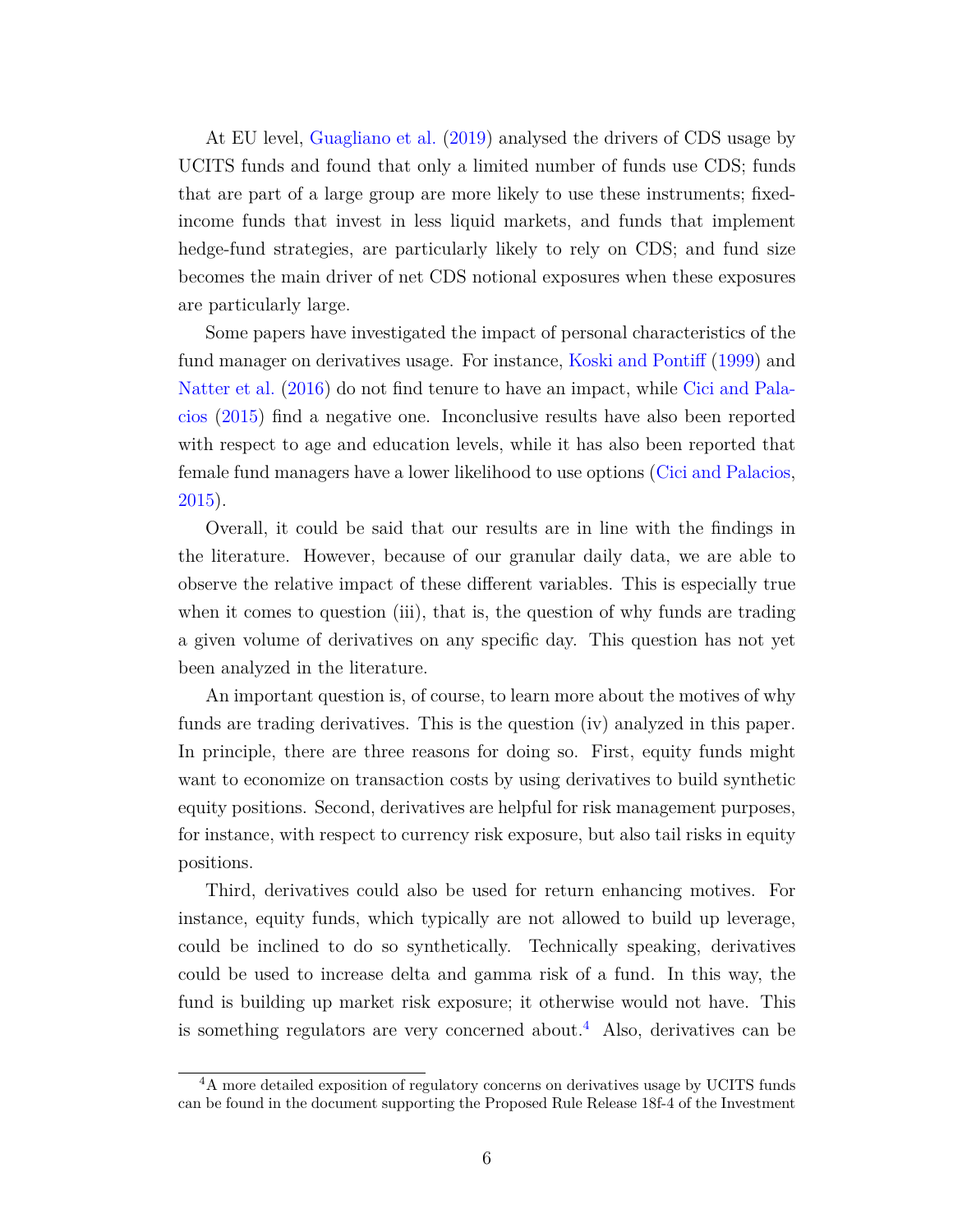At EU level, Guagliano et al. (2019) analysed the drivers of CDS usage by UCITS funds and found that only a limited number of funds use CDS; funds that are part of a large group are more likely to use these instruments; fixed-income funds that invest in less liquid markets, and funds that implement hedge-fund strategies, are particularly likely to rely on CDS; and fund size becomes the main driver of net CDS notional exposures when these exposures are particularly large.

Some papers have investigated the impact of personal characteristics of the fund manager on derivatives usage. For instance, Koski and Pontiff (1999) and Natter et al. (2016) do not find tenure to have an impact, while Cici and Palacios (2015) find a negative one. Inconclusive results have also been reported with respect to age and education levels, while it has also been reported that female fund managers have a lower likelihood to use options (Cici and Palacios, 2015).

Overall, it could be said that our results are in line with the findings in the literature. However, because of our granular daily data, we are able to observe the relative impact of these different variables. This is especially true when it comes to question (iii), that is, the question of why funds are trading a given volume of derivatives on any specific day. This question has not yet been analyzed in the literature.

An important question is, of course, to learn more about the motives of why funds are trading derivatives. This is the question (iv) analyzed in this paper. In principle, there are three reasons for doing so. First, equity funds might want to economize on transaction costs by using derivatives to build synthetic equity positions. Second, derivatives are helpful for risk management purposes, for instance, with respect to currency risk exposure, but also tail risks in equity positions.

Third, derivatives could also be used for return enhancing motives. For instance, equity funds, which typically are not allowed to build up leverage, could be inclined to do so synthetically. Technically speaking, derivatives could be used to increase delta and gamma risk of a fund. In this way, the fund is building up market risk exposure; it otherwise would not have. This is something regulators are very concerned about.[4] Also, derivatives can be

[4] A more detailed exposition of regulatory concerns on derivatives usage by UCITS funds can be found in the document supporting the Proposed Rule Release 18f-4 of the Investment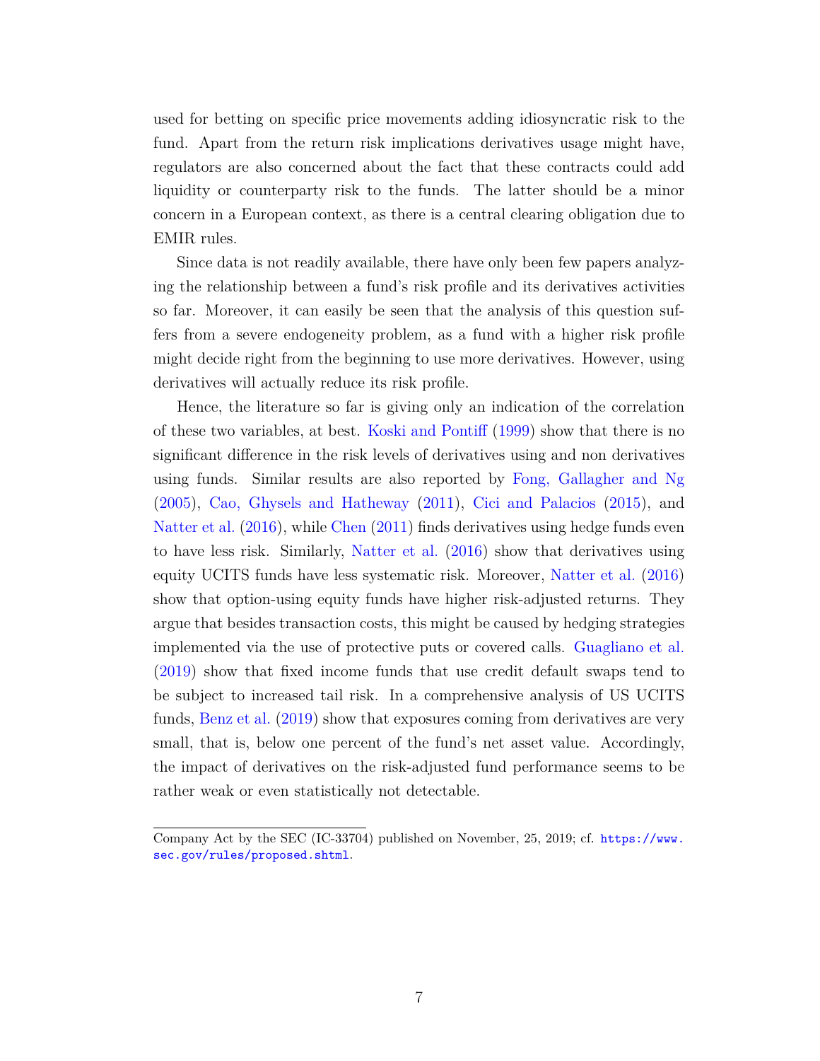used for betting on specific price movements adding idiosyncratic risk to the fund. Apart from the return risk implications derivatives usage might have, regulators are also concerned about the fact that these contracts could add liquidity or counterparty risk to the funds. The latter should be a minor concern in a European context, as there is a central clearing obligation due to EMIR rules.

Since data is not readily available, there have only been few papers analyzing the relationship between a fund's risk profile and its derivatives activities so far. Moreover, it can easily be seen that the analysis of this question suffers from a severe endogeneity problem, as a fund with a higher risk profile might decide right from the beginning to use more derivatives. However, using derivatives will actually reduce its risk profile.

Hence, the literature so far is giving only an indication of the correlation of these two variables, at best. Koski and Pontiff (1999) show that there is no significant difference in the risk levels of derivatives using and non derivatives using funds. Similar results are also reported by Fong, Gallagher and Ng (2005), Cao, Ghysels and Hatheway (2011), Cici and Palacios (2015), and Natter et al. (2016), while Chen (2011) finds derivatives using hedge funds even to have less risk. Similarly, Natter et al. (2016) show that derivatives using equity UCITS funds have less systematic risk. Moreover, Natter et al. (2016) show that option-using equity funds have higher risk-adjusted returns. They argue that besides transaction costs, this might be caused by hedging strategies implemented via the use of protective puts or covered calls. Guagliano et al. (2019) show that fixed income funds that use credit default swaps tend to be subject to increased tail risk. In a comprehensive analysis of US UCITS funds, Benz et al. (2019) show that exposures coming from derivatives are very small, that is, below one percent of the fund's net asset value. Accordingly, the impact of derivatives on the risk-adjusted fund performance seems to be rather weak or even statistically not detectable.

Company Act by the SEC (IC-33704) published on November, 25, 2019; cf. https://www.sec.gov/rules/proposed.shtml.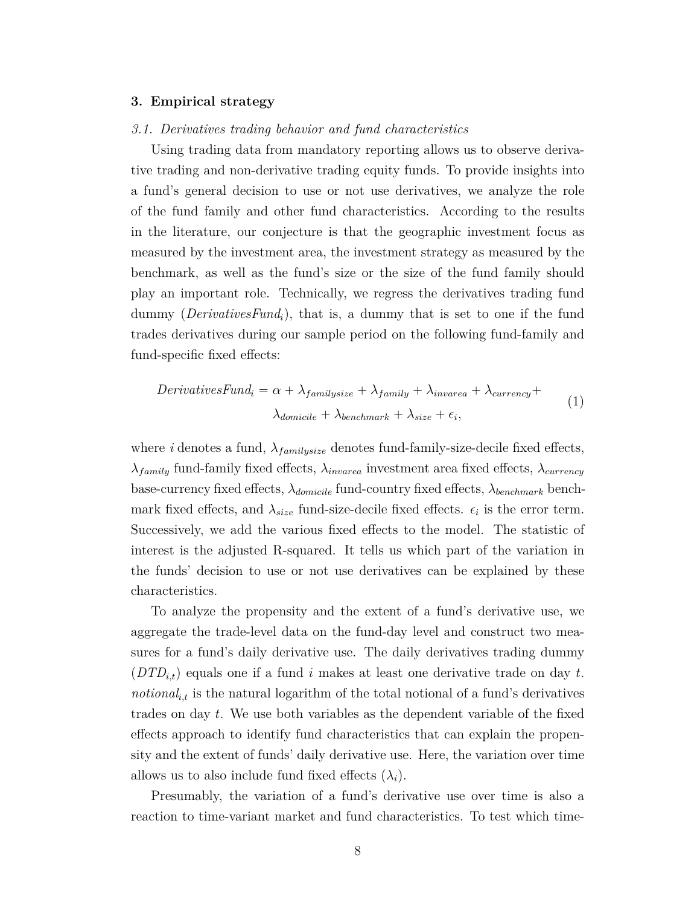## 3. Empirical strategy

### *3.1. Derivatives trading behavior and fund characteristics*

Using trading data from mandatory reporting allows us to observe derivative trading and non-derivative trading equity funds. To provide insights into a fund's general decision to use or not use derivatives, we analyze the role of the fund family and other fund characteristics. According to the results in the literature, our conjecture is that the geographic investment focus as measured by the investment area, the investment strategy as measured by the benchmark, as well as the fund's size or the size of the fund family should play an important role. Technically, we regress the derivatives trading fund dummy ($DerivativesFund_i$), that is, a dummy that is set to one if the fund trades derivatives during our sample period on the following fund-family and fund-specific fixed effects:

$$DerivativesFund_i = \alpha + \lambda_{familysize} + \lambda_{family} + \lambda_{invarea} + \lambda_{currency} + \lambda_{domicile} + \lambda_{benchmark} + \lambda_{size} + \epsilon_i, \tag{1}$$

where $i$ denotes a fund, $\lambda_{familysize}$ denotes fund-family-size-decile fixed effects, $\lambda_{family}$ fund-family fixed effects, $\lambda_{invarea}$ investment area fixed effects, $\lambda_{currency}$ base-currency fixed effects, $\lambda_{domicile}$ fund-country fixed effects, $\lambda_{benchmark}$ benchmark fixed effects, and $\lambda_{size}$ fund-size-decile fixed effects. $\epsilon_i$ is the error term. Successively, we add the various fixed effects to the model. The statistic of interest is the adjusted R-squared. It tells us which part of the variation in the funds' decision to use or not use derivatives can be explained by these characteristics.

To analyze the propensity and the extent of a fund's derivative use, we aggregate the trade-level data on the fund-day level and construct two measures for a fund's daily derivative use. The daily derivatives trading dummy ($DTD_{i,t}$) equals one if a fund $i$ makes at least one derivative trade on day $t$. $notional_{i,t}$ is the natural logarithm of the total notional of a fund's derivatives trades on day $t$. We use both variables as the dependent variable of the fixed effects approach to identify fund characteristics that can explain the propensity and the extent of funds' daily derivative use. Here, the variation over time allows us to also include fund fixed effects ($\lambda_i$).

Presumably, the variation of a fund's derivative use over time is also a reaction to time-variant market and fund characteristics. To test which time-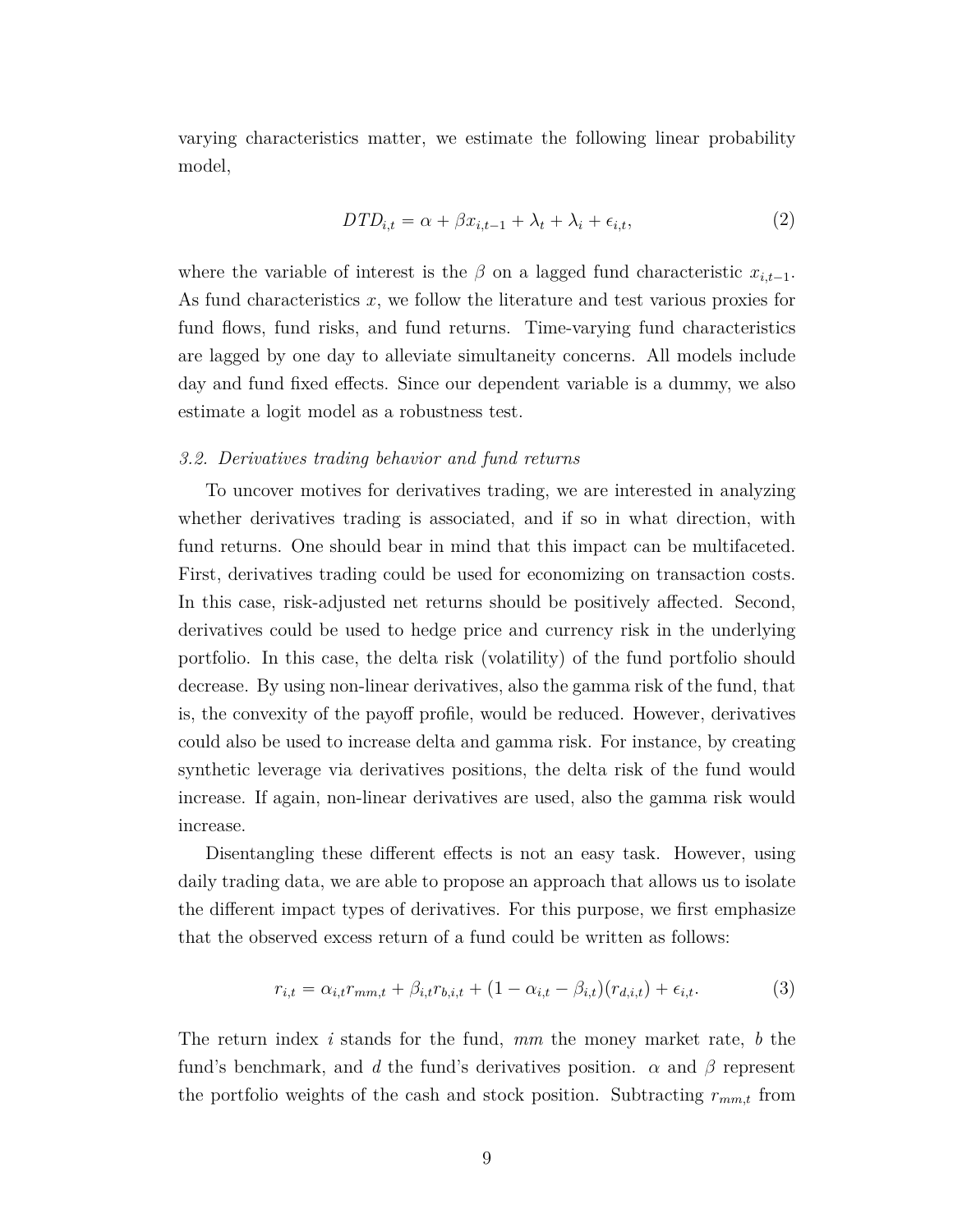varying characteristics matter, we estimate the following linear probability model,

$$DTD_{i,t} = \alpha + \beta x_{i,t-1} + \lambda_t + \lambda_i + \epsilon_{i,t}, \tag{2}$$

where the variable of interest is the $\beta$ on a lagged fund characteristic $x_{i,t-1}$. As fund characteristics $x$, we follow the literature and test various proxies for fund flows, fund risks, and fund returns. Time-varying fund characteristics are lagged by one day to alleviate simultaneity concerns. All models include day and fund fixed effects. Since our dependent variable is a dummy, we also estimate a logit model as a robustness test.

### *3.2. Derivatives trading behavior and fund returns*

To uncover motives for derivatives trading, we are interested in analyzing whether derivatives trading is associated, and if so in what direction, with fund returns. One should bear in mind that this impact can be multifaceted. First, derivatives trading could be used for economizing on transaction costs. In this case, risk-adjusted net returns should be positively affected. Second, derivatives could be used to hedge price and currency risk in the underlying portfolio. In this case, the delta risk (volatility) of the fund portfolio should decrease. By using non-linear derivatives, also the gamma risk of the fund, that is, the convexity of the payoff profile, would be reduced. However, derivatives could also be used to increase delta and gamma risk. For instance, by creating synthetic leverage via derivatives positions, the delta risk of the fund would increase. If again, non-linear derivatives are used, also the gamma risk would increase.

Disentangling these different effects is not an easy task. However, using daily trading data, we are able to propose an approach that allows us to isolate the different impact types of derivatives. For this purpose, we first emphasize that the observed excess return of a fund could be written as follows:

$$r_{i,t} = \alpha_{i,t} r_{mm,t} + \beta_{i,t} r_{b,i,t} + (1 - \alpha_{i,t} - \beta_{i,t})(r_{d,i,t}) + \epsilon_{i,t}. \tag{3}$$

The return index $i$ stands for the fund, *mm* the money market rate, $b$ the fund's benchmark, and $d$ the fund's derivatives position. $\alpha$ and $\beta$ represent the portfolio weights of the cash and stock position. Subtracting $r_{mm,t}$ from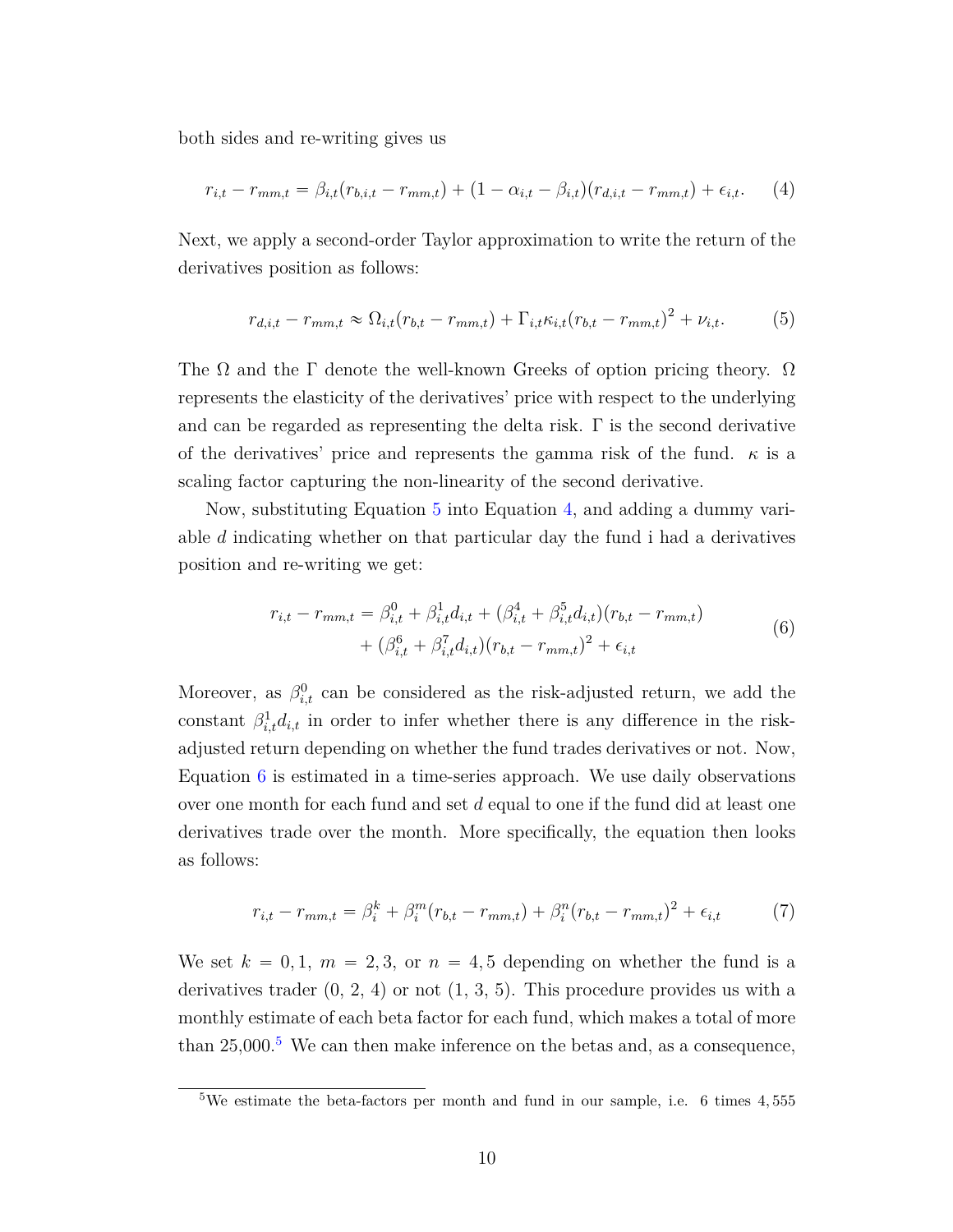both sides and re-writing gives us

$$r_{i,t} - r_{mm,t} = \beta_{i,t}(r_{b,i,t} - r_{mm,t}) + (1 - \alpha_{i,t} - \beta_{i,t})(r_{d,i,t} - r_{mm,t}) + \epsilon_{i,t}. \qquad (4)$$

Next, we apply a second-order Taylor approximation to write the return of the derivatives position as follows:

$$r_{d,i,t} - r_{mm,t} \approx \Omega_{i,t}(r_{b,t} - r_{mm,t}) + \Gamma_{i,t}\kappa_{i,t}(r_{b,t} - r_{mm,t})^2 + \nu_{i,t}. \qquad (5)$$

The $\Omega$ and the $\Gamma$ denote the well-known Greeks of option pricing theory. $\Omega$ represents the elasticity of the derivatives' price with respect to the underlying and can be regarded as representing the delta risk. $\Gamma$ is the second derivative of the derivatives' price and represents the gamma risk of the fund. $\kappa$ is a scaling factor capturing the non-linearity of the second derivative.

Now, substituting Equation 5 into Equation 4, and adding a dummy variable $d$ indicating whether on that particular day the fund i had a derivatives position and re-writing we get:

$$\begin{aligned} r_{i,t} - r_{mm,t} = \beta^0_{i,t} + \beta^1_{i,t}d_{i,t} + (\beta^4_{i,t} + \beta^5_{i,t}d_{i,t})(r_{b,t} - r_{mm,t}) \\ + (\beta^6_{i,t} + \beta^7_{i,t}d_{i,t})(r_{b,t} - r_{mm,t})^2 + \epsilon_{i,t} \end{aligned} \qquad (6)$$

Moreover, as $\beta^0_{i,t}$ can be considered as the risk-adjusted return, we add the constant $\beta^1_{i,t}d_{i,t}$ in order to infer whether there is any difference in the risk-adjusted return depending on whether the fund trades derivatives or not. Now, Equation 6 is estimated in a time-series approach. We use daily observations over one month for each fund and set $d$ equal to one if the fund did at least one derivatives trade over the month. More specifically, the equation then looks as follows:

$$r_{i,t} - r_{mm,t} = \beta^k_i + \beta^m_i(r_{b,t} - r_{mm,t}) + \beta^n_i(r_{b,t} - r_{mm,t})^2 + \epsilon_{i,t} \qquad (7)$$

We set $k = 0, 1$, $m = 2, 3$, or $n = 4, 5$ depending on whether the fund is a derivatives trader (0, 2, 4) or not (1, 3, 5). This procedure provides us with a monthly estimate of each beta factor for each fund, which makes a total of more than 25,000.[5] We can then make inference on the betas and, as a consequence,

[5] We estimate the beta-factors per month and fund in our sample, i.e. 6 times 4,555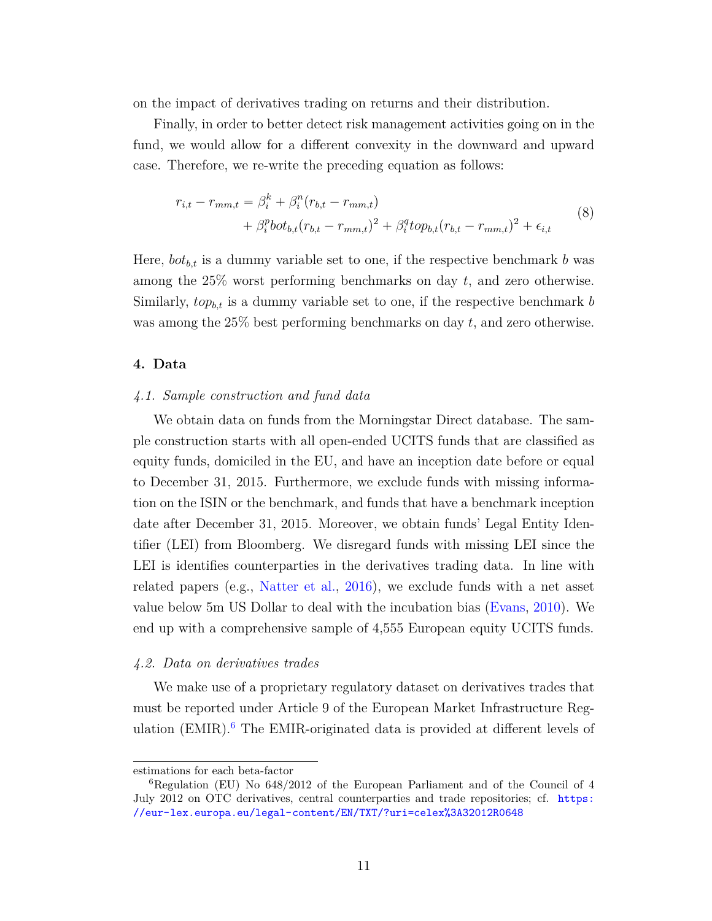on the impact of derivatives trading on returns and their distribution.

Finally, in order to better detect risk management activities going on in the fund, we would allow for a different convexity in the downward and upward case. Therefore, we re-write the preceding equation as follows:

$$
\begin{aligned}
r_{i,t} - r_{mm,t} = \beta_i^k + \beta_i^n (r_{b,t} - r_{mm,t}) \\
+ \beta_i^p bot_{b,t} (r_{b,t} - r_{mm,t})^2 + \beta_i^q top_{b,t} (r_{b,t} - r_{mm,t})^2 + \epsilon_{i,t}
\end{aligned}
\tag{8}
$$

Here, $bot_{b,t}$ is a dummy variable set to one, if the respective benchmark $b$ was among the 25% worst performing benchmarks on day $t$, and zero otherwise. Similarly, $top_{b,t}$ is a dummy variable set to one, if the respective benchmark $b$ was among the 25% best performing benchmarks on day $t$, and zero otherwise.

## 4. Data

### *4.1. Sample construction and fund data*

We obtain data on funds from the Morningstar Direct database. The sample construction starts with all open-ended UCITS funds that are classified as equity funds, domiciled in the EU, and have an inception date before or equal to December 31, 2015. Furthermore, we exclude funds with missing information on the ISIN or the benchmark, and funds that have a benchmark inception date after December 31, 2015. Moreover, we obtain funds' Legal Entity Identifier (LEI) from Bloomberg. We disregard funds with missing LEI since the LEI is identifies counterparties in the derivatives trading data. In line with related papers (e.g., Natter et al., 2016), we exclude funds with a net asset value below 5m US Dollar to deal with the incubation bias (Evans, 2010). We end up with a comprehensive sample of 4,555 European equity UCITS funds.

### *4.2. Data on derivatives trades*

We make use of a proprietary regulatory dataset on derivatives trades that must be reported under Article 9 of the European Market Infrastructure Regulation (EMIR).[6] The EMIR-originated data is provided at different levels of

---

estimations for each beta-factor

[6] Regulation (EU) No 648/2012 of the European Parliament and of the Council of 4 July 2012 on OTC derivatives, central counterparties and trade repositories; cf. https://eur-lex.europa.eu/legal-content/EN/TXT/?uri=celex%3A32012R0648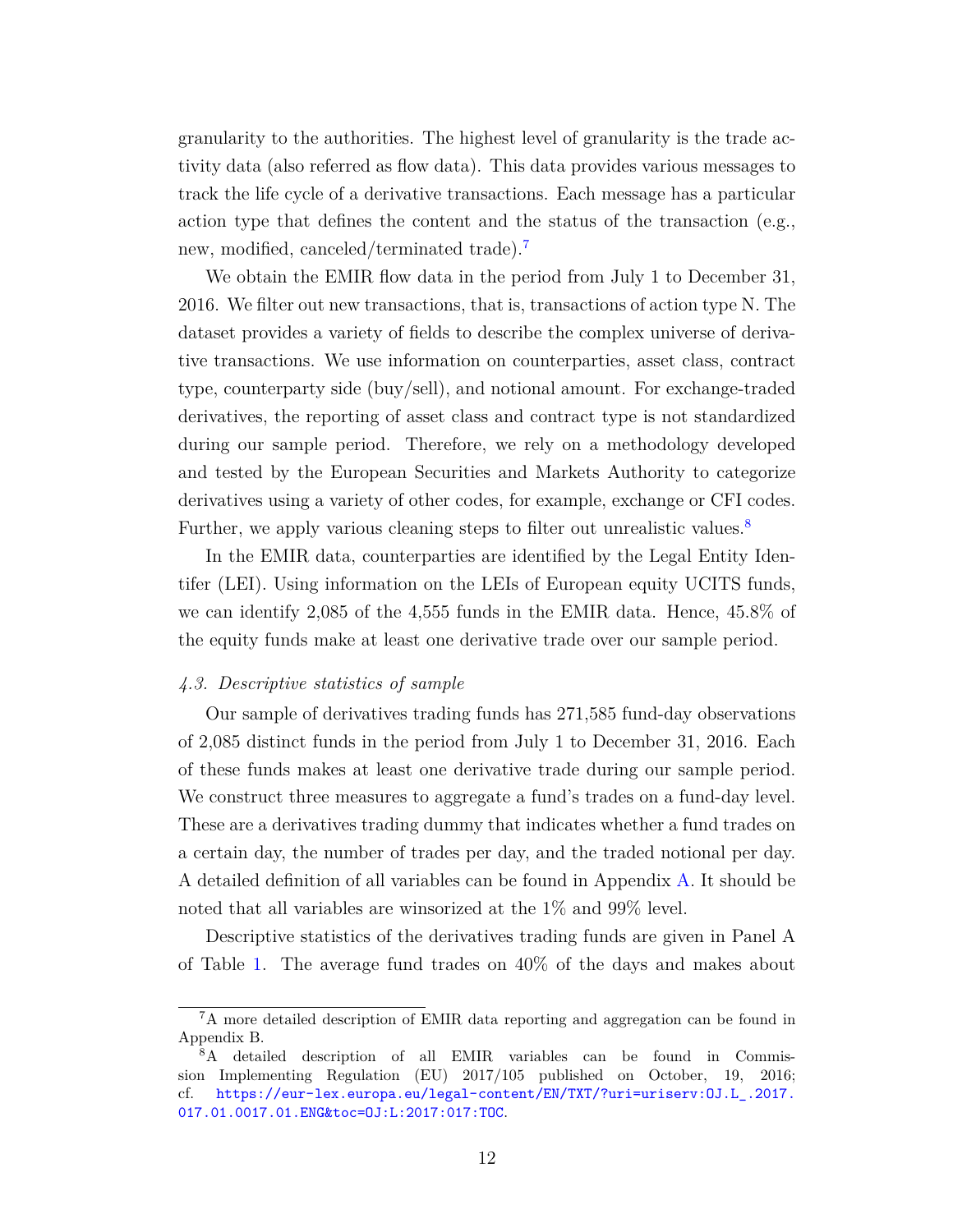granularity to the authorities. The highest level of granularity is the trade activity data (also referred as flow data). This data provides various messages to track the life cycle of a derivative transactions. Each message has a particular action type that defines the content and the status of the transaction (e.g., new, modified, canceled/terminated trade).[7]

We obtain the EMIR flow data in the period from July 1 to December 31, 2016. We filter out new transactions, that is, transactions of action type N. The dataset provides a variety of fields to describe the complex universe of derivative transactions. We use information on counterparties, asset class, contract type, counterparty side (buy/sell), and notional amount. For exchange-traded derivatives, the reporting of asset class and contract type is not standardized during our sample period. Therefore, we rely on a methodology developed and tested by the European Securities and Markets Authority to categorize derivatives using a variety of other codes, for example, exchange or CFI codes. Further, we apply various cleaning steps to filter out unrealistic values.[8]

In the EMIR data, counterparties are identified by the Legal Entity Identifer (LEI). Using information on the LEIs of European equity UCITS funds, we can identify 2,085 of the 4,555 funds in the EMIR data. Hence, 45.8% of the equity funds make at least one derivative trade over our sample period.

### *4.3. Descriptive statistics of sample*

Our sample of derivatives trading funds has 271,585 fund-day observations of 2,085 distinct funds in the period from July 1 to December 31, 2016. Each of these funds makes at least one derivative trade during our sample period. We construct three measures to aggregate a fund's trades on a fund-day level. These are a derivatives trading dummy that indicates whether a fund trades on a certain day, the number of trades per day, and the traded notional per day. A detailed definition of all variables can be found in Appendix A. It should be noted that all variables are winsorized at the 1% and 99% level.

Descriptive statistics of the derivatives trading funds are given in Panel A of Table 1. The average fund trades on 40% of the days and makes about

[7] A more detailed description of EMIR data reporting and aggregation can be found in Appendix B.

[8] A detailed description of all EMIR variables can be found in Commission Implementing Regulation (EU) 2017/105 published on October, 19, 2016; cf. https://eur-lex.europa.eu/legal-content/EN/TXT/?uri=uriserv:OJ.L_.2017.017.01.0017.01.ENG&toc=OJ:L:2017:017:TOC.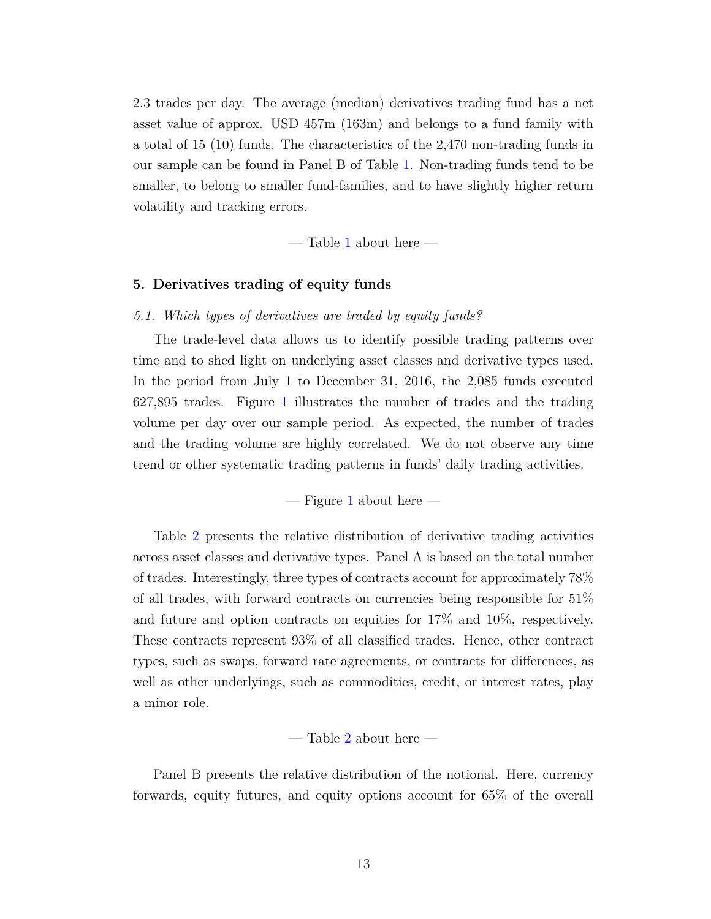2.3 trades per day. The average (median) derivatives trading fund has a net asset value of approx. USD 457m (163m) and belongs to a fund family with a total of 15 (10) funds. The characteristics of the 2,470 non-trading funds in our sample can be found in Panel B of Table 1. Non-trading funds tend to be smaller, to belong to smaller fund-families, and to have slightly higher return volatility and tracking errors.

— Table 1 about here —

## 5. Derivatives trading of equity funds

### *5.1. Which types of derivatives are traded by equity funds?*

The trade-level data allows us to identify possible trading patterns over time and to shed light on underlying asset classes and derivative types used. In the period from July 1 to December 31, 2016, the 2,085 funds executed 627,895 trades. Figure 1 illustrates the number of trades and the trading volume per day over our sample period. As expected, the number of trades and the trading volume are highly correlated. We do not observe any time trend or other systematic trading patterns in funds' daily trading activities.

— Figure 1 about here —

Table 2 presents the relative distribution of derivative trading activities across asset classes and derivative types. Panel A is based on the total number of trades. Interestingly, three types of contracts account for approximately 78% of all trades, with forward contracts on currencies being responsible for 51% and future and option contracts on equities for 17% and 10%, respectively. These contracts represent 93% of all classified trades. Hence, other contract types, such as swaps, forward rate agreements, or contracts for differences, as well as other underlyings, such as commodities, credit, or interest rates, play a minor role.

— Table 2 about here —

Panel B presents the relative distribution of the notional. Here, currency forwards, equity futures, and equity options account for 65% of the overall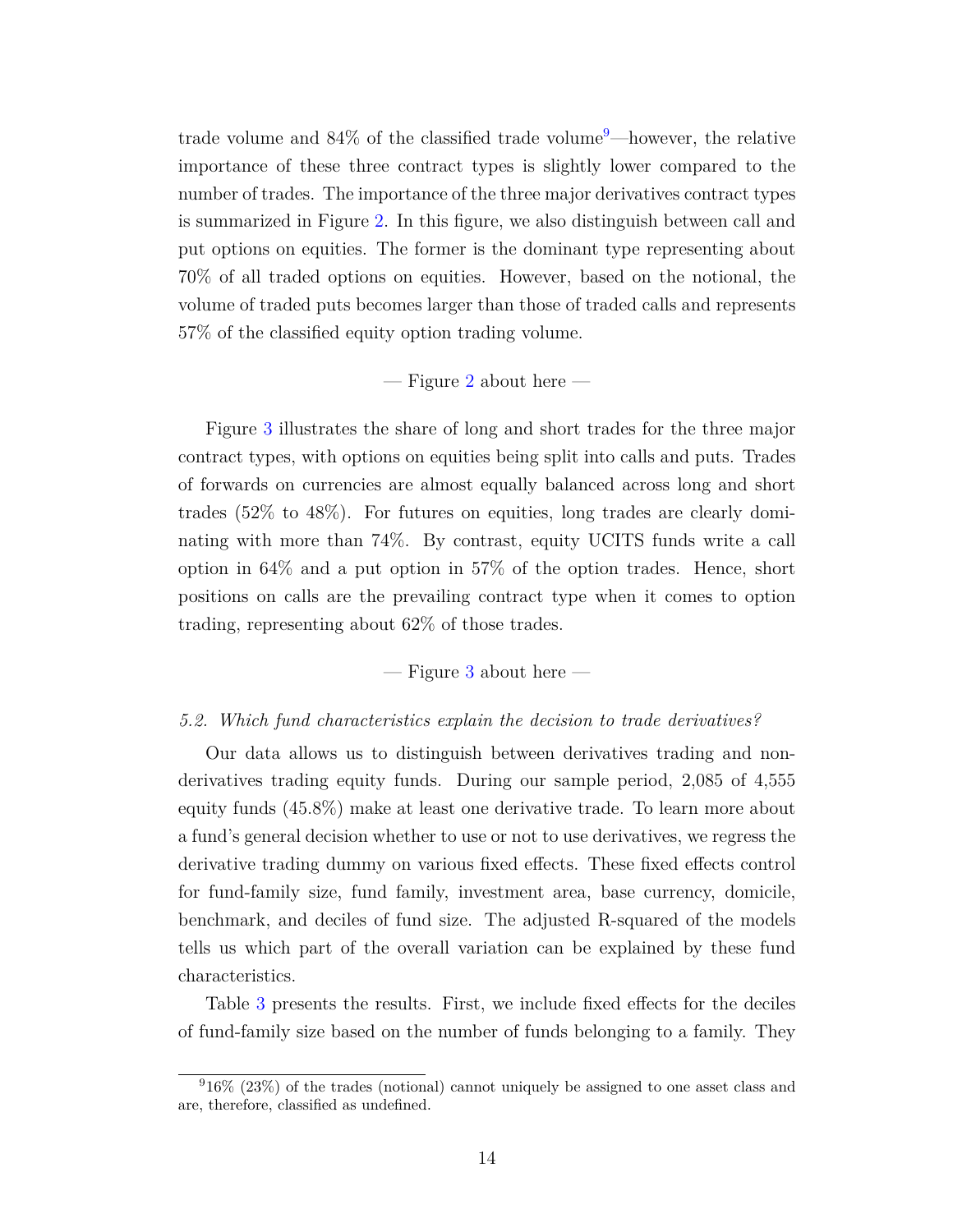trade volume and 84% of the classified trade volume[9]—however, the relative importance of these three contract types is slightly lower compared to the number of trades. The importance of the three major derivatives contract types is summarized in Figure 2. In this figure, we also distinguish between call and put options on equities. The former is the dominant type representing about 70% of all traded options on equities. However, based on the notional, the volume of traded puts becomes larger than those of traded calls and represents 57% of the classified equity option trading volume.

— Figure 2 about here —

Figure 3 illustrates the share of long and short trades for the three major contract types, with options on equities being split into calls and puts. Trades of forwards on currencies are almost equally balanced across long and short trades (52% to 48%). For futures on equities, long trades are clearly dominating with more than 74%. By contrast, equity UCITS funds write a call option in 64% and a put option in 57% of the option trades. Hence, short positions on calls are the prevailing contract type when it comes to option trading, representing about 62% of those trades.

— Figure 3 about here —

### *5.2. Which fund characteristics explain the decision to trade derivatives?*

Our data allows us to distinguish between derivatives trading and non-derivatives trading equity funds. During our sample period, 2,085 of 4,555 equity funds (45.8%) make at least one derivative trade. To learn more about a fund's general decision whether to use or not to use derivatives, we regress the derivative trading dummy on various fixed effects. These fixed effects control for fund-family size, fund family, investment area, base currency, domicile, benchmark, and deciles of fund size. The adjusted R-squared of the models tells us which part of the overall variation can be explained by these fund characteristics.

Table 3 presents the results. First, we include fixed effects for the deciles of fund-family size based on the number of funds belonging to a family. They

[9] 16% (23%) of the trades (notional) cannot uniquely be assigned to one asset class and are, therefore, classified as undefined.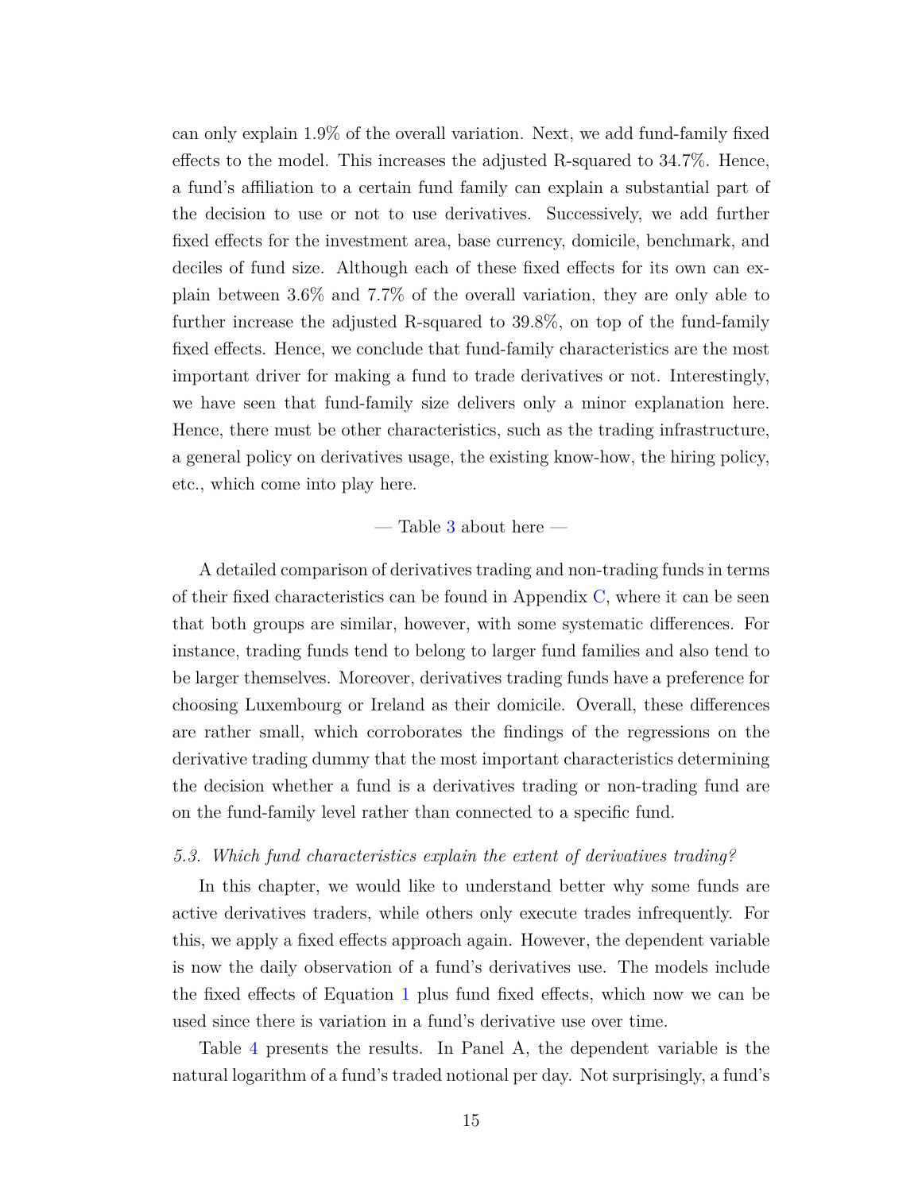can only explain 1.9% of the overall variation. Next, we add fund-family fixed effects to the model. This increases the adjusted R-squared to 34.7%. Hence, a fund's affiliation to a certain fund family can explain a substantial part of the decision to use or not to use derivatives. Successively, we add further fixed effects for the investment area, base currency, domicile, benchmark, and deciles of fund size. Although each of these fixed effects for its own can explain between 3.6% and 7.7% of the overall variation, they are only able to further increase the adjusted R-squared to 39.8%, on top of the fund-family fixed effects. Hence, we conclude that fund-family characteristics are the most important driver for making a fund to trade derivatives or not. Interestingly, we have seen that fund-family size delivers only a minor explanation here. Hence, there must be other characteristics, such as the trading infrastructure, a general policy on derivatives usage, the existing know-how, the hiring policy, etc., which come into play here.

— Table 3 about here —

A detailed comparison of derivatives trading and non-trading funds in terms of their fixed characteristics can be found in Appendix C, where it can be seen that both groups are similar, however, with some systematic differences. For instance, trading funds tend to belong to larger fund families and also tend to be larger themselves. Moreover, derivatives trading funds have a preference for choosing Luxembourg or Ireland as their domicile. Overall, these differences are rather small, which corroborates the findings of the regressions on the derivative trading dummy that the most important characteristics determining the decision whether a fund is a derivatives trading or non-trading fund are on the fund-family level rather than connected to a specific fund.

### *5.3. Which fund characteristics explain the extent of derivatives trading?*

In this chapter, we would like to understand better why some funds are active derivatives traders, while others only execute trades infrequently. For this, we apply a fixed effects approach again. However, the dependent variable is now the daily observation of a fund's derivatives use. The models include the fixed effects of Equation 1 plus fund fixed effects, which now we can be used since there is variation in a fund's derivative use over time.

Table 4 presents the results. In Panel A, the dependent variable is the natural logarithm of a fund's traded notional per day. Not surprisingly, a fund's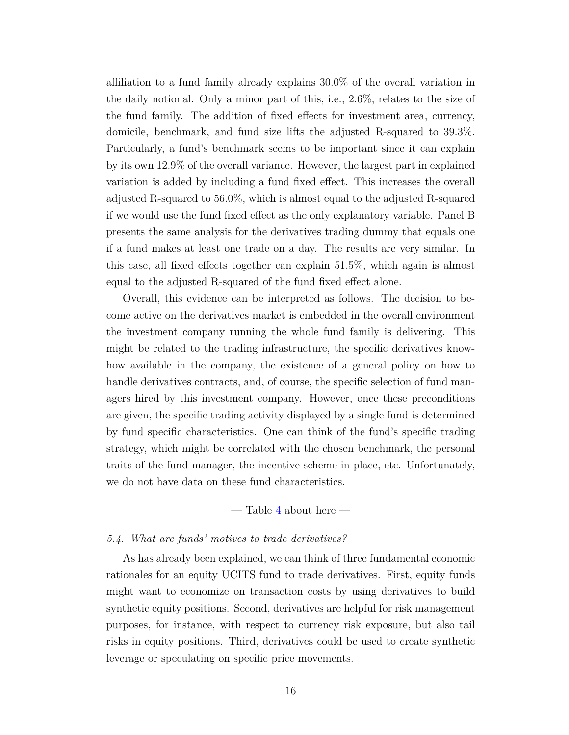affiliation to a fund family already explains 30.0% of the overall variation in the daily notional. Only a minor part of this, i.e., 2.6%, relates to the size of the fund family. The addition of fixed effects for investment area, currency, domicile, benchmark, and fund size lifts the adjusted R-squared to 39.3%. Particularly, a fund's benchmark seems to be important since it can explain by its own 12.9% of the overall variance. However, the largest part in explained variation is added by including a fund fixed effect. This increases the overall adjusted R-squared to 56.0%, which is almost equal to the adjusted R-squared if we would use the fund fixed effect as the only explanatory variable. Panel B presents the same analysis for the derivatives trading dummy that equals one if a fund makes at least one trade on a day. The results are very similar. In this case, all fixed effects together can explain 51.5%, which again is almost equal to the adjusted R-squared of the fund fixed effect alone.

Overall, this evidence can be interpreted as follows. The decision to become active on the derivatives market is embedded in the overall environment the investment company running the whole fund family is delivering. This might be related to the trading infrastructure, the specific derivatives know-how available in the company, the existence of a general policy on how to handle derivatives contracts, and, of course, the specific selection of fund managers hired by this investment company. However, once these preconditions are given, the specific trading activity displayed by a single fund is determined by fund specific characteristics. One can think of the fund's specific trading strategy, which might be correlated with the chosen benchmark, the personal traits of the fund manager, the incentive scheme in place, etc. Unfortunately, we do not have data on these fund characteristics.

— Table 4 about here —

### *5.4. What are funds' motives to trade derivatives?*

As has already been explained, we can think of three fundamental economic rationales for an equity UCITS fund to trade derivatives. First, equity funds might want to economize on transaction costs by using derivatives to build synthetic equity positions. Second, derivatives are helpful for risk management purposes, for instance, with respect to currency risk exposure, but also tail risks in equity positions. Third, derivatives could be used to create synthetic leverage or speculating on specific price movements.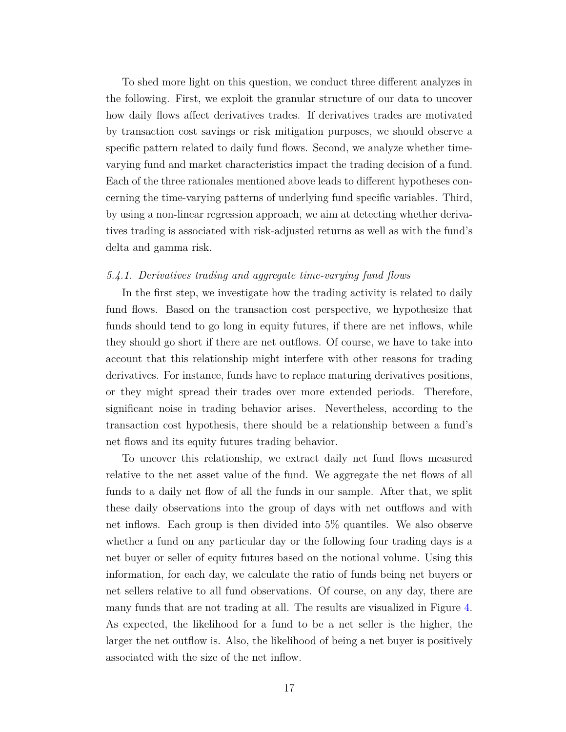To shed more light on this question, we conduct three different analyzes in the following. First, we exploit the granular structure of our data to uncover how daily flows affect derivatives trades. If derivatives trades are motivated by transaction cost savings or risk mitigation purposes, we should observe a specific pattern related to daily fund flows. Second, we analyze whether time-varying fund and market characteristics impact the trading decision of a fund. Each of the three rationales mentioned above leads to different hypotheses concerning the time-varying patterns of underlying fund specific variables. Third, by using a non-linear regression approach, we aim at detecting whether derivatives trading is associated with risk-adjusted returns as well as with the fund's delta and gamma risk.

### *5.4.1. Derivatives trading and aggregate time-varying fund flows*

In the first step, we investigate how the trading activity is related to daily fund flows. Based on the transaction cost perspective, we hypothesize that funds should tend to go long in equity futures, if there are net inflows, while they should go short if there are net outflows. Of course, we have to take into account that this relationship might interfere with other reasons for trading derivatives. For instance, funds have to replace maturing derivatives positions, or they might spread their trades over more extended periods. Therefore, significant noise in trading behavior arises. Nevertheless, according to the transaction cost hypothesis, there should be a relationship between a fund's net flows and its equity futures trading behavior.

To uncover this relationship, we extract daily net fund flows measured relative to the net asset value of the fund. We aggregate the net flows of all funds to a daily net flow of all the funds in our sample. After that, we split these daily observations into the group of days with net outflows and with net inflows. Each group is then divided into 5% quantiles. We also observe whether a fund on any particular day or the following four trading days is a net buyer or seller of equity futures based on the notional volume. Using this information, for each day, we calculate the ratio of funds being net buyers or net sellers relative to all fund observations. Of course, on any day, there are many funds that are not trading at all. The results are visualized in Figure 4. As expected, the likelihood for a fund to be a net seller is the higher, the larger the net outflow is. Also, the likelihood of being a net buyer is positively associated with the size of the net inflow.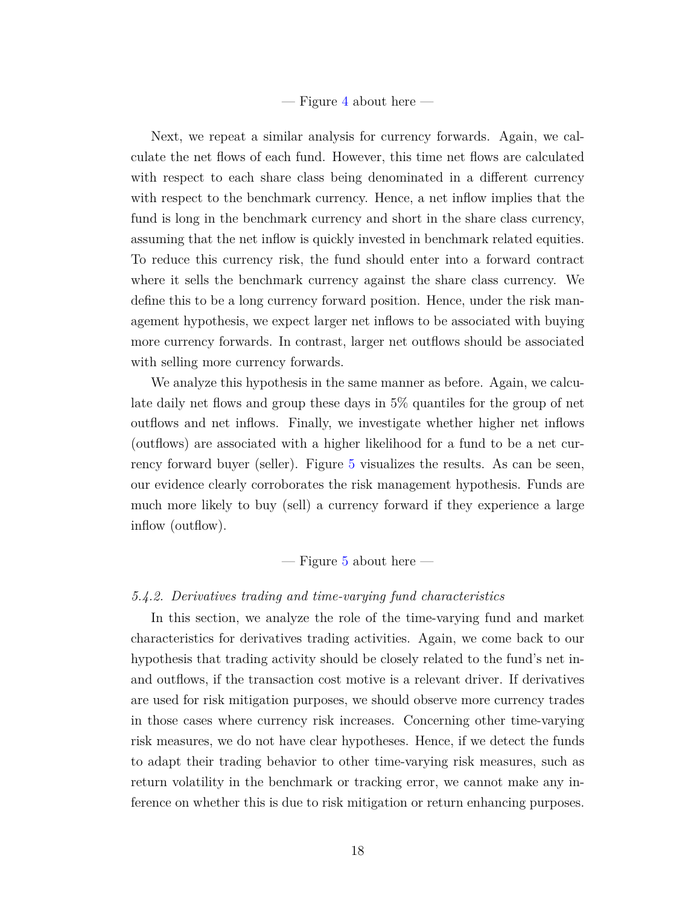— Figure 4 about here —

Next, we repeat a similar analysis for currency forwards. Again, we calculate the net flows of each fund. However, this time net flows are calculated with respect to each share class being denominated in a different currency with respect to the benchmark currency. Hence, a net inflow implies that the fund is long in the benchmark currency and short in the share class currency, assuming that the net inflow is quickly invested in benchmark related equities. To reduce this currency risk, the fund should enter into a forward contract where it sells the benchmark currency against the share class currency. We define this to be a long currency forward position. Hence, under the risk management hypothesis, we expect larger net inflows to be associated with buying more currency forwards. In contrast, larger net outflows should be associated with selling more currency forwards.

We analyze this hypothesis in the same manner as before. Again, we calculate daily net flows and group these days in 5% quantiles for the group of net outflows and net inflows. Finally, we investigate whether higher net inflows (outflows) are associated with a higher likelihood for a fund to be a net currency forward buyer (seller). Figure 5 visualizes the results. As can be seen, our evidence clearly corroborates the risk management hypothesis. Funds are much more likely to buy (sell) a currency forward if they experience a large inflow (outflow).

— Figure 5 about here —

### *5.4.2. Derivatives trading and time-varying fund characteristics*

In this section, we analyze the role of the time-varying fund and market characteristics for derivatives trading activities. Again, we come back to our hypothesis that trading activity should be closely related to the fund's net in- and outflows, if the transaction cost motive is a relevant driver. If derivatives are used for risk mitigation purposes, we should observe more currency trades in those cases where currency risk increases. Concerning other time-varying risk measures, we do not have clear hypotheses. Hence, if we detect the funds to adapt their trading behavior to other time-varying risk measures, such as return volatility in the benchmark or tracking error, we cannot make any inference on whether this is due to risk mitigation or return enhancing purposes.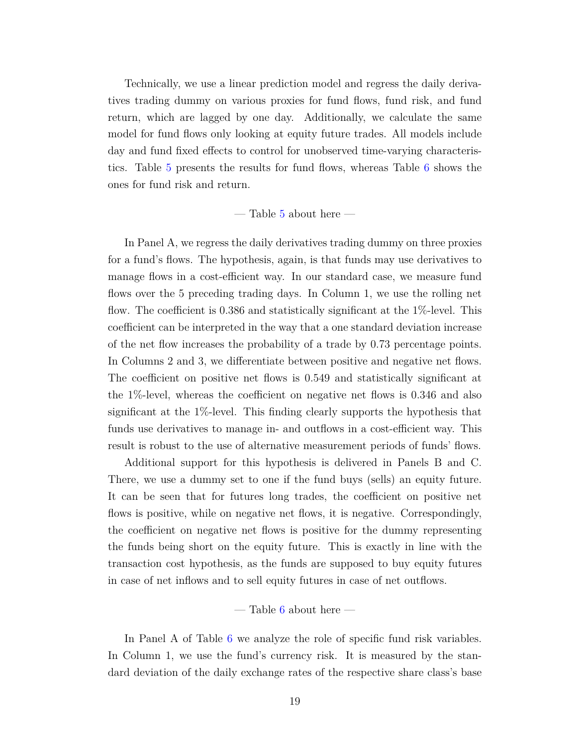Technically, we use a linear prediction model and regress the daily derivatives trading dummy on various proxies for fund flows, fund risk, and fund return, which are lagged by one day. Additionally, we calculate the same model for fund flows only looking at equity future trades. All models include day and fund fixed effects to control for unobserved time-varying characteristics. Table 5 presents the results for fund flows, whereas Table 6 shows the ones for fund risk and return.

— Table 5 about here —

In Panel A, we regress the daily derivatives trading dummy on three proxies for a fund's flows. The hypothesis, again, is that funds may use derivatives to manage flows in a cost-efficient way. In our standard case, we measure fund flows over the 5 preceding trading days. In Column 1, we use the rolling net flow. The coefficient is 0.386 and statistically significant at the 1%-level. This coefficient can be interpreted in the way that a one standard deviation increase of the net flow increases the probability of a trade by 0.73 percentage points. In Columns 2 and 3, we differentiate between positive and negative net flows. The coefficient on positive net flows is 0.549 and statistically significant at the 1%-level, whereas the coefficient on negative net flows is 0.346 and also significant at the 1%-level. This finding clearly supports the hypothesis that funds use derivatives to manage in- and outflows in a cost-efficient way. This result is robust to the use of alternative measurement periods of funds' flows.

Additional support for this hypothesis is delivered in Panels B and C. There, we use a dummy set to one if the fund buys (sells) an equity future. It can be seen that for futures long trades, the coefficient on positive net flows is positive, while on negative net flows, it is negative. Correspondingly, the coefficient on negative net flows is positive for the dummy representing the funds being short on the equity future. This is exactly in line with the transaction cost hypothesis, as the funds are supposed to buy equity futures in case of net inflows and to sell equity futures in case of net outflows.

— Table 6 about here —

In Panel A of Table 6 we analyze the role of specific fund risk variables. In Column 1, we use the fund's currency risk. It is measured by the standard deviation of the daily exchange rates of the respective share class's base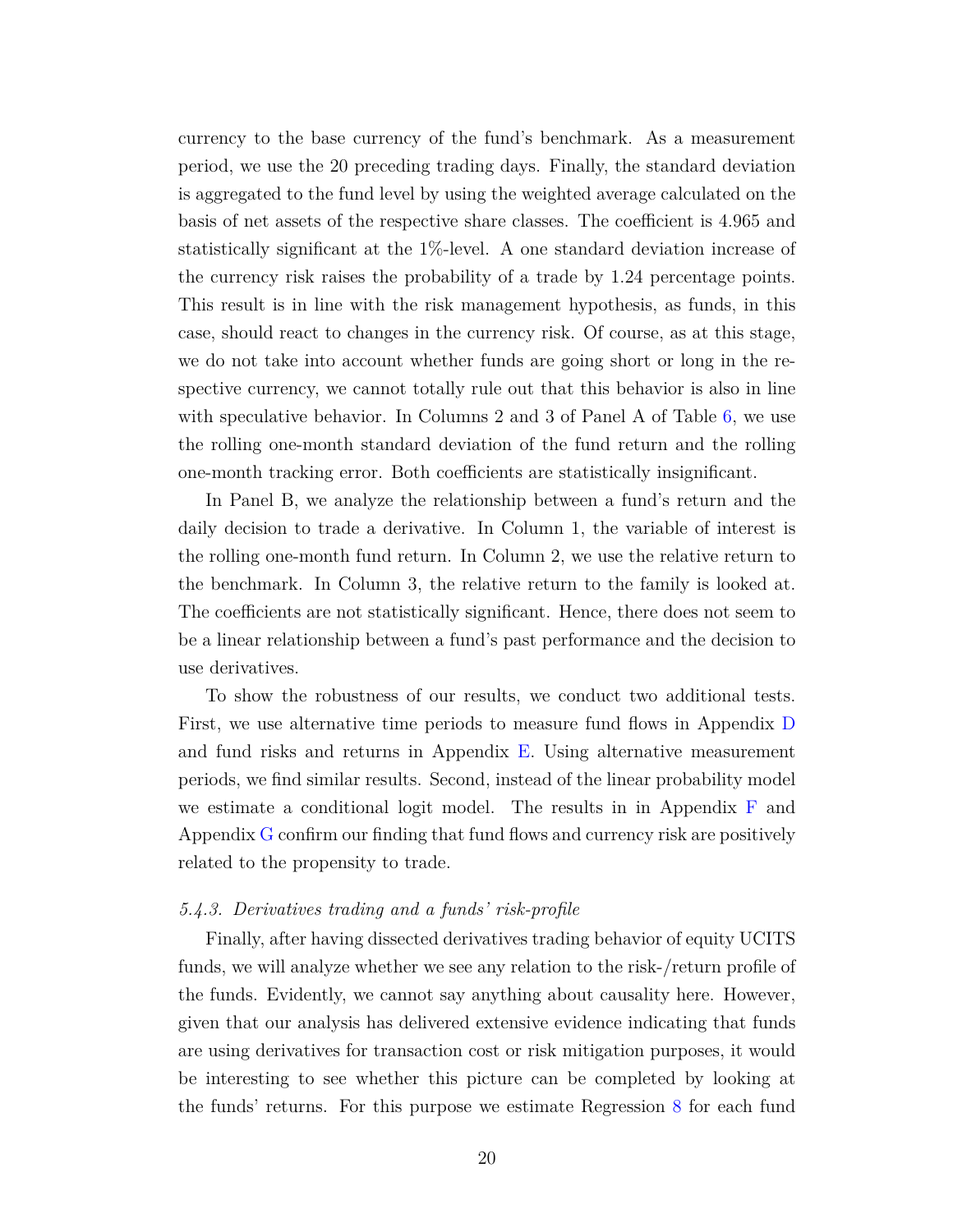currency to the base currency of the fund's benchmark. As a measurement period, we use the 20 preceding trading days. Finally, the standard deviation is aggregated to the fund level by using the weighted average calculated on the basis of net assets of the respective share classes. The coefficient is 4.965 and statistically significant at the 1%-level. A one standard deviation increase of the currency risk raises the probability of a trade by 1.24 percentage points. This result is in line with the risk management hypothesis, as funds, in this case, should react to changes in the currency risk. Of course, as at this stage, we do not take into account whether funds are going short or long in the respective currency, we cannot totally rule out that this behavior is also in line with speculative behavior. In Columns 2 and 3 of Panel A of Table 6, we use the rolling one-month standard deviation of the fund return and the rolling one-month tracking error. Both coefficients are statistically insignificant.

In Panel B, we analyze the relationship between a fund's return and the daily decision to trade a derivative. In Column 1, the variable of interest is the rolling one-month fund return. In Column 2, we use the relative return to the benchmark. In Column 3, the relative return to the family is looked at. The coefficients are not statistically significant. Hence, there does not seem to be a linear relationship between a fund's past performance and the decision to use derivatives.

To show the robustness of our results, we conduct two additional tests. First, we use alternative time periods to measure fund flows in Appendix D and fund risks and returns in Appendix E. Using alternative measurement periods, we find similar results. Second, instead of the linear probability model we estimate a conditional logit model. The results in in Appendix F and Appendix G confirm our finding that fund flows and currency risk are positively related to the propensity to trade.

### *5.4.3. Derivatives trading and a funds' risk-profile*

Finally, after having dissected derivatives trading behavior of equity UCITS funds, we will analyze whether we see any relation to the risk-/return profile of the funds. Evidently, we cannot say anything about causality here. However, given that our analysis has delivered extensive evidence indicating that funds are using derivatives for transaction cost or risk mitigation purposes, it would be interesting to see whether this picture can be completed by looking at the funds' returns. For this purpose we estimate Regression 8 for each fund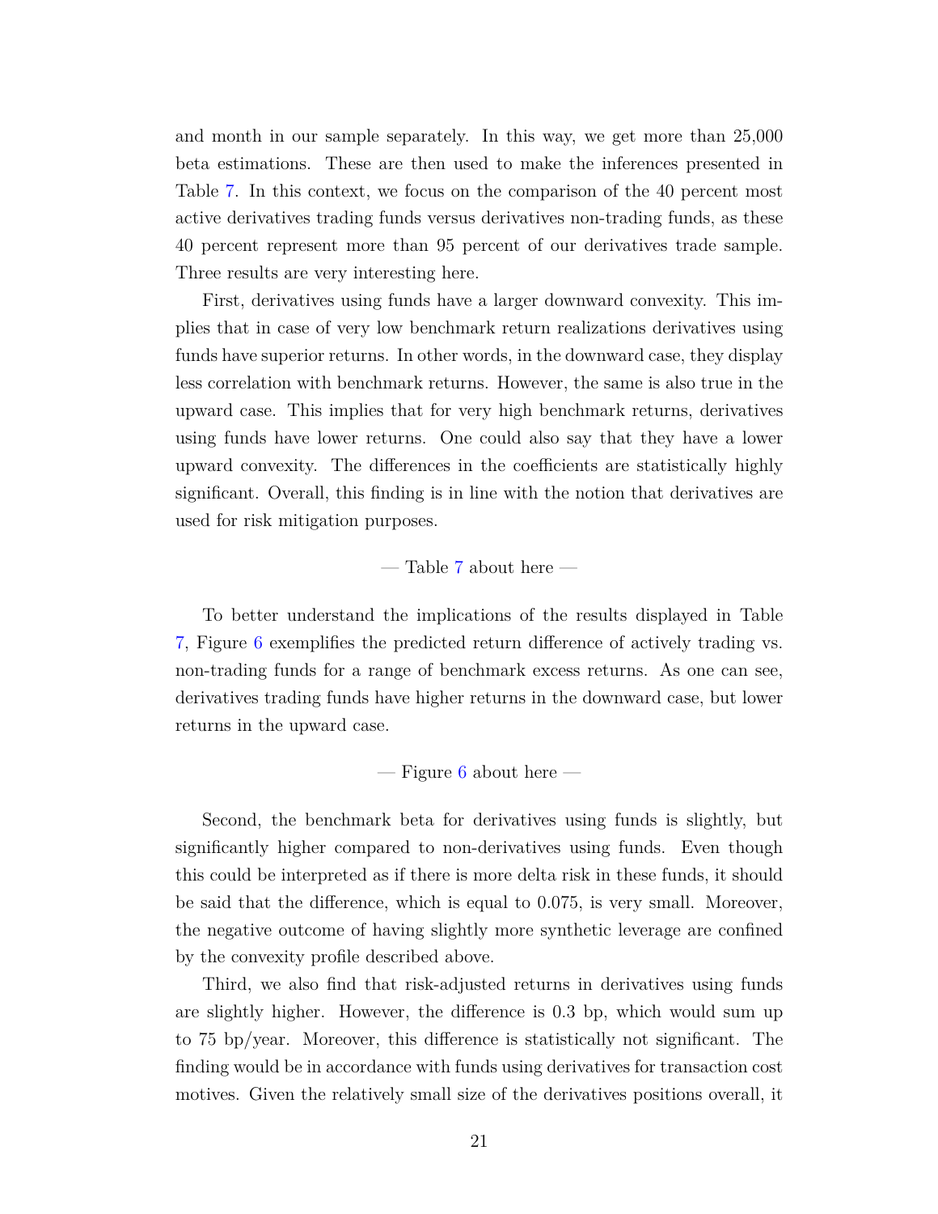and month in our sample separately. In this way, we get more than 25,000 beta estimations. These are then used to make the inferences presented in Table 7. In this context, we focus on the comparison of the 40 percent most active derivatives trading funds versus derivatives non-trading funds, as these 40 percent represent more than 95 percent of our derivatives trade sample. Three results are very interesting here.

First, derivatives using funds have a larger downward convexity. This implies that in case of very low benchmark return realizations derivatives using funds have superior returns. In other words, in the downward case, they display less correlation with benchmark returns. However, the same is also true in the upward case. This implies that for very high benchmark returns, derivatives using funds have lower returns. One could also say that they have a lower upward convexity. The differences in the coefficients are statistically highly significant. Overall, this finding is in line with the notion that derivatives are used for risk mitigation purposes.

— Table 7 about here —

To better understand the implications of the results displayed in Table 7, Figure 6 exemplifies the predicted return difference of actively trading vs. non-trading funds for a range of benchmark excess returns. As one can see, derivatives trading funds have higher returns in the downward case, but lower returns in the upward case.

— Figure 6 about here —

Second, the benchmark beta for derivatives using funds is slightly, but significantly higher compared to non-derivatives using funds. Even though this could be interpreted as if there is more delta risk in these funds, it should be said that the difference, which is equal to 0.075, is very small. Moreover, the negative outcome of having slightly more synthetic leverage are confined by the convexity profile described above.

Third, we also find that risk-adjusted returns in derivatives using funds are slightly higher. However, the difference is 0.3 bp, which would sum up to 75 bp/year. Moreover, this difference is statistically not significant. The finding would be in accordance with funds using derivatives for transaction cost motives. Given the relatively small size of the derivatives positions overall, it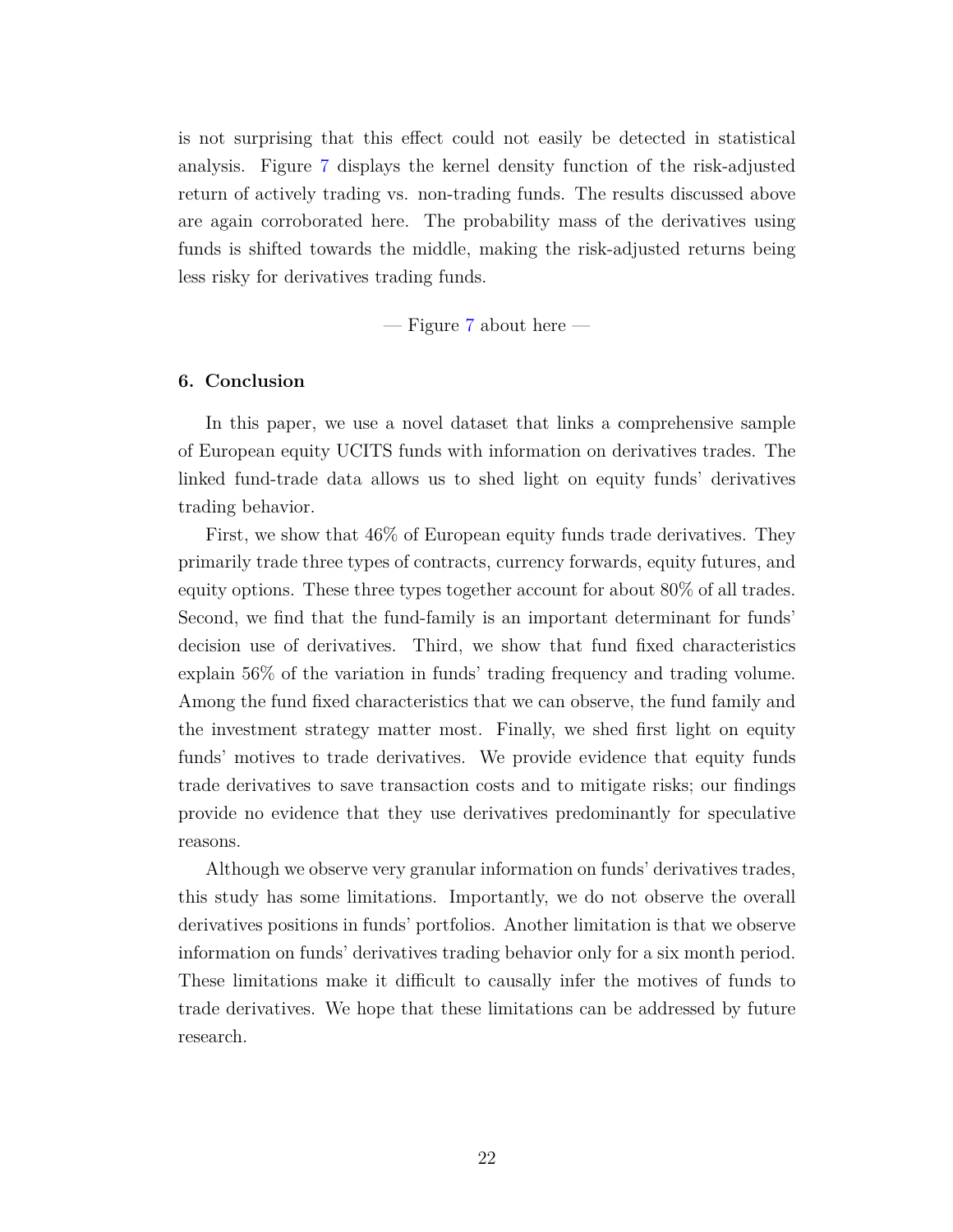is not surprising that this effect could not easily be detected in statistical analysis. Figure 7 displays the kernel density function of the risk-adjusted return of actively trading vs. non-trading funds. The results discussed above are again corroborated here. The probability mass of the derivatives using funds is shifted towards the middle, making the risk-adjusted returns being less risky for derivatives trading funds.

— Figure 7 about here —

## 6. Conclusion

In this paper, we use a novel dataset that links a comprehensive sample of European equity UCITS funds with information on derivatives trades. The linked fund-trade data allows us to shed light on equity funds' derivatives trading behavior.

First, we show that 46% of European equity funds trade derivatives. They primarily trade three types of contracts, currency forwards, equity futures, and equity options. These three types together account for about 80% of all trades. Second, we find that the fund-family is an important determinant for funds' decision use of derivatives. Third, we show that fund fixed characteristics explain 56% of the variation in funds' trading frequency and trading volume. Among the fund fixed characteristics that we can observe, the fund family and the investment strategy matter most. Finally, we shed first light on equity funds' motives to trade derivatives. We provide evidence that equity funds trade derivatives to save transaction costs and to mitigate risks; our findings provide no evidence that they use derivatives predominantly for speculative reasons.

Although we observe very granular information on funds' derivatives trades, this study has some limitations. Importantly, we do not observe the overall derivatives positions in funds' portfolios. Another limitation is that we observe information on funds' derivatives trading behavior only for a six month period. These limitations make it difficult to causally infer the motives of funds to trade derivatives. We hope that these limitations can be addressed by future research.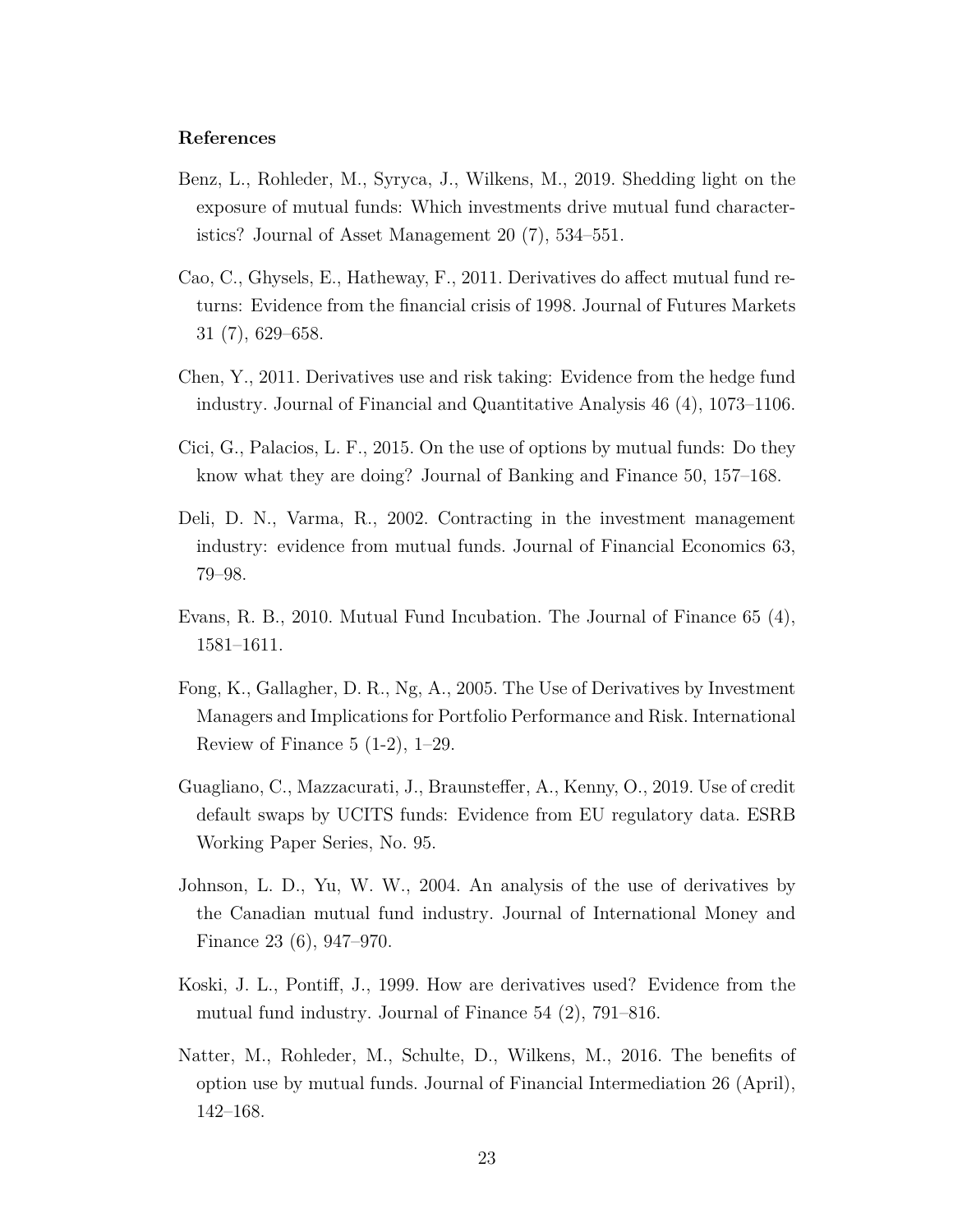**References**

Benz, L., Rohleder, M., Syryca, J., Wilkens, M., 2019. Shedding light on the exposure of mutual funds: Which investments drive mutual fund characteristics? Journal of Asset Management 20 (7), 534–551.

Cao, C., Ghysels, E., Hatheway, F., 2011. Derivatives do affect mutual fund returns: Evidence from the financial crisis of 1998. Journal of Futures Markets 31 (7), 629–658.

Chen, Y., 2011. Derivatives use and risk taking: Evidence from the hedge fund industry. Journal of Financial and Quantitative Analysis 46 (4), 1073–1106.

Cici, G., Palacios, L. F., 2015. On the use of options by mutual funds: Do they know what they are doing? Journal of Banking and Finance 50, 157–168.

Deli, D. N., Varma, R., 2002. Contracting in the investment management industry: evidence from mutual funds. Journal of Financial Economics 63, 79–98.

Evans, R. B., 2010. Mutual Fund Incubation. The Journal of Finance 65 (4), 1581–1611.

Fong, K., Gallagher, D. R., Ng, A., 2005. The Use of Derivatives by Investment Managers and Implications for Portfolio Performance and Risk. International Review of Finance 5 (1-2), 1–29.

Guagliano, C., Mazzacurati, J., Braunsteffer, A., Kenny, O., 2019. Use of credit default swaps by UCITS funds: Evidence from EU regulatory data. ESRB Working Paper Series, No. 95.

Johnson, L. D., Yu, W. W., 2004. An analysis of the use of derivatives by the Canadian mutual fund industry. Journal of International Money and Finance 23 (6), 947–970.

Koski, J. L., Pontiff, J., 1999. How are derivatives used? Evidence from the mutual fund industry. Journal of Finance 54 (2), 791–816.

Natter, M., Rohleder, M., Schulte, D., Wilkens, M., 2016. The benefits of option use by mutual funds. Journal of Financial Intermediation 26 (April), 142–168.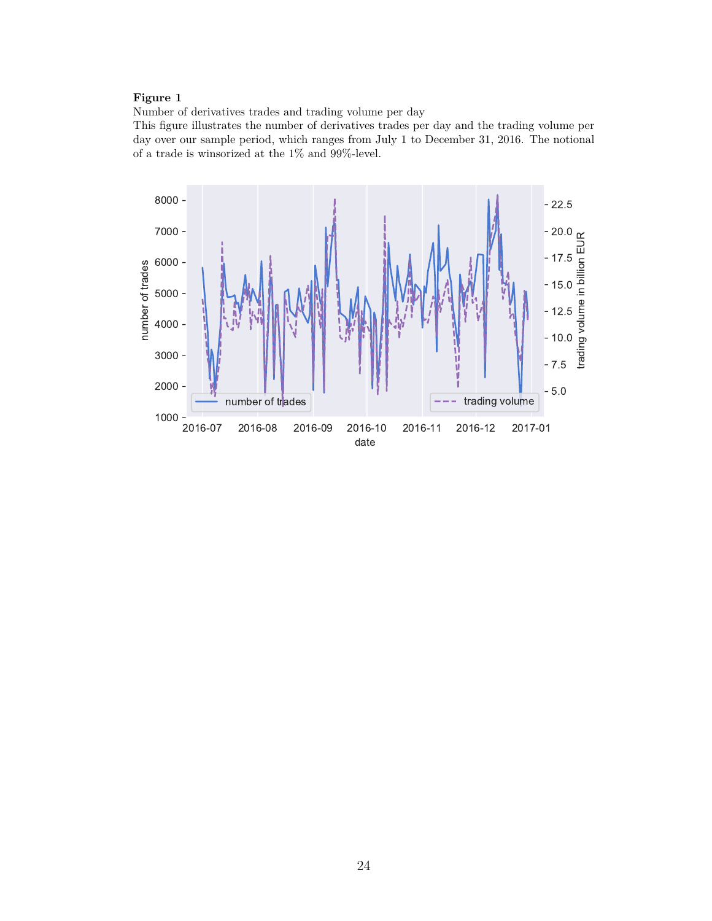**Figure 1**

Number of derivatives trades and trading volume per day

This figure illustrates the number of derivatives trades per day and the trading volume per day over our sample period, which ranges from July 1 to December 31, 2016. The notional of a trade is winsorized at the 1% and 99%-level.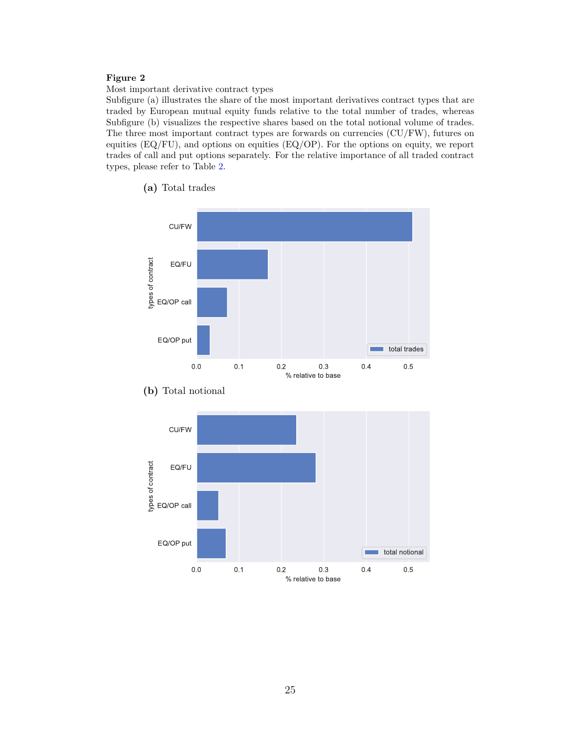**Figure 2**

Most important derivative contract types

Subfigure (a) illustrates the share of the most important derivatives contract types that are traded by European mutual equity funds relative to the total number of trades, whereas Subfigure (b) visualizes the respective shares based on the total notional volume of trades. The three most important contract types are forwards on currencies (CU/FW), futures on equities (EQ/FU), and options on equities (EQ/OP). For the options on equity, we report trades of call and put options separately. For the relative importance of all traded contract types, please refer to Table 2.

**(a)** Total trades

**(b)** Total notional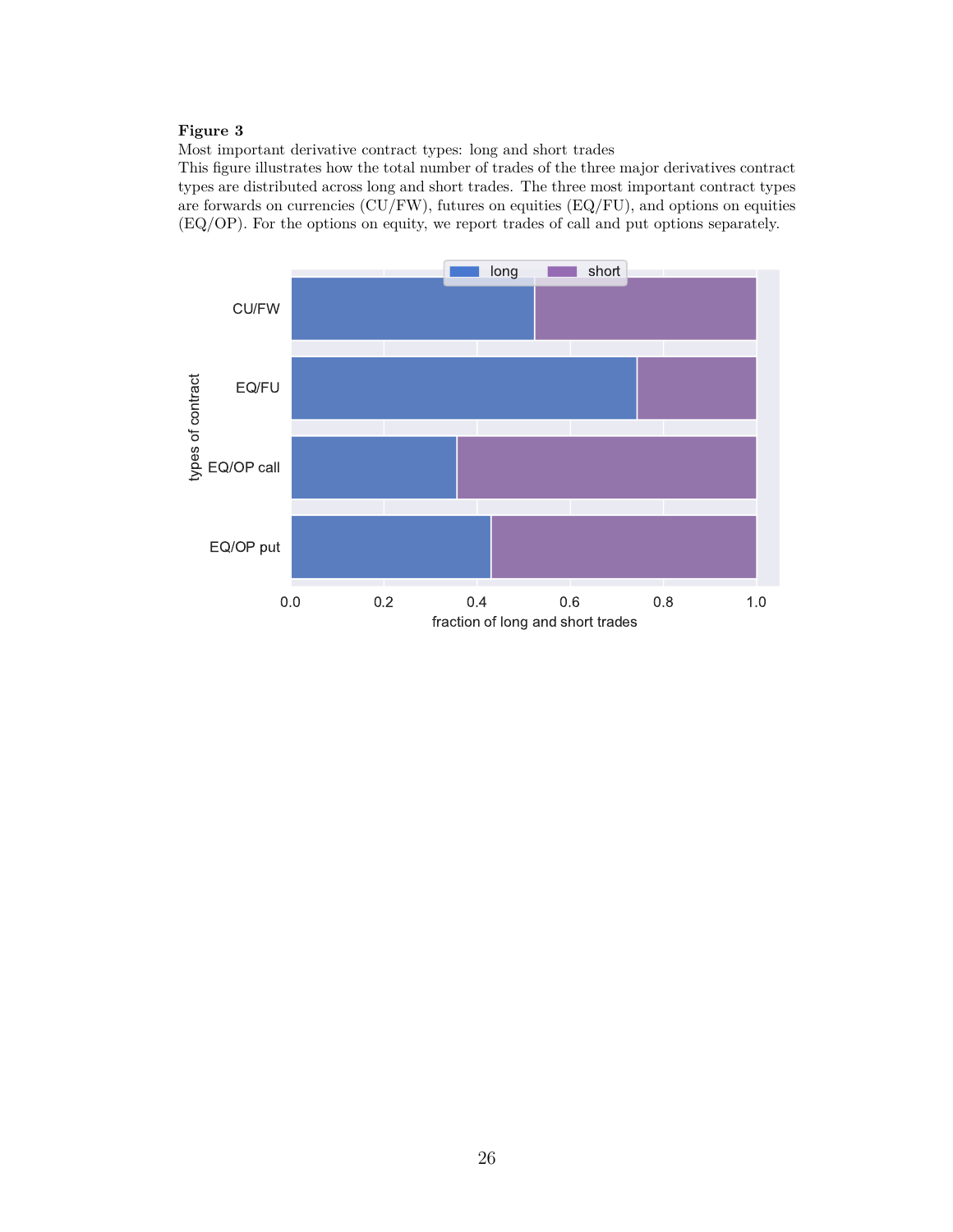**Figure 3**

Most important derivative contract types: long and short trades

This figure illustrates how the total number of trades of the three major derivatives contract types are distributed across long and short trades. The three most important contract types are forwards on currencies (CU/FW), futures on equities (EQ/FU), and options on equities (EQ/OP). For the options on equity, we report trades of call and put options separately.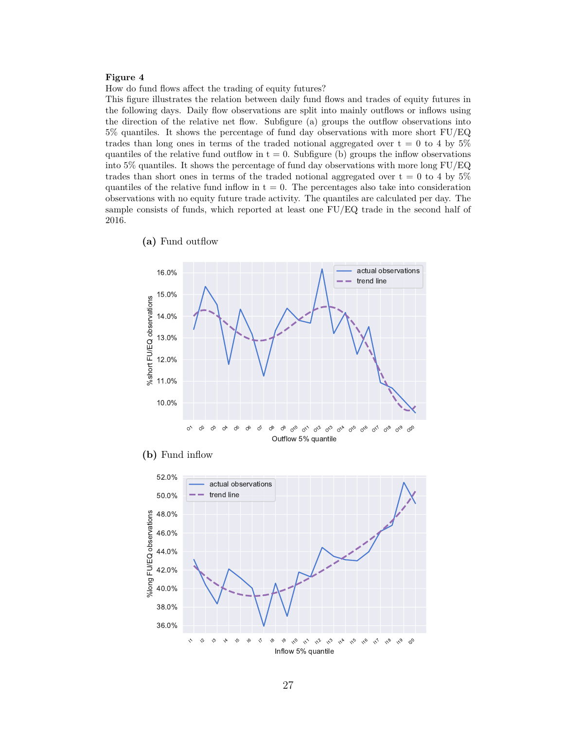**Figure 4**

How do fund flows affect the trading of equity futures?

This figure illustrates the relation between daily fund flows and trades of equity futures in the following days. Daily flow observations are split into mainly outflows or inflows using the direction of the relative net flow. Subfigure (a) groups the outflow observations into 5% quantiles. It shows the percentage of fund day observations with more short FU/EQ trades than long ones in terms of the traded notional aggregated over t = 0 to 4 by 5% quantiles of the relative fund outflow in t = 0. Subfigure (b) groups the inflow observations into 5% quantiles. It shows the percentage of fund day observations with more long FU/EQ trades than short ones in terms of the traded notional aggregated over t = 0 to 4 by 5% quantiles of the relative fund inflow in t = 0. The percentages also take into consideration observations with no equity future trade activity. The quantiles are calculated per day. The sample consists of funds, which reported at least one FU/EQ trade in the second half of 2016.

**(a)** Fund outflow

**(b)** Fund inflow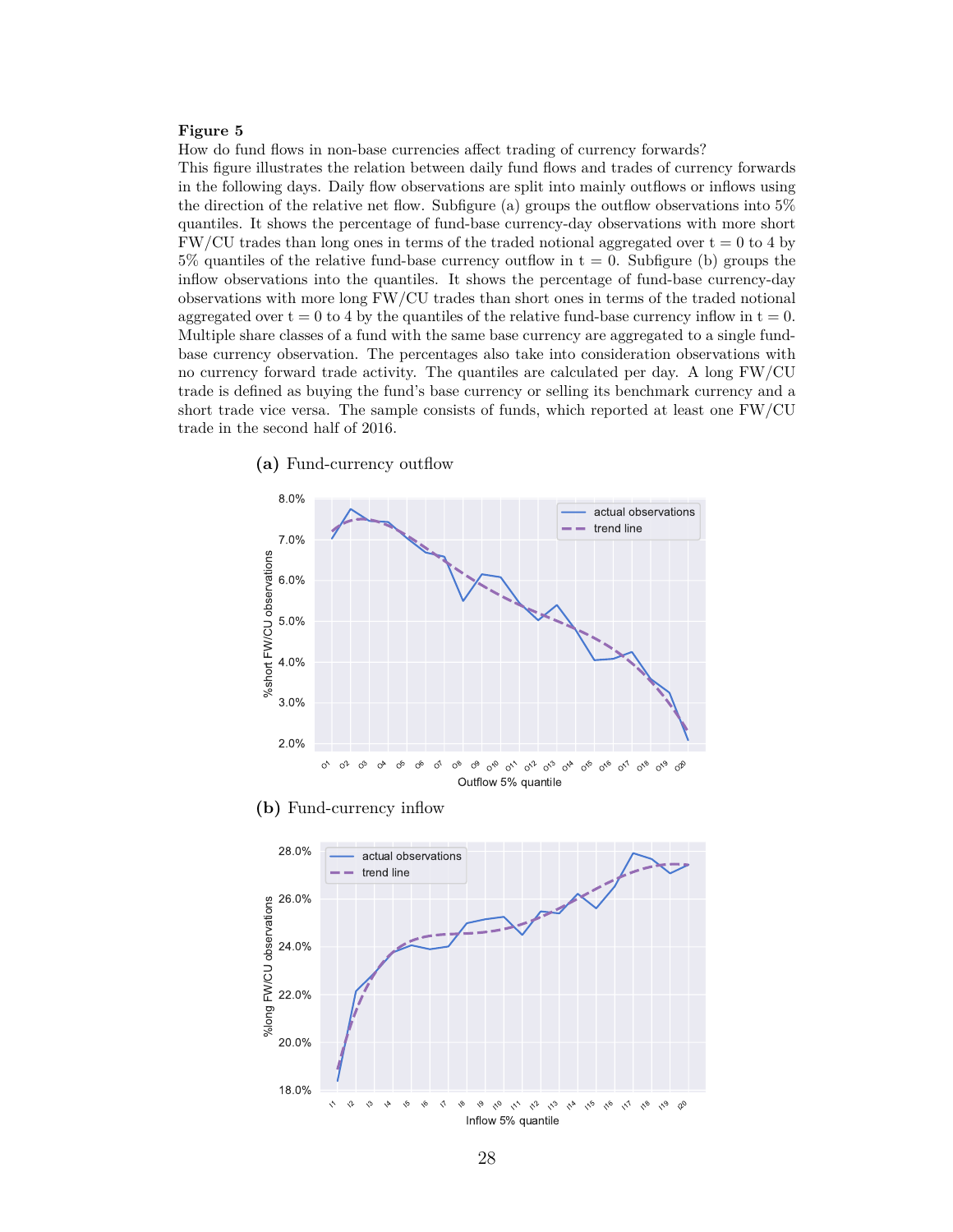**Figure 5**

How do fund flows in non-base currencies affect trading of currency forwards?

This figure illustrates the relation between daily fund flows and trades of currency forwards in the following days. Daily flow observations are split into mainly outflows or inflows using the direction of the relative net flow. Subfigure (a) groups the outflow observations into 5% quantiles. It shows the percentage of fund-base currency-day observations with more short FW/CU trades than long ones in terms of the traded notional aggregated over t = 0 to 4 by 5% quantiles of the relative fund-base currency outflow in t = 0. Subfigure (b) groups the inflow observations into the quantiles. It shows the percentage of fund-base currency-day observations with more long FW/CU trades than short ones in terms of the traded notional aggregated over t = 0 to 4 by the quantiles of the relative fund-base currency inflow in t = 0. Multiple share classes of a fund with the same base currency are aggregated to a single fund-base currency observation. The percentages also take into consideration observations with no currency forward trade activity. The quantiles are calculated per day. A long FW/CU trade is defined as buying the fund's base currency or selling its benchmark currency and a short trade vice versa. The sample consists of funds, which reported at least one FW/CU trade in the second half of 2016.

**(a)** Fund-currency outflow

**(b)** Fund-currency inflow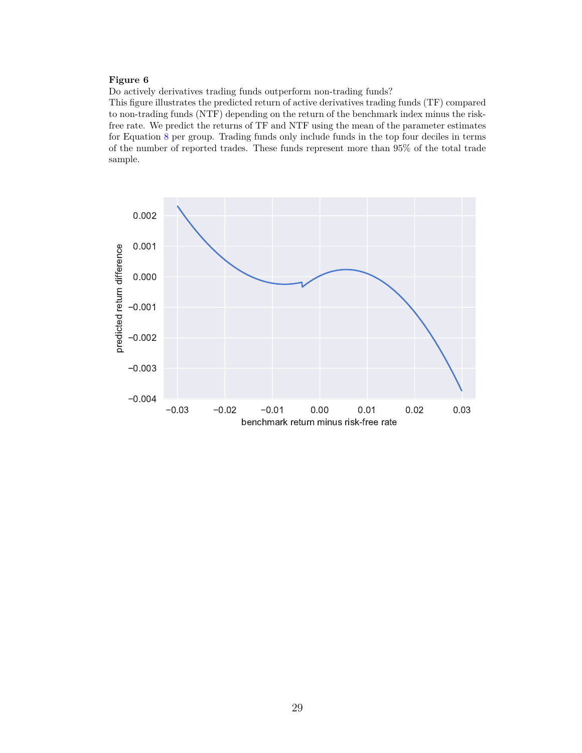**Figure 6**

Do actively derivatives trading funds outperform non-trading funds?

This figure illustrates the predicted return of active derivatives trading funds (TF) compared to non-trading funds (NTF) depending on the return of the benchmark index minus the risk-free rate. We predict the returns of TF and NTF using the mean of the parameter estimates for Equation 8 per group. Trading funds only include funds in the top four deciles in terms of the number of reported trades. These funds represent more than 95% of the total trade sample.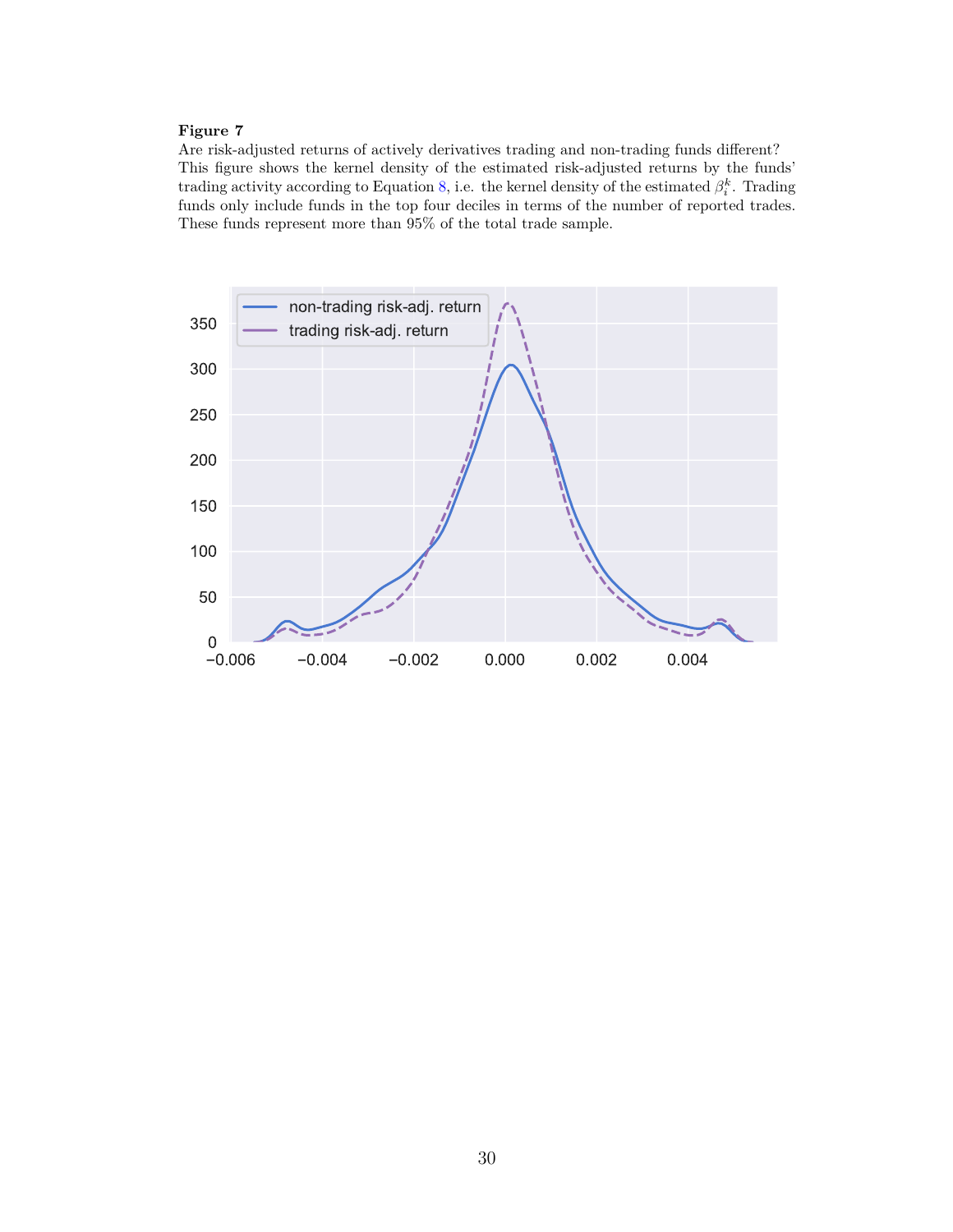**Figure 7**

Are risk-adjusted returns of actively derivatives trading and non-trading funds different? This figure shows the kernel density of the estimated risk-adjusted returns by the funds' trading activity according to Equation 8, i.e. the kernel density of the estimated $\beta_i^k$. Trading funds only include funds in the top four deciles in terms of the number of reported trades. These funds represent more than 95% of the total trade sample.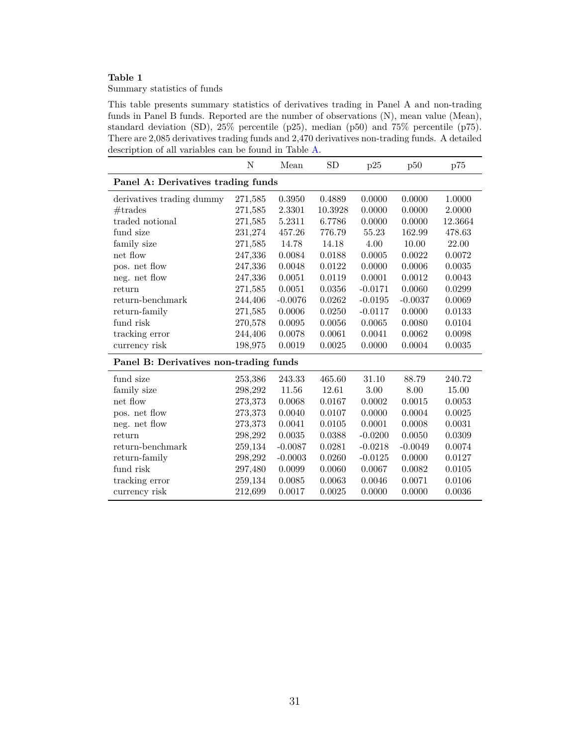**Table 1**

Summary statistics of funds

This table presents summary statistics of derivatives trading in Panel A and non-trading funds in Panel B funds. Reported are the number of observations (N), mean value (Mean), standard deviation (SD), 25% percentile (p25), median (p50) and 75% percentile (p75). There are 2,085 derivatives trading funds and 2,470 derivatives non-trading funds. A detailed description of all variables can be found in Table A.

| | N | Mean | SD | p25 | p50 | p75 |
|---|---|---|---|---|---|---|
| **Panel A: Derivatives trading funds** | | | | | | |
| derivatives trading dummy | 271,585 | 0.3950 | 0.4889 | 0.0000 | 0.0000 | 1.0000 |
| #trades | 271,585 | 2.3301 | 10.3928 | 0.0000 | 0.0000 | 2.0000 |
| traded notional | 271,585 | 5.2311 | 6.7786 | 0.0000 | 0.0000 | 12.3664 |
| fund size | 231,274 | 457.26 | 776.79 | 55.23 | 162.99 | 478.63 |
| family size | 271,585 | 14.78 | 14.18 | 4.00 | 10.00 | 22.00 |
| net flow | 247,336 | 0.0084 | 0.0188 | 0.0005 | 0.0022 | 0.0072 |
| pos. net flow | 247,336 | 0.0048 | 0.0122 | 0.0000 | 0.0006 | 0.0035 |
| neg. net flow | 247,336 | 0.0051 | 0.0119 | 0.0001 | 0.0012 | 0.0043 |
| return | 271,585 | 0.0051 | 0.0356 | -0.0171 | 0.0060 | 0.0299 |
| return-benchmark | 244,406 | -0.0076 | 0.0262 | -0.0195 | -0.0037 | 0.0069 |
| return-family | 271,585 | 0.0006 | 0.0250 | -0.0117 | 0.0000 | 0.0133 |
| fund risk | 270,578 | 0.0095 | 0.0056 | 0.0065 | 0.0080 | 0.0104 |
| tracking error | 244,406 | 0.0078 | 0.0061 | 0.0041 | 0.0062 | 0.0098 |
| currency risk | 198,975 | 0.0019 | 0.0025 | 0.0000 | 0.0004 | 0.0035 |
| **Panel B: Derivatives non-trading funds** | | | | | | |
| fund size | 253,386 | 243.33 | 465.60 | 31.10 | 88.79 | 240.72 |
| family size | 298,292 | 11.56 | 12.61 | 3.00 | 8.00 | 15.00 |
| net flow | 273,373 | 0.0068 | 0.0167 | 0.0002 | 0.0015 | 0.0053 |
| pos. net flow | 273,373 | 0.0040 | 0.0107 | 0.0000 | 0.0004 | 0.0025 |
| neg. net flow | 273,373 | 0.0041 | 0.0105 | 0.0001 | 0.0008 | 0.0031 |
| return | 298,292 | 0.0035 | 0.0388 | -0.0200 | 0.0050 | 0.0309 |
| return-benchmark | 259,134 | -0.0087 | 0.0281 | -0.0218 | -0.0049 | 0.0074 |
| return-family | 298,292 | -0.0003 | 0.0260 | -0.0125 | 0.0000 | 0.0127 |
| fund risk | 297,480 | 0.0099 | 0.0060 | 0.0067 | 0.0082 | 0.0105 |
| tracking error | 259,134 | 0.0085 | 0.0063 | 0.0046 | 0.0071 | 0.0106 |
| currency risk | 212,699 | 0.0017 | 0.0025 | 0.0000 | 0.0000 | 0.0036 |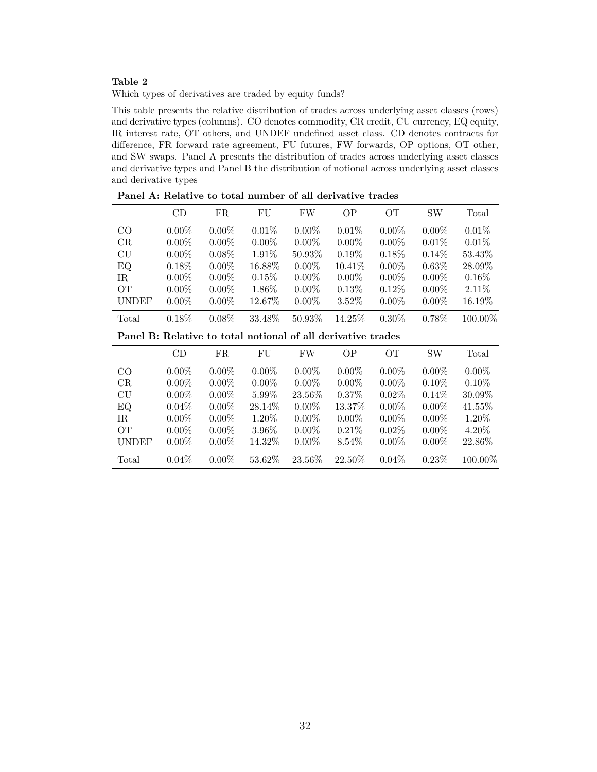**Table 2**

Which types of derivatives are traded by equity funds?

This table presents the relative distribution of trades across underlying asset classes (rows) and derivative types (columns). CO denotes commodity, CR credit, CU currency, EQ equity, IR interest rate, OT others, and UNDEF undefined asset class. CD denotes contracts for difference, FR forward rate agreement, FU futures, FW forwards, OP options, OT other, and SW swaps. Panel A presents the distribution of trades across underlying asset classes and derivative types and Panel B the distribution of notional across underlying asset classes and derivative types

**Panel A: Relative to total number of all derivative trades**

| | CD | FR | FU | FW | OP | OT | SW | Total |
|---|---|---|---|---|---|---|---|---|
| CO | 0.00% | 0.00% | 0.01% | 0.00% | 0.01% | 0.00% | 0.00% | 0.01% |
| CR | 0.00% | 0.00% | 0.00% | 0.00% | 0.00% | 0.00% | 0.01% | 0.01% |
| CU | 0.00% | 0.08% | 1.91% | 50.93% | 0.19% | 0.18% | 0.14% | 53.43% |
| EQ | 0.18% | 0.00% | 16.88% | 0.00% | 10.41% | 0.00% | 0.63% | 28.09% |
| IR | 0.00% | 0.00% | 0.15% | 0.00% | 0.00% | 0.00% | 0.00% | 0.16% |
| OT | 0.00% | 0.00% | 1.86% | 0.00% | 0.13% | 0.12% | 0.00% | 2.11% |
| UNDEF | 0.00% | 0.00% | 12.67% | 0.00% | 3.52% | 0.00% | 0.00% | 16.19% |
| Total | 0.18% | 0.08% | 33.48% | 50.93% | 14.25% | 0.30% | 0.78% | 100.00% |

**Panel B: Relative to total notional of all derivative trades**

| | CD | FR | FU | FW | OP | OT | SW | Total |
|---|---|---|---|---|---|---|---|---|
| CO | 0.00% | 0.00% | 0.00% | 0.00% | 0.00% | 0.00% | 0.00% | 0.00% |
| CR | 0.00% | 0.00% | 0.00% | 0.00% | 0.00% | 0.00% | 0.10% | 0.10% |
| CU | 0.00% | 0.00% | 5.99% | 23.56% | 0.37% | 0.02% | 0.14% | 30.09% |
| EQ | 0.04% | 0.00% | 28.14% | 0.00% | 13.37% | 0.00% | 0.00% | 41.55% |
| IR | 0.00% | 0.00% | 1.20% | 0.00% | 0.00% | 0.00% | 0.00% | 1.20% |
| OT | 0.00% | 0.00% | 3.96% | 0.00% | 0.21% | 0.02% | 0.00% | 4.20% |
| UNDEF | 0.00% | 0.00% | 14.32% | 0.00% | 8.54% | 0.00% | 0.00% | 22.86% |
| Total | 0.04% | 0.00% | 53.62% | 23.56% | 22.50% | 0.04% | 0.23% | 100.00% |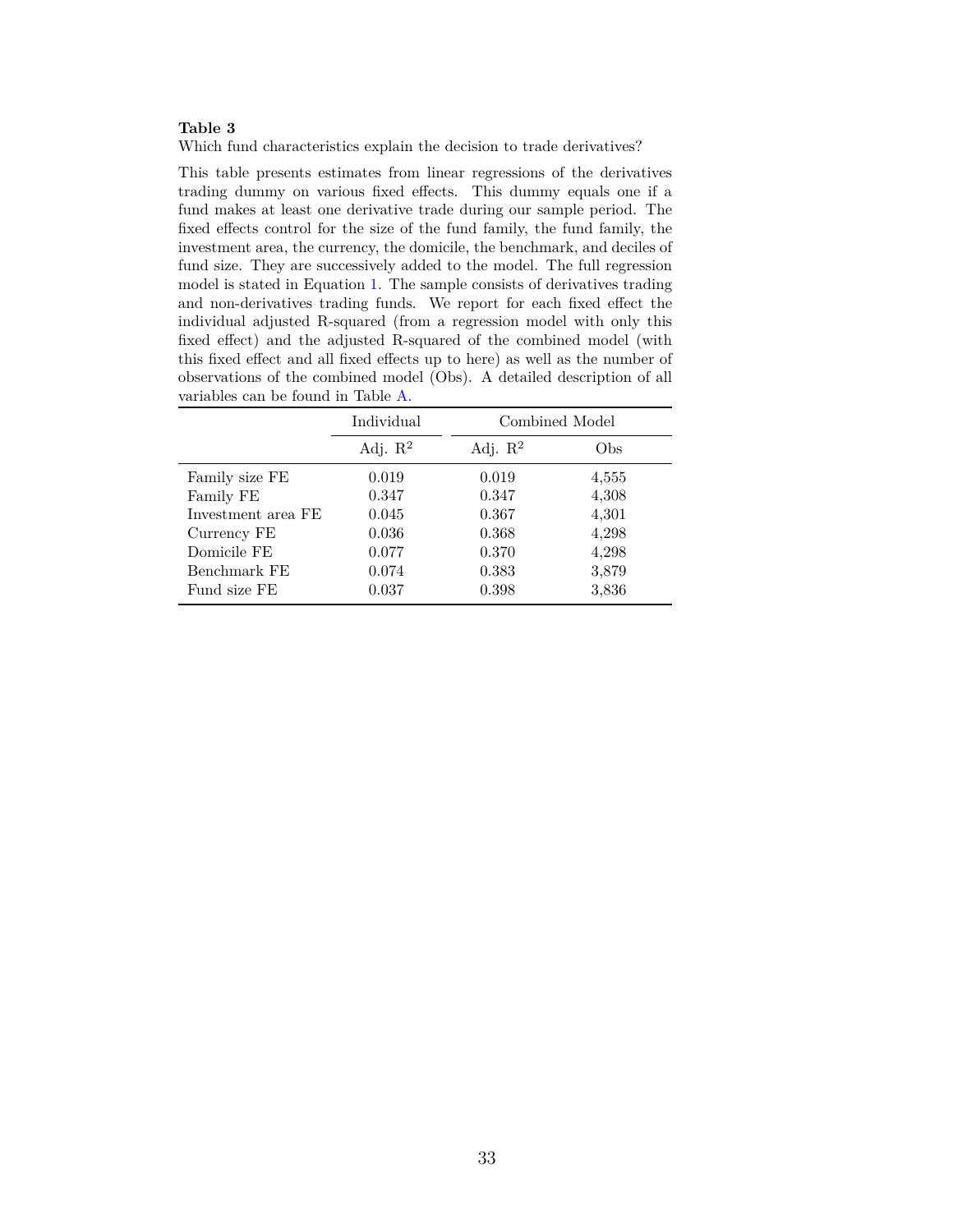**Table 3**

Which fund characteristics explain the decision to trade derivatives?

This table presents estimates from linear regressions of the derivatives trading dummy on various fixed effects. This dummy equals one if a fund makes at least one derivative trade during our sample period. The fixed effects control for the size of the fund family, the fund family, the investment area, the currency, the domicile, the benchmark, and deciles of fund size. They are successively added to the model. The full regression model is stated in Equation 1. The sample consists of derivatives trading and non-derivatives trading funds. We report for each fixed effect the individual adjusted R-squared (from a regression model with only this fixed effect) and the adjusted R-squared of the combined model (with this fixed effect and all fixed effects up to here) as well as the number of observations of the combined model (Obs). A detailed description of all variables can be found in Table A.

| | Individual | Combined Model | |
|---|---|---|---|
| | Adj. $R^2$ | Adj. $R^2$ | Obs |
| Family size FE | 0.019 | 0.019 | 4,555 |
| Family FE | 0.347 | 0.347 | 4,308 |
| Investment area FE | 0.045 | 0.367 | 4,301 |
| Currency FE | 0.036 | 0.368 | 4,298 |
| Domicile FE | 0.077 | 0.370 | 4,298 |
| Benchmark FE | 0.074 | 0.383 | 3,879 |
| Fund size FE | 0.037 | 0.398 | 3,836 |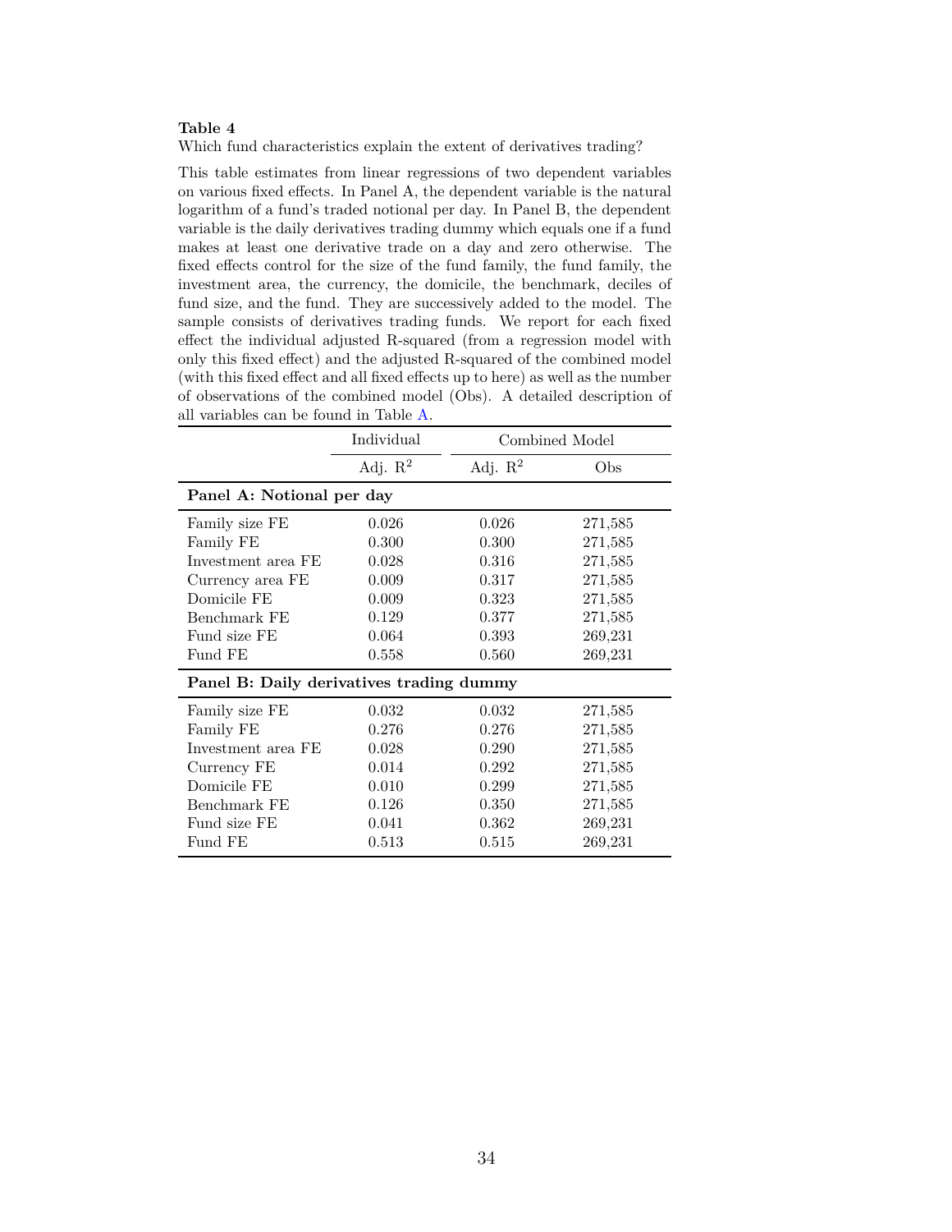**Table 4**

Which fund characteristics explain the extent of derivatives trading?

This table estimates from linear regressions of two dependent variables on various fixed effects. In Panel A, the dependent variable is the natural logarithm of a fund's traded notional per day. In Panel B, the dependent variable is the daily derivatives trading dummy which equals one if a fund makes at least one derivative trade on a day and zero otherwise. The fixed effects control for the size of the fund family, the fund family, the investment area, the currency, the domicile, the benchmark, deciles of fund size, and the fund. They are successively added to the model. The sample consists of derivatives trading funds. We report for each fixed effect the individual adjusted R-squared (from a regression model with only this fixed effect) and the adjusted R-squared of the combined model (with this fixed effect and all fixed effects up to here) as well as the number of observations of the combined model (Obs). A detailed description of all variables can be found in Table A.

| | Individual | Combined Model | |
|---|---|---|---|
| | Adj. $R^2$ | Adj. $R^2$ | Obs |
| **Panel A: Notional per day** | | | |
| Family size FE | 0.026 | 0.026 | 271,585 |
| Family FE | 0.300 | 0.300 | 271,585 |
| Investment area FE | 0.028 | 0.316 | 271,585 |
| Currency area FE | 0.009 | 0.317 | 271,585 |
| Domicile FE | 0.009 | 0.323 | 271,585 |
| Benchmark FE | 0.129 | 0.377 | 271,585 |
| Fund size FE | 0.064 | 0.393 | 269,231 |
| Fund FE | 0.558 | 0.560 | 269,231 |
| **Panel B: Daily derivatives trading dummy** | | | |
| Family size FE | 0.032 | 0.032 | 271,585 |
| Family FE | 0.276 | 0.276 | 271,585 |
| Investment area FE | 0.028 | 0.290 | 271,585 |
| Currency FE | 0.014 | 0.292 | 271,585 |
| Domicile FE | 0.010 | 0.299 | 271,585 |
| Benchmark FE | 0.126 | 0.350 | 271,585 |
| Fund size FE | 0.041 | 0.362 | 269,231 |
| Fund FE | 0.513 | 0.515 | 269,231 |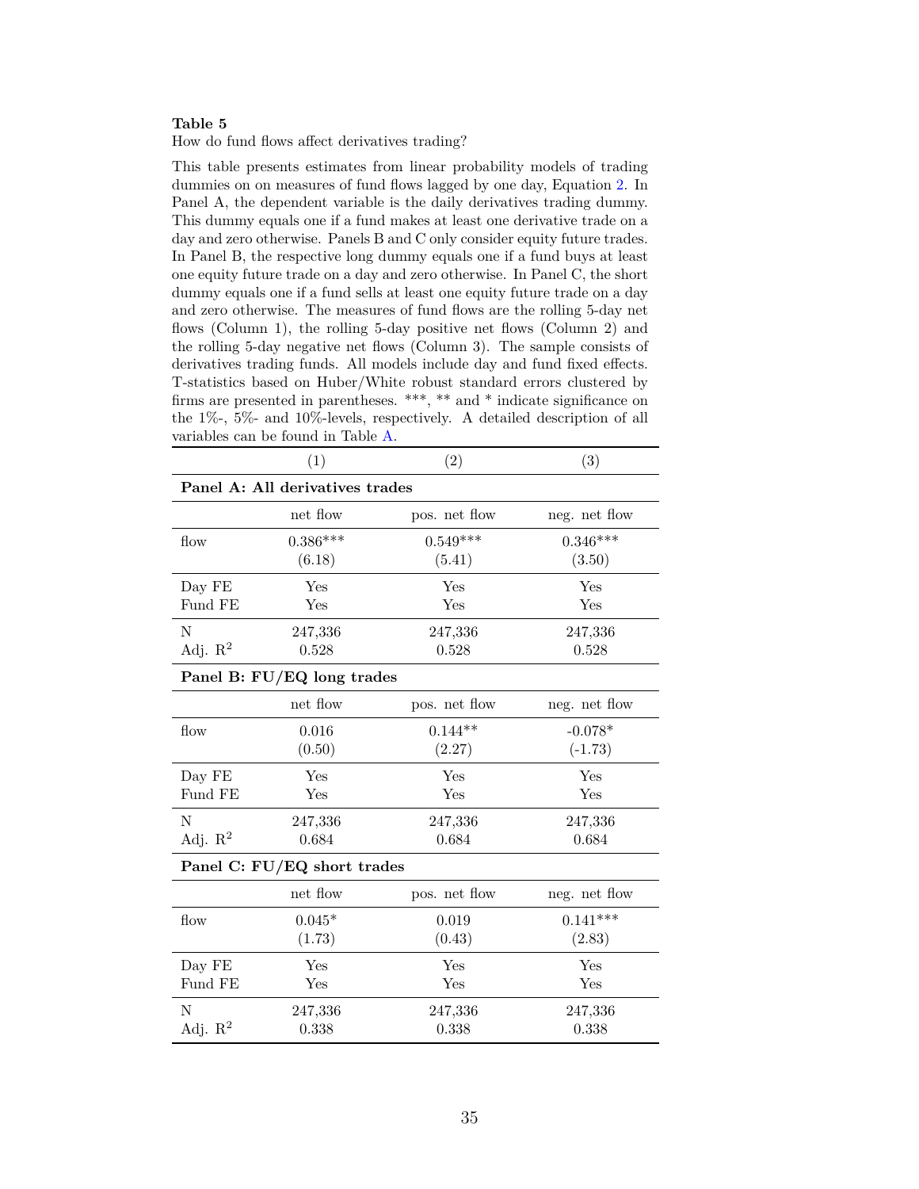**Table 5**

How do fund flows affect derivatives trading?

This table presents estimates from linear probability models of trading dummies on on measures of fund flows lagged by one day, Equation 2. In Panel A, the dependent variable is the daily derivatives trading dummy. This dummy equals one if a fund makes at least one derivative trade on a day and zero otherwise. Panels B and C only consider equity future trades. In Panel B, the respective long dummy equals one if a fund buys at least one equity future trade on a day and zero otherwise. In Panel C, the short dummy equals one if a fund sells at least one equity future trade on a day and zero otherwise. The measures of fund flows are the rolling 5-day net flows (Column 1), the rolling 5-day positive net flows (Column 2) and the rolling 5-day negative net flows (Column 3). The sample consists of derivatives trading funds. All models include day and fund fixed effects. T-statistics based on Huber/White robust standard errors clustered by firms are presented in parentheses. ***, ** and * indicate significance on the 1%-, 5%- and 10%-levels, respectively. A detailed description of all variables can be found in Table A.

| | (1) | (2) | (3) |
|---|---|---|---|
| **Panel A: All derivatives trades** | | | |
| | net flow | pos. net flow | neg. net flow |
| flow | 0.386*** | 0.549*** | 0.346*** |
| | (6.18) | (5.41) | (3.50) |
| Day FE | Yes | Yes | Yes |
| Fund FE | Yes | Yes | Yes |
| N | 247,336 | 247,336 | 247,336 |
| Adj. $R^2$ | 0.528 | 0.528 | 0.528 |
| **Panel B: FU/EQ long trades** | | | |
| | net flow | pos. net flow | neg. net flow |
| flow | 0.016 | 0.144** | -0.078* |
| | (0.50) | (2.27) | (-1.73) |
| Day FE | Yes | Yes | Yes |
| Fund FE | Yes | Yes | Yes |
| N | 247,336 | 247,336 | 247,336 |
| Adj. $R^2$ | 0.684 | 0.684 | 0.684 |
| **Panel C: FU/EQ short trades** | | | |
| | net flow | pos. net flow | neg. net flow |
| flow | 0.045* | 0.019 | 0.141*** |
| | (1.73) | (0.43) | (2.83) |
| Day FE | Yes | Yes | Yes |
| Fund FE | Yes | Yes | Yes |
| N | 247,336 | 247,336 | 247,336 |
| Adj. $R^2$ | 0.338 | 0.338 | 0.338 |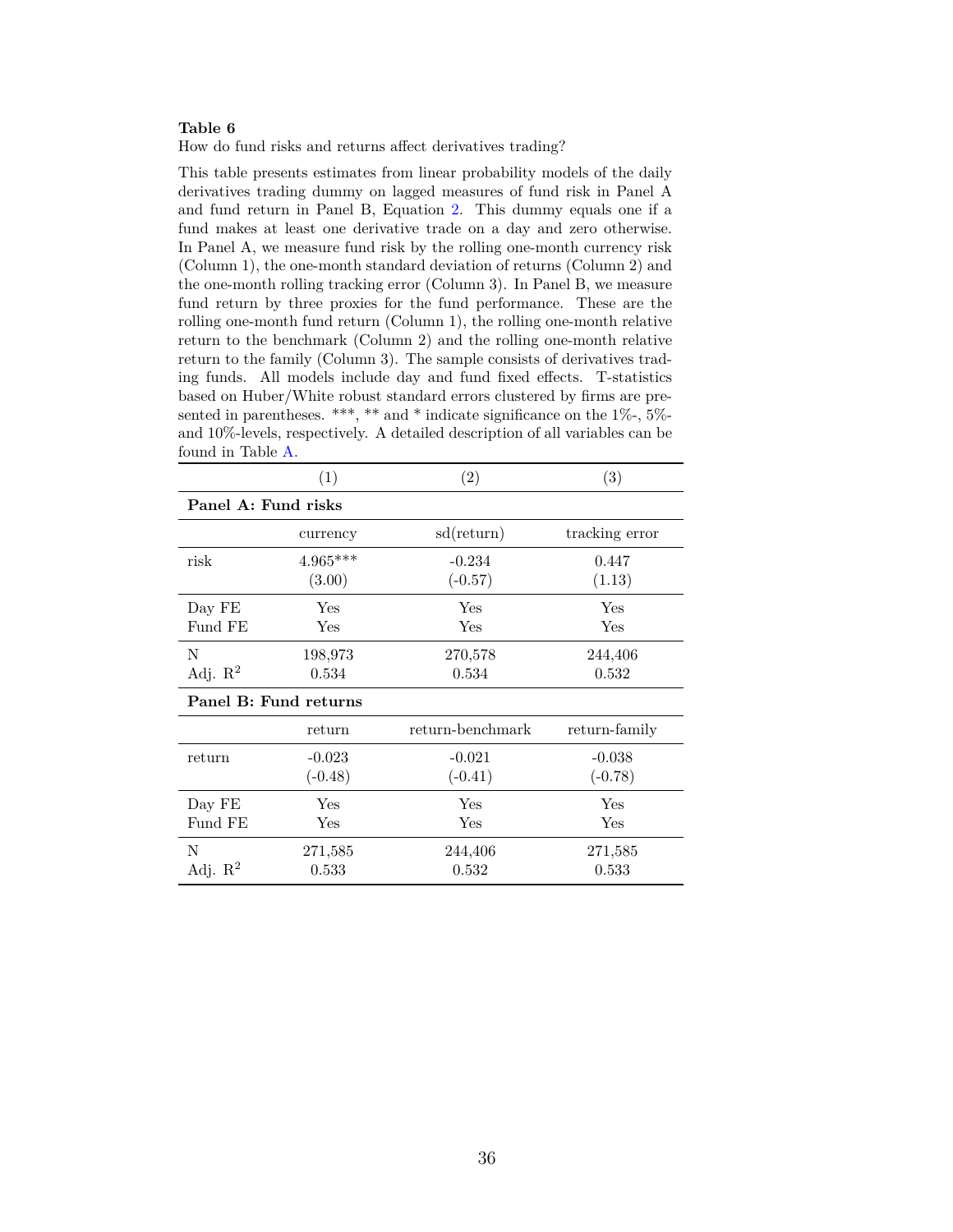**Table 6**

How do fund risks and returns affect derivatives trading?

This table presents estimates from linear probability models of the daily derivatives trading dummy on lagged measures of fund risk in Panel A and fund return in Panel B, Equation 2. This dummy equals one if a fund makes at least one derivative trade on a day and zero otherwise. In Panel A, we measure fund risk by the rolling one-month currency risk (Column 1), the one-month standard deviation of returns (Column 2) and the one-month rolling tracking error (Column 3). In Panel B, we measure fund return by three proxies for the fund performance. These are the rolling one-month fund return (Column 1), the rolling one-month relative return to the benchmark (Column 2) and the rolling one-month relative return to the family (Column 3). The sample consists of derivatives trading funds. All models include day and fund fixed effects. T-statistics based on Huber/White robust standard errors clustered by firms are presented in parentheses. ***, ** and * indicate significance on the 1%-, 5%- and 10%-levels, respectively. A detailed description of all variables can be found in Table A.

| | (1) | (2) | (3) |
|---|---|---|---|
| **Panel A: Fund risks** | | | |
| | currency | sd(return) | tracking error |
| risk | 4.965*** | -0.234 | 0.447 |
| | (3.00) | (-0.57) | (1.13) |
| Day FE | Yes | Yes | Yes |
| Fund FE | Yes | Yes | Yes |
| N | 198,973 | 270,578 | 244,406 |
| Adj. $R^2$ | 0.534 | 0.534 | 0.532 |
| **Panel B: Fund returns** | | | |
| | return | return-benchmark | return-family |
| return | -0.023 | -0.021 | -0.038 |
| | (-0.48) | (-0.41) | (-0.78) |
| Day FE | Yes | Yes | Yes |
| Fund FE | Yes | Yes | Yes |
| N | 271,585 | 244,406 | 271,585 |
| Adj. $R^2$ | 0.533 | 0.532 | 0.533 |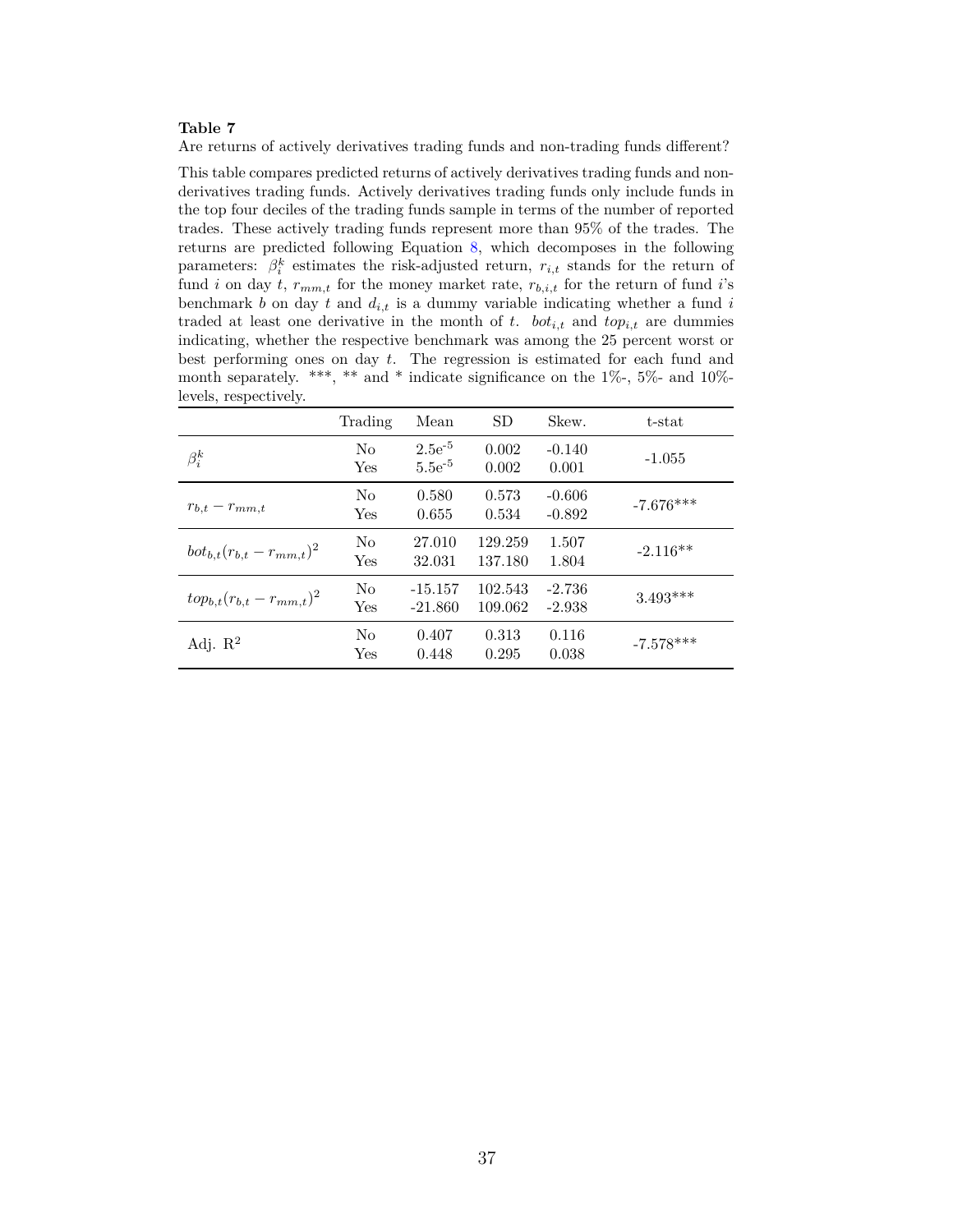**Table 7**

Are returns of actively derivatives trading funds and non-trading funds different?

This table compares predicted returns of actively derivatives trading funds and non-derivatives trading funds. Actively derivatives trading funds only include funds in the top four deciles of the trading funds sample in terms of the number of reported trades. These actively trading funds represent more than 95% of the trades. The returns are predicted following Equation 8, which decomposes in the following parameters: $\beta_i^k$ estimates the risk-adjusted return, $r_{i,t}$ stands for the return of fund $i$ on day $t$, $r_{mm,t}$ for the money market rate, $r_{b,i,t}$ for the return of fund $i$'s benchmark $b$ on day $t$ and $d_{i,t}$ is a dummy variable indicating whether a fund $i$ traded at least one derivative in the month of $t$. $bot_{i,t}$ and $top_{i,t}$ are dummies indicating, whether the respective benchmark was among the 25 percent worst or best performing ones on day $t$. The regression is estimated for each fund and month separately. \*\*\*, \*\* and \* indicate significance on the 1%-, 5%- and 10%-levels, respectively.

| | Trading | Mean | SD | Skew. | t-stat |
|---|---|---|---|---|---|
| $\beta_i^k$ | No | $2.5e^{-5}$ | 0.002 | -0.140 | -1.055 |
| | Yes | $5.5e^{-5}$ | 0.002 | 0.001 | |
| $r_{b,t} - r_{mm,t}$ | No | 0.580 | 0.573 | -0.606 | -7.676\*\*\* |
| | Yes | 0.655 | 0.534 | -0.892 | |
| $bot_{b,t}(r_{b,t} - r_{mm,t})^2$ | No | 27.010 | 129.259 | 1.507 | -2.116\*\* |
| | Yes | 32.031 | 137.180 | 1.804 | |
| $top_{b,t}(r_{b,t} - r_{mm,t})^2$ | No | -15.157 | 102.543 | -2.736 | 3.493\*\*\* |
| | Yes | -21.860 | 109.062 | -2.938 | |
| Adj. $R^2$ | No | 0.407 | 0.313 | 0.116 | -7.578\*\*\* |
| | Yes | 0.448 | 0.295 | 0.038 | |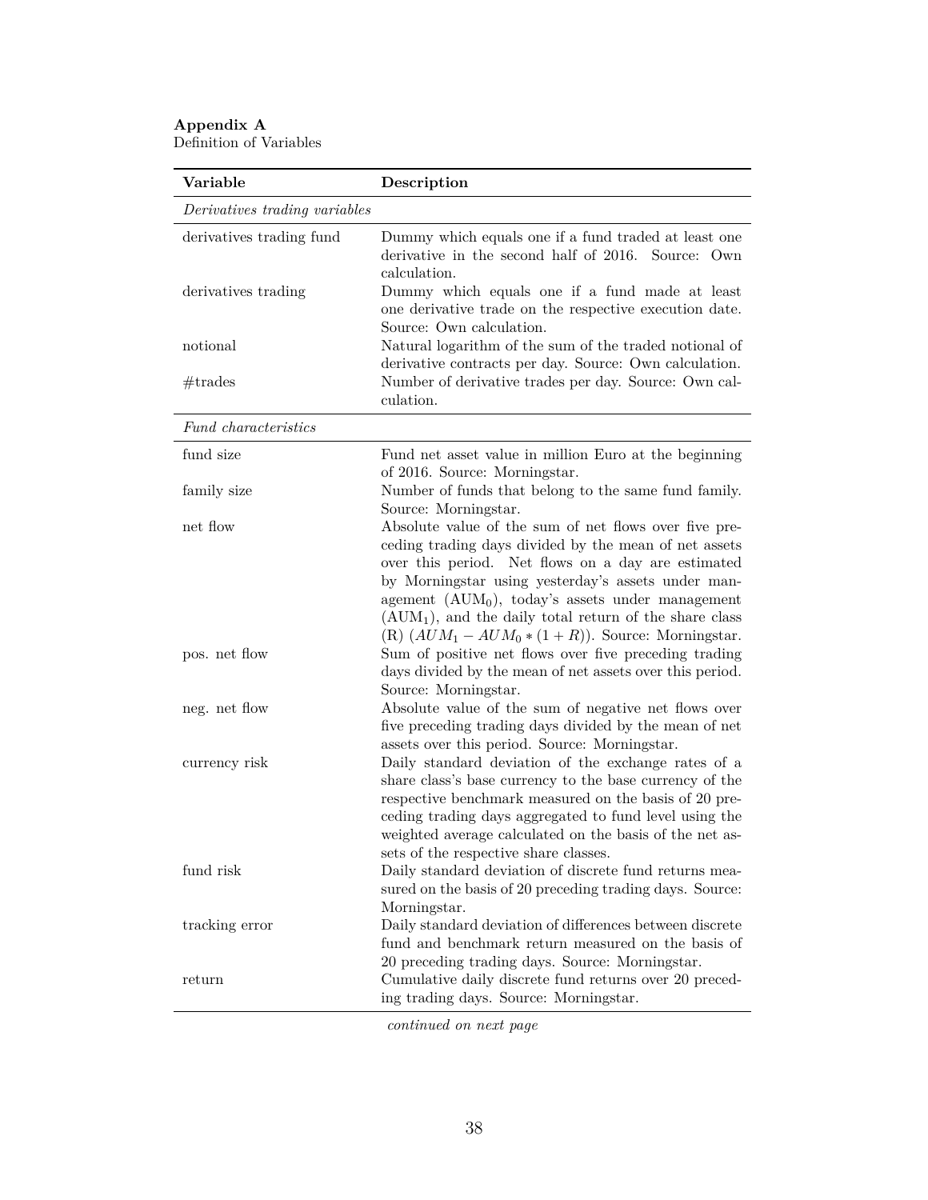**Appendix A**
Definition of Variables

| Variable | Description |
|---|---|
| *Derivatives trading variables* | |
| derivatives trading fund | Dummy which equals one if a fund traded at least one derivative in the second half of 2016. Source: Own calculation. |
| derivatives trading | Dummy which equals one if a fund made at least one derivative trade on the respective execution date. Source: Own calculation. |
| notional | Natural logarithm of the sum of the traded notional of derivative contracts per day. Source: Own calculation. |
| #trades | Number of derivative trades per day. Source: Own calculation. |
| *Fund characteristics* | |
| fund size | Fund net asset value in million Euro at the beginning of 2016. Source: Morningstar. |
| family size | Number of funds that belong to the same fund family. Source: Morningstar. |
| net flow | Absolute value of the sum of net flows over five preceding trading days divided by the mean of net assets over this period. Net flows on a day are estimated by Morningstar using yesterday's assets under management ($\text{AUM}_0$), today's assets under management ($\text{AUM}_1$), and the daily total return of the share class (R) ($AUM_1 - AUM_0 * (1 + R)$). Source: Morningstar. |
| pos. net flow | Sum of positive net flows over five preceding trading days divided by the mean of net assets over this period. Source: Morningstar. |
| neg. net flow | Absolute value of the sum of negative net flows over five preceding trading days divided by the mean of net assets over this period. Source: Morningstar. |
| currency risk | Daily standard deviation of the exchange rates of a share class's base currency to the base currency of the respective benchmark measured on the basis of 20 preceding trading days aggregated to fund level using the weighted average calculated on the basis of the net assets of the respective share classes. |
| fund risk | Daily standard deviation of discrete fund returns measured on the basis of 20 preceding trading days. Source: Morningstar. |
| tracking error | Daily standard deviation of differences between discrete fund and benchmark return measured on the basis of 20 preceding trading days. Source: Morningstar. |
| return | Cumulative daily discrete fund returns over 20 preceding trading days. Source: Morningstar. |

*continued on next page*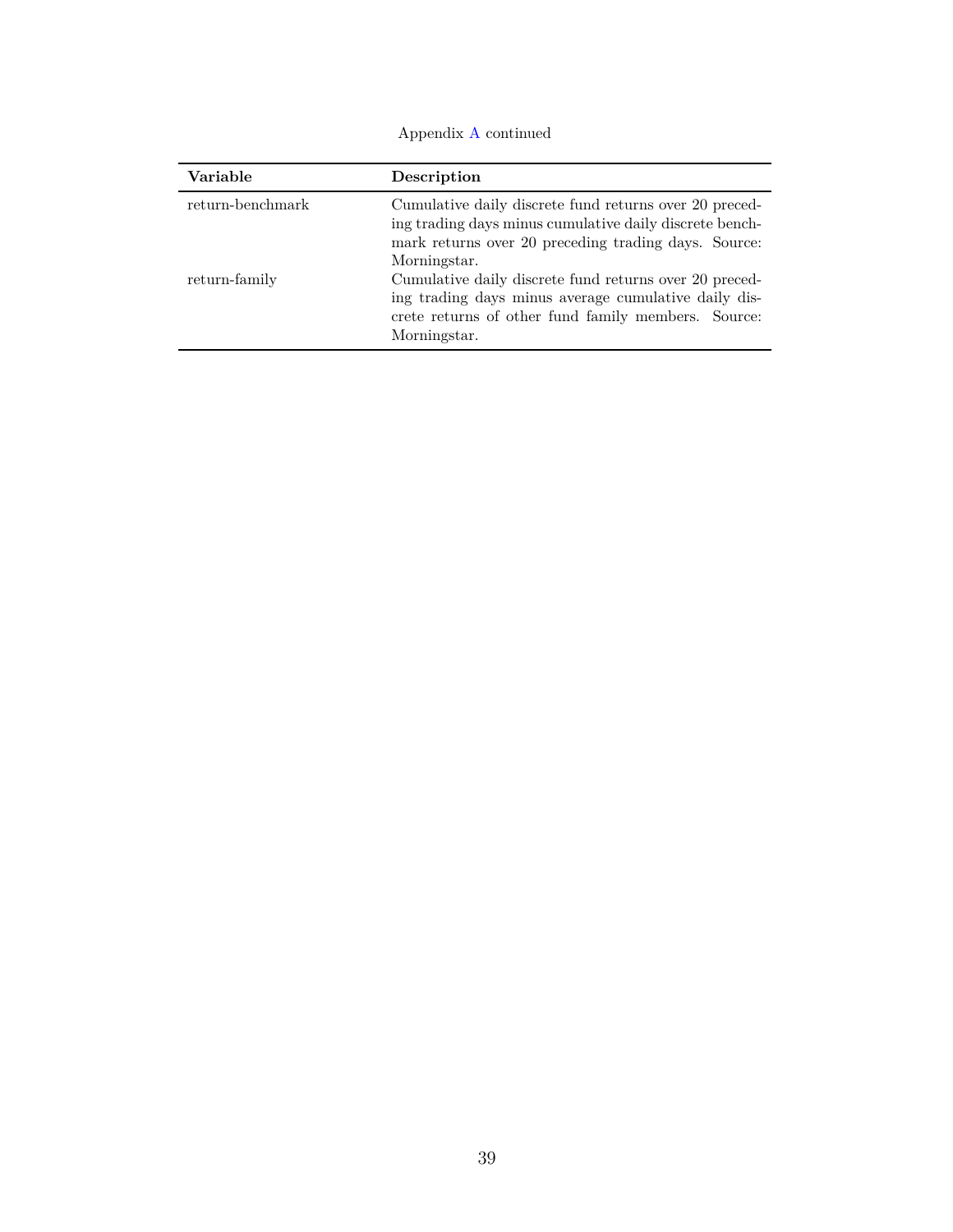Appendix A continued

| Variable | Description |
|---|---|
| return-benchmark | Cumulative daily discrete fund returns over 20 preceding trading days minus cumulative daily discrete benchmark returns over 20 preceding trading days. Source: Morningstar. |
| return-family | Cumulative daily discrete fund returns over 20 preceding trading days minus average cumulative daily discrete returns of other fund family members. Source: Morningstar. |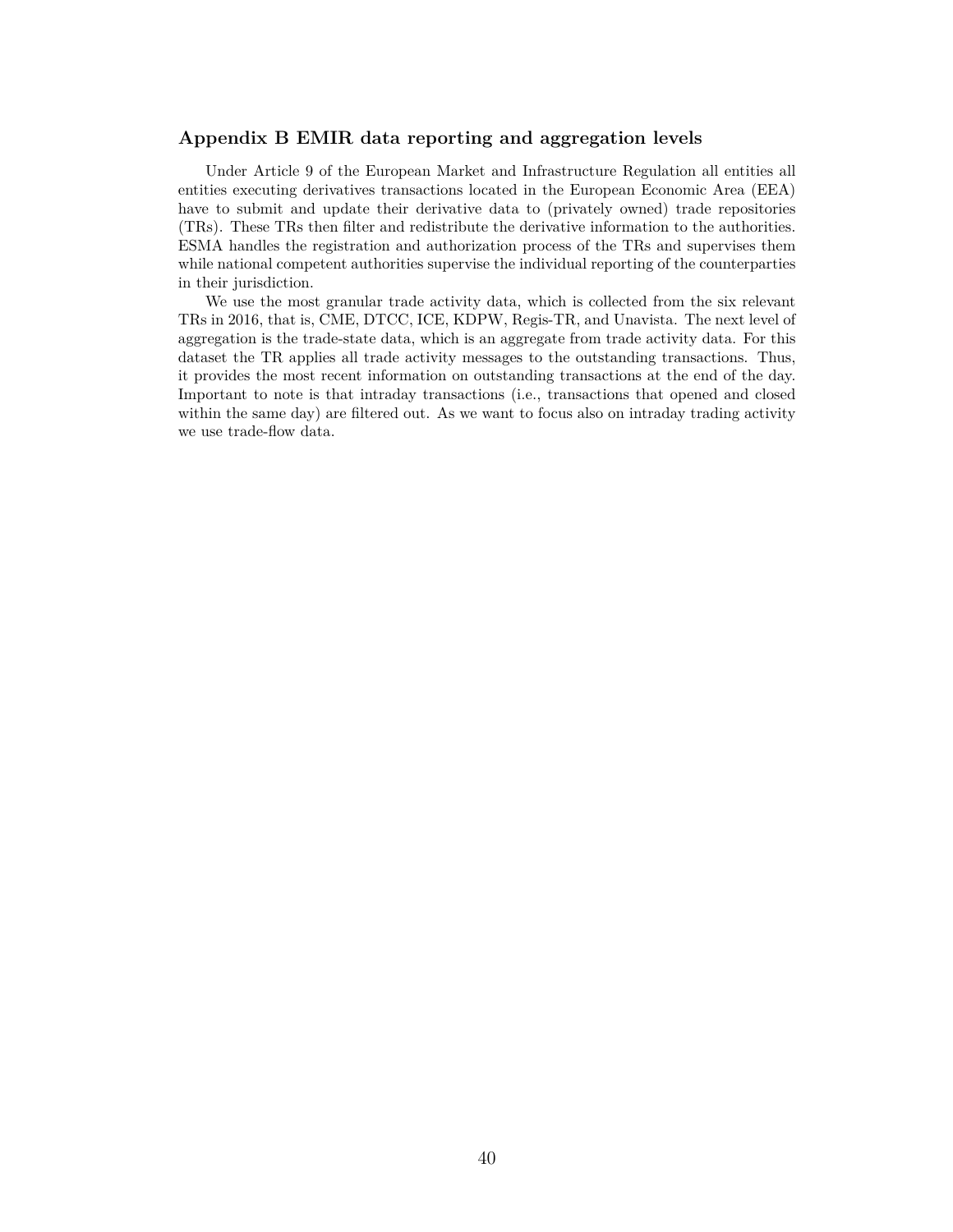## Appendix B EMIR data reporting and aggregation levels

Under Article 9 of the European Market and Infrastructure Regulation all entities all entities executing derivatives transactions located in the European Economic Area (EEA) have to submit and update their derivative data to (privately owned) trade repositories (TRs). These TRs then filter and redistribute the derivative information to the authorities. ESMA handles the registration and authorization process of the TRs and supervises them while national competent authorities supervise the individual reporting of the counterparties in their jurisdiction.

We use the most granular trade activity data, which is collected from the six relevant TRs in 2016, that is, CME, DTCC, ICE, KDPW, Regis-TR, and Unavista. The next level of aggregation is the trade-state data, which is an aggregate from trade activity data. For this dataset the TR applies all trade activity messages to the outstanding transactions. Thus, it provides the most recent information on outstanding transactions at the end of the day. Important to note is that intraday transactions (i.e., transactions that opened and closed within the same day) are filtered out. As we want to focus also on intraday trading activity we use trade-flow data.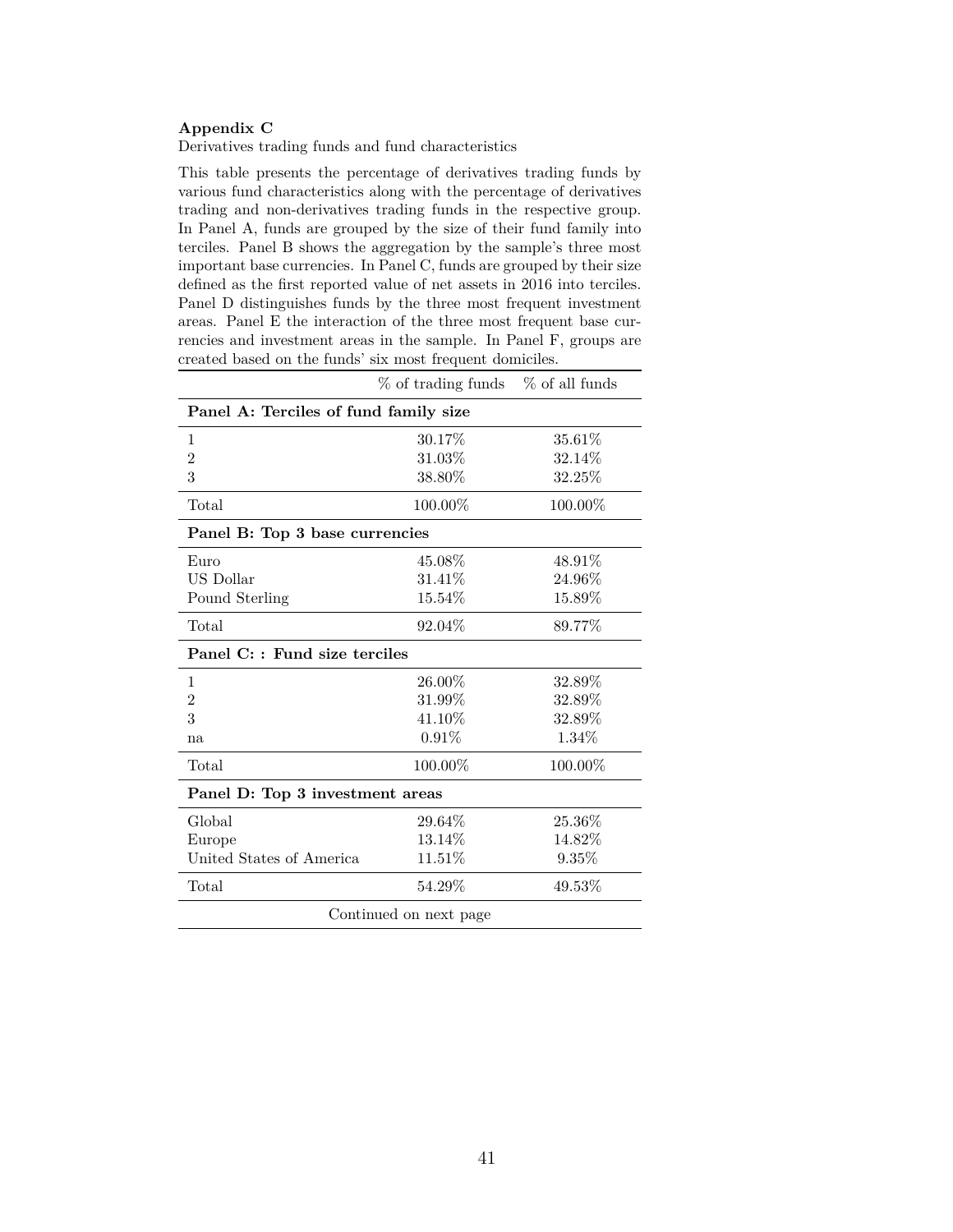**Appendix C**

Derivatives trading funds and fund characteristics

This table presents the percentage of derivatives trading funds by various fund characteristics along with the percentage of derivatives trading and non-derivatives trading funds in the respective group. In Panel A, funds are grouped by the size of their fund family into terciles. Panel B shows the aggregation by the sample's three most important base currencies. In Panel C, funds are grouped by their size defined as the first reported value of net assets in 2016 into terciles. Panel D distinguishes funds by the three most frequent investment areas. Panel E the interaction of the three most frequent base currencies and investment areas in the sample. In Panel F, groups are created based on the funds' six most frequent domiciles.

| | % of trading funds | % of all funds |
|---|---|---|
| **Panel A: Terciles of fund family size** | | |
| 1 | 30.17% | 35.61% |
| 2 | 31.03% | 32.14% |
| 3 | 38.80% | 32.25% |
| Total | 100.00% | 100.00% |
| **Panel B: Top 3 base currencies** | | |
| Euro | 45.08% | 48.91% |
| US Dollar | 31.41% | 24.96% |
| Pound Sterling | 15.54% | 15.89% |
| Total | 92.04% | 89.77% |
| **Panel C: : Fund size terciles** | | |
| 1 | 26.00% | 32.89% |
| 2 | 31.99% | 32.89% |
| 3 | 41.10% | 32.89% |
| na | 0.91% | 1.34% |
| Total | 100.00% | 100.00% |
| **Panel D: Top 3 investment areas** | | |
| Global | 29.64% | 25.36% |
| Europe | 13.14% | 14.82% |
| United States of America | 11.51% | 9.35% |
| Total | 54.29% | 49.53% |

Continued on next page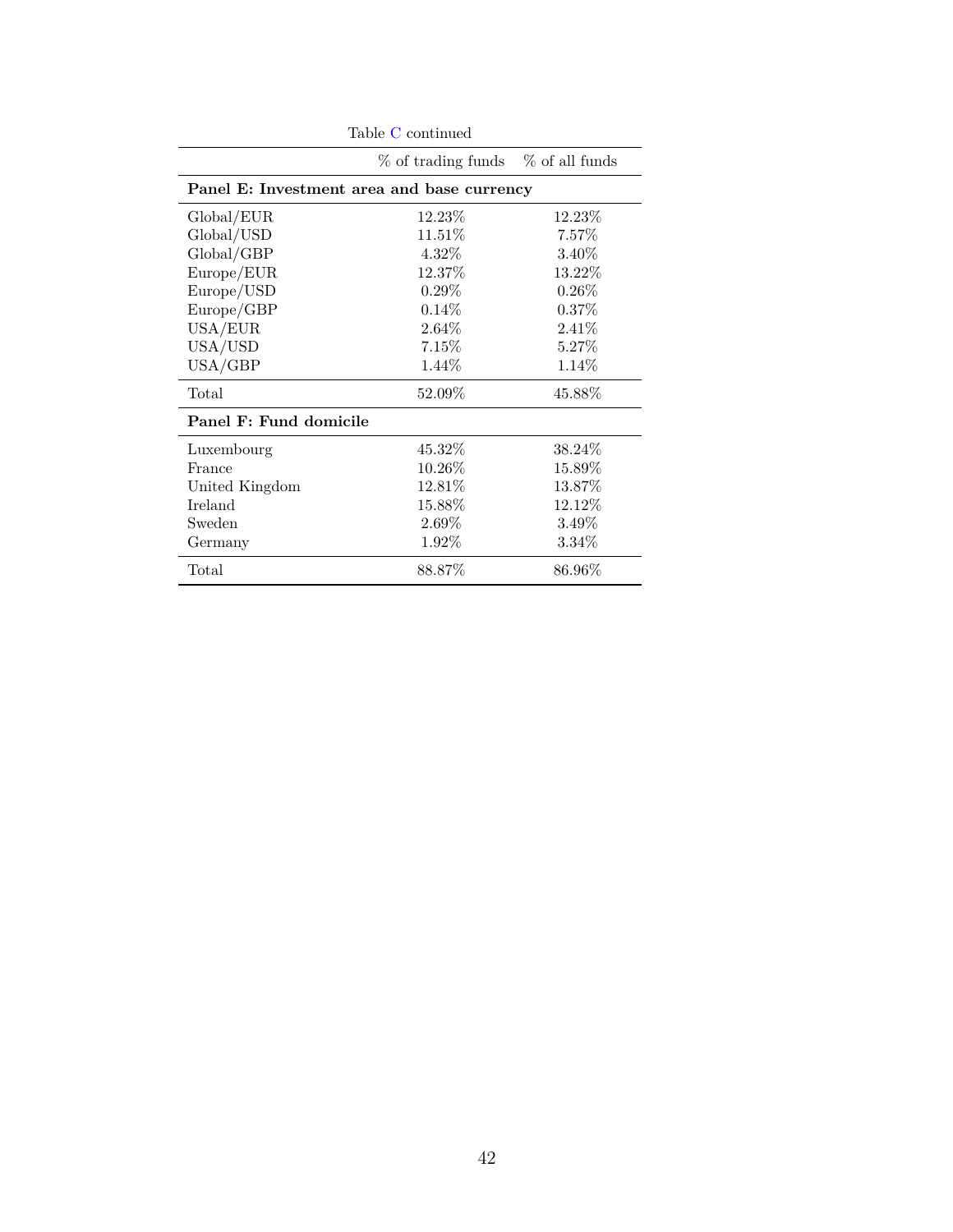Table C continued

| | % of trading funds | % of all funds |
|---|---|---|
| **Panel E: Investment area and base currency** | | |
| Global/EUR | 12.23% | 12.23% |
| Global/USD | 11.51% | 7.57% |
| Global/GBP | 4.32% | 3.40% |
| Europe/EUR | 12.37% | 13.22% |
| Europe/USD | 0.29% | 0.26% |
| Europe/GBP | 0.14% | 0.37% |
| USA/EUR | 2.64% | 2.41% |
| USA/USD | 7.15% | 5.27% |
| USA/GBP | 1.44% | 1.14% |
| Total | 52.09% | 45.88% |
| **Panel F: Fund domicile** | | |
| Luxembourg | 45.32% | 38.24% |
| France | 10.26% | 15.89% |
| United Kingdom | 12.81% | 13.87% |
| Ireland | 15.88% | 12.12% |
| Sweden | 2.69% | 3.49% |
| Germany | 1.92% | 3.34% |
| Total | 88.87% | 86.96% |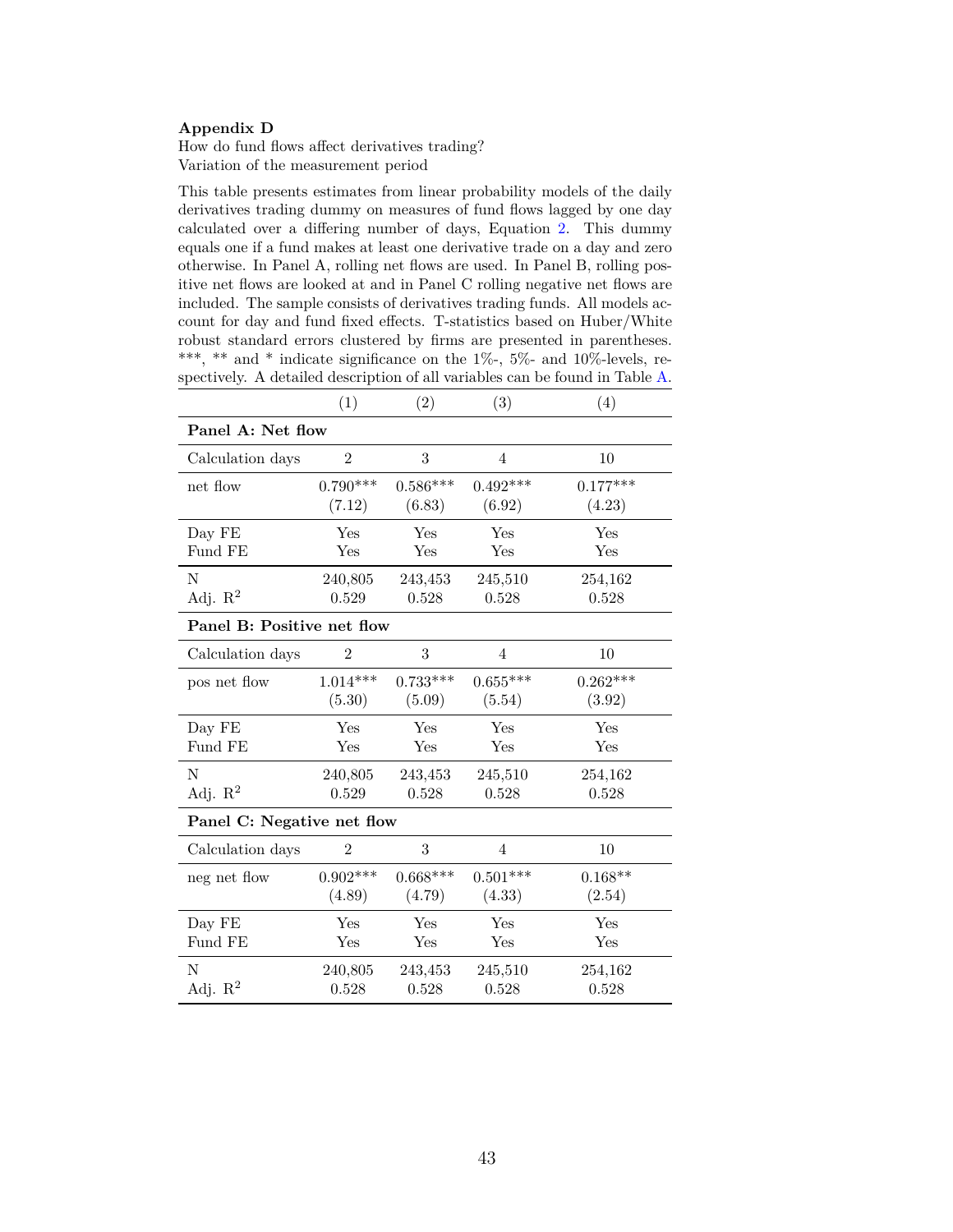**Appendix D**

How do fund flows affect derivatives trading?

Variation of the measurement period

This table presents estimates from linear probability models of the daily derivatives trading dummy on measures of fund flows lagged by one day calculated over a differing number of days, Equation 2. This dummy equals one if a fund makes at least one derivative trade on a day and zero otherwise. In Panel A, rolling net flows are used. In Panel B, rolling positive net flows are looked at and in Panel C rolling negative net flows are included. The sample consists of derivatives trading funds. All models account for day and fund fixed effects. T-statistics based on Huber/White robust standard errors clustered by firms are presented in parentheses. ***, ** and * indicate significance on the 1%-, 5%- and 10%-levels, respectively. A detailed description of all variables can be found in Table A.

| | (1) | (2) | (3) | (4) |
|---|---|---|---|---|
| **Panel A: Net flow** | | | | |
| Calculation days | 2 | 3 | 4 | 10 |
| net flow | 0.790*** | 0.586*** | 0.492*** | 0.177*** |
| | (7.12) | (6.83) | (6.92) | (4.23) |
| Day FE | Yes | Yes | Yes | Yes |
| Fund FE | Yes | Yes | Yes | Yes |
| N | 240,805 | 243,453 | 245,510 | 254,162 |
| Adj. $R^2$ | 0.529 | 0.528 | 0.528 | 0.528 |
| **Panel B: Positive net flow** | | | | |
| Calculation days | 2 | 3 | 4 | 10 |
| pos net flow | 1.014*** | 0.733*** | 0.655*** | 0.262*** |
| | (5.30) | (5.09) | (5.54) | (3.92) |
| Day FE | Yes | Yes | Yes | Yes |
| Fund FE | Yes | Yes | Yes | Yes |
| N | 240,805 | 243,453 | 245,510 | 254,162 |
| Adj. $R^2$ | 0.529 | 0.528 | 0.528 | 0.528 |
| **Panel C: Negative net flow** | | | | |
| Calculation days | 2 | 3 | 4 | 10 |
| neg net flow | 0.902*** | 0.668*** | 0.501*** | 0.168** |
| | (4.89) | (4.79) | (4.33) | (2.54) |
| Day FE | Yes | Yes | Yes | Yes |
| Fund FE | Yes | Yes | Yes | Yes |
| N | 240,805 | 243,453 | 245,510 | 254,162 |
| Adj. $R^2$ | 0.528 | 0.528 | 0.528 | 0.528 |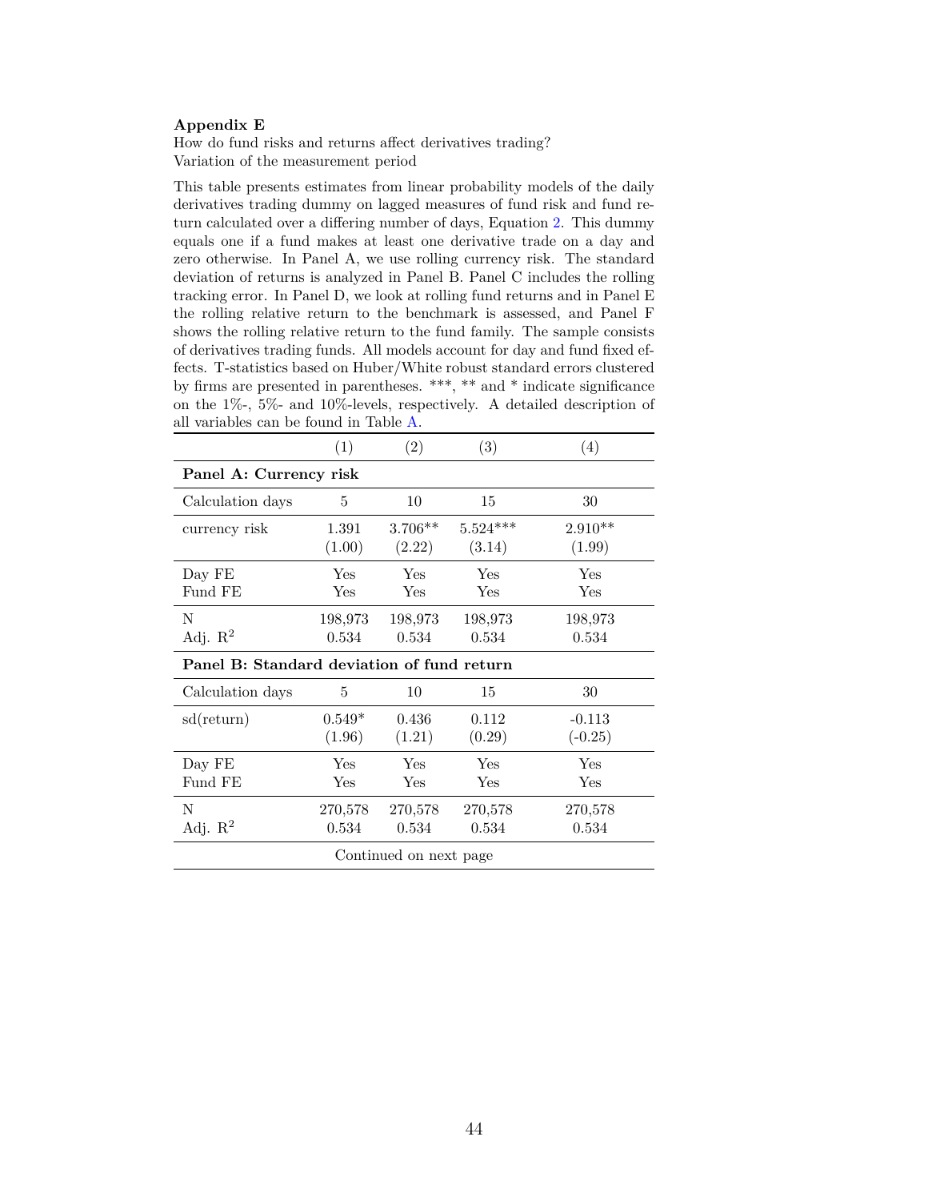**Appendix E**

How do fund risks and returns affect derivatives trading?

Variation of the measurement period

This table presents estimates from linear probability models of the daily derivatives trading dummy on lagged measures of fund risk and fund return calculated over a differing number of days, Equation 2. This dummy equals one if a fund makes at least one derivative trade on a day and zero otherwise. In Panel A, we use rolling currency risk. The standard deviation of returns is analyzed in Panel B. Panel C includes the rolling tracking error. In Panel D, we look at rolling fund returns and in Panel E the rolling relative return to the benchmark is assessed, and Panel F shows the rolling relative return to the fund family. The sample consists of derivatives trading funds. All models account for day and fund fixed effects. T-statistics based on Huber/White robust standard errors clustered by firms are presented in parentheses. ***, ** and * indicate significance on the 1%-, 5%- and 10%-levels, respectively. A detailed description of all variables can be found in Table A.

| | (1) | (2) | (3) | (4) |
|---|---|---|---|---|
| **Panel A: Currency risk** | | | | |
| Calculation days | 5 | 10 | 15 | 30 |
| currency risk | 1.391 | 3.706** | 5.524*** | 2.910** |
| | (1.00) | (2.22) | (3.14) | (1.99) |
| Day FE | Yes | Yes | Yes | Yes |
| Fund FE | Yes | Yes | Yes | Yes |
| N | 198,973 | 198,973 | 198,973 | 198,973 |
| Adj. $R^2$ | 0.534 | 0.534 | 0.534 | 0.534 |
| **Panel B: Standard deviation of fund return** | | | | |
| Calculation days | 5 | 10 | 15 | 30 |
| sd(return) | 0.549* | 0.436 | 0.112 | -0.113 |
| | (1.96) | (1.21) | (0.29) | (-0.25) |
| Day FE | Yes | Yes | Yes | Yes |
| Fund FE | Yes | Yes | Yes | Yes |
| N | 270,578 | 270,578 | 270,578 | 270,578 |
| Adj. $R^2$ | 0.534 | 0.534 | 0.534 | 0.534 |

Continued on next page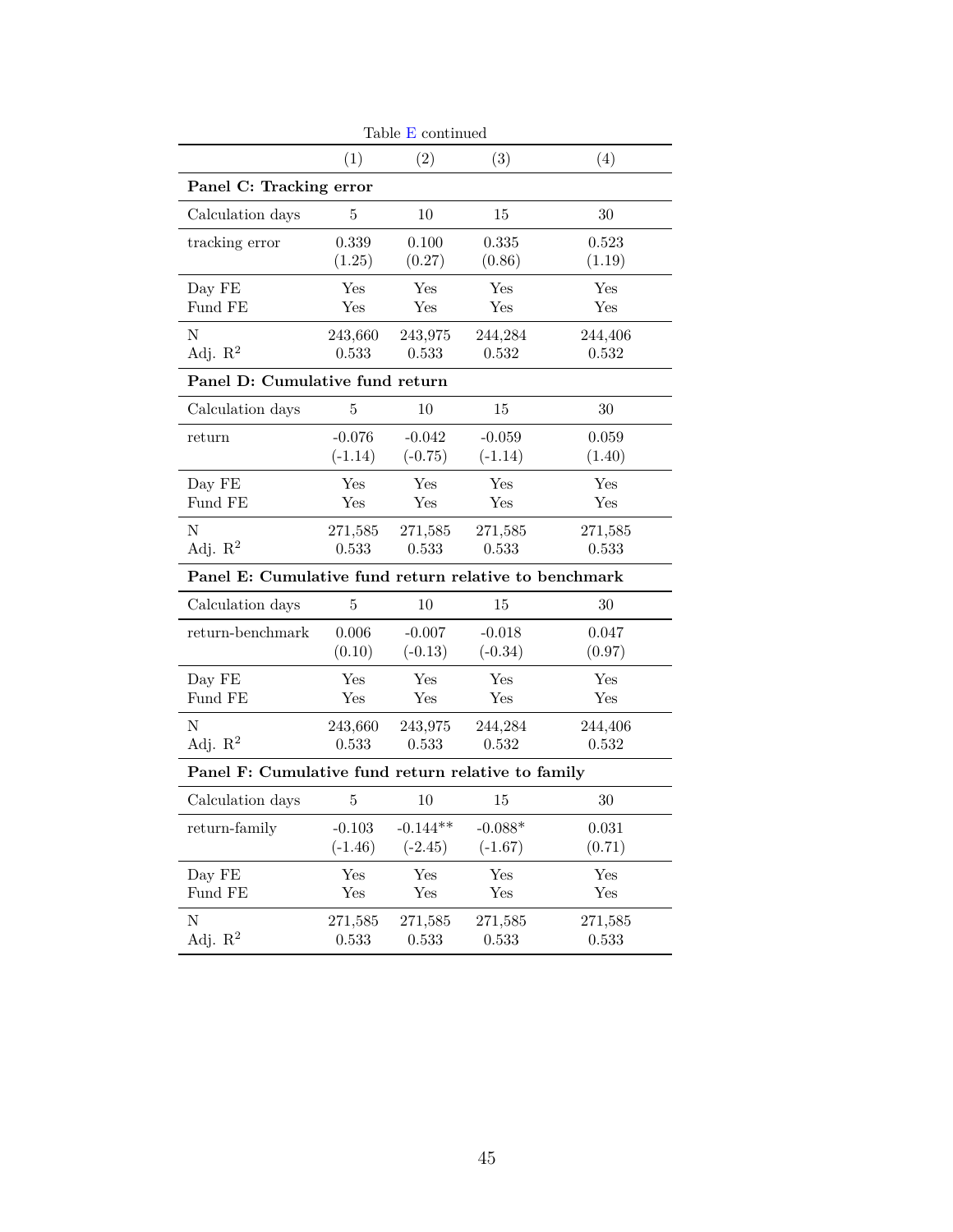Table E continued

| | (1) | (2) | (3) | (4) |
|---|---|---|---|---|
| **Panel C: Tracking error** | | | | |
| Calculation days | 5 | 10 | 15 | 30 |
| tracking error | 0.339 | 0.100 | 0.335 | 0.523 |
| | (1.25) | (0.27) | (0.86) | (1.19) |
| Day FE | Yes | Yes | Yes | Yes |
| Fund FE | Yes | Yes | Yes | Yes |
| N | 243,660 | 243,975 | 244,284 | 244,406 |
| Adj. $R^2$ | 0.533 | 0.533 | 0.532 | 0.532 |
| **Panel D: Cumulative fund return** | | | | |
| Calculation days | 5 | 10 | 15 | 30 |
| return | -0.076 | -0.042 | -0.059 | 0.059 |
| | (-1.14) | (-0.75) | (-1.14) | (1.40) |
| Day FE | Yes | Yes | Yes | Yes |
| Fund FE | Yes | Yes | Yes | Yes |
| N | 271,585 | 271,585 | 271,585 | 271,585 |
| Adj. $R^2$ | 0.533 | 0.533 | 0.533 | 0.533 |
| **Panel E: Cumulative fund return relative to benchmark** | | | | |
| Calculation days | 5 | 10 | 15 | 30 |
| return-benchmark | 0.006 | -0.007 | -0.018 | 0.047 |
| | (0.10) | (-0.13) | (-0.34) | (0.97) |
| Day FE | Yes | Yes | Yes | Yes |
| Fund FE | Yes | Yes | Yes | Yes |
| N | 243,660 | 243,975 | 244,284 | 244,406 |
| Adj. $R^2$ | 0.533 | 0.533 | 0.532 | 0.532 |
| **Panel F: Cumulative fund return relative to family** | | | | |
| Calculation days | 5 | 10 | 15 | 30 |
| return-family | -0.103 | -0.144** | -0.088* | 0.031 |
| | (-1.46) | (-2.45) | (-1.67) | (0.71) |
| Day FE | Yes | Yes | Yes | Yes |
| Fund FE | Yes | Yes | Yes | Yes |
| N | 271,585 | 271,585 | 271,585 | 271,585 |
| Adj. $R^2$ | 0.533 | 0.533 | 0.533 | 0.533 |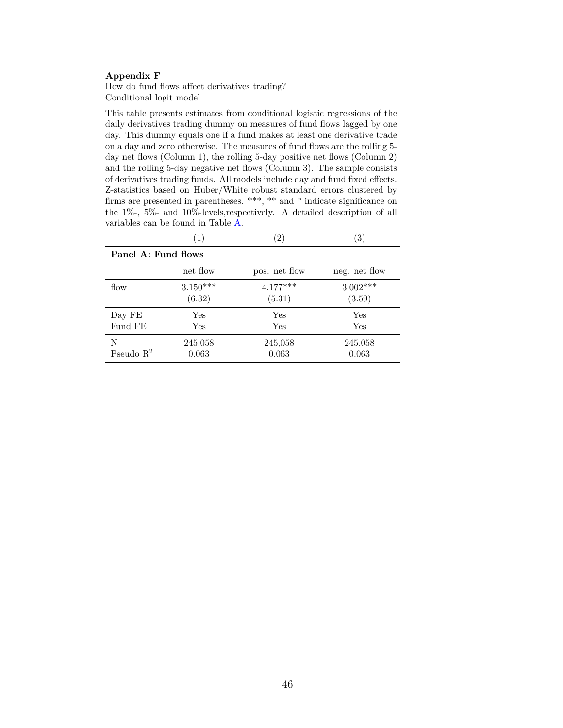**Appendix F**

How do fund flows affect derivatives trading?

Conditional logit model

This table presents estimates from conditional logistic regressions of the daily derivatives trading dummy on measures of fund flows lagged by one day. This dummy equals one if a fund makes at least one derivative trade on a day and zero otherwise. The measures of fund flows are the rolling 5-day net flows (Column 1), the rolling 5-day positive net flows (Column 2) and the rolling 5-day negative net flows (Column 3). The sample consists of derivatives trading funds. All models include day and fund fixed effects. Z-statistics based on Huber/White robust standard errors clustered by firms are presented in parentheses. ***, ** and * indicate significance on the 1%-, 5%- and 10%-levels,respectively. A detailed description of all variables can be found in Table A.

| | (1) | (2) | (3) |
|---|---|---|---|
| **Panel A: Fund flows** | | | |
| | net flow | pos. net flow | neg. net flow |
| flow | 3.150*** | 4.177*** | 3.002*** |
| | (6.32) | (5.31) | (3.59) |
| Day FE | Yes | Yes | Yes |
| Fund FE | Yes | Yes | Yes |
| N | 245,058 | 245,058 | 245,058 |
| Pseudo $R^2$ | 0.063 | 0.063 | 0.063 |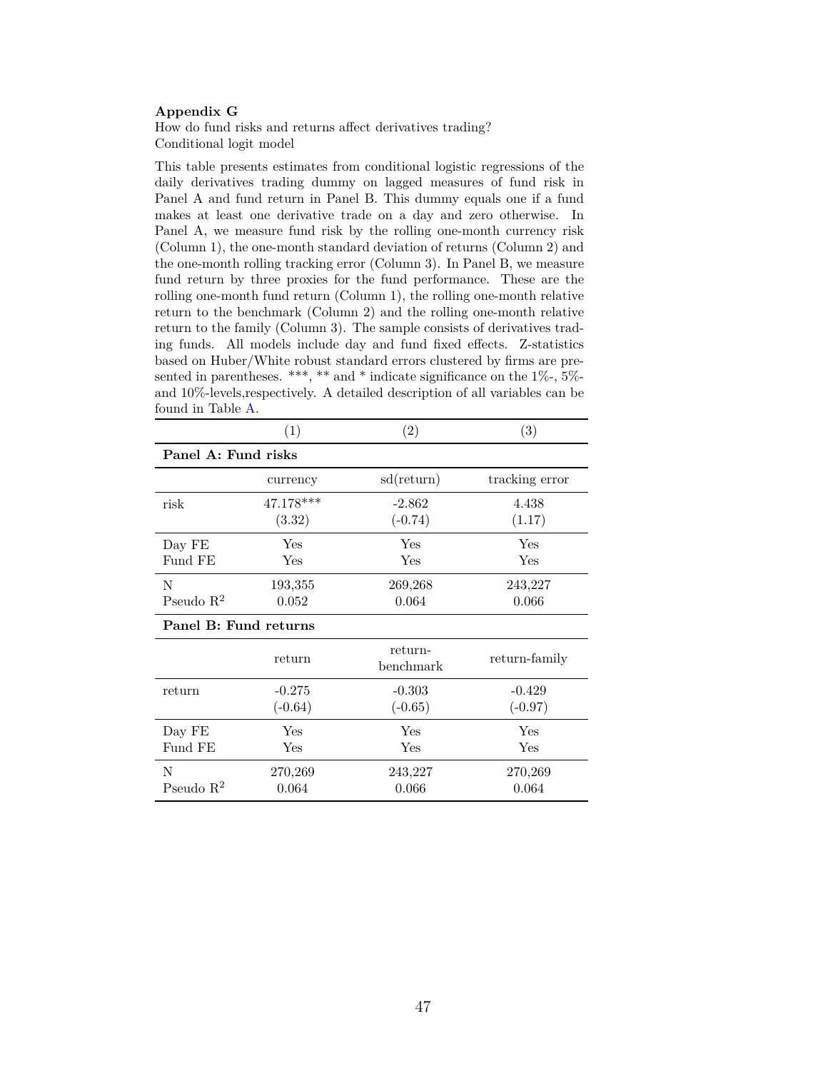**Appendix G**

How do fund risks and returns affect derivatives trading?
Conditional logit model

This table presents estimates from conditional logistic regressions of the daily derivatives trading dummy on lagged measures of fund risk in Panel A and fund return in Panel B. This dummy equals one if a fund makes at least one derivative trade on a day and zero otherwise. In Panel A, we measure fund risk by the rolling one-month currency risk (Column 1), the one-month standard deviation of returns (Column 2) and the one-month rolling tracking error (Column 3). In Panel B, we measure fund return by three proxies for the fund performance. These are the rolling one-month fund return (Column 1), the rolling one-month relative return to the benchmark (Column 2) and the rolling one-month relative return to the family (Column 3). The sample consists of derivatives trading funds. All models include day and fund fixed effects. Z-statistics based on Huber/White robust standard errors clustered by firms are presented in parentheses. ***, ** and * indicate significance on the 1%-, 5%- and 10%-levels,respectively. A detailed description of all variables can be found in Table A.

| | (1) | (2) | (3) |
|---|---|---|---|
| **Panel A: Fund risks** | | | |
| | currency | sd(return) | tracking error |
| risk | 47.178*** | -2.862 | 4.438 |
| | (3.32) | (-0.74) | (1.17) |
| Day FE | Yes | Yes | Yes |
| Fund FE | Yes | Yes | Yes |
| N | 193,355 | 269,268 | 243,227 |
| Pseudo $R^2$ | 0.052 | 0.064 | 0.066 |
| **Panel B: Fund returns** | | | |
| | return | return-benchmark | return-family |
| return | -0.275 | -0.303 | -0.429 |
| | (-0.64) | (-0.65) | (-0.97) |
| Day FE | Yes | Yes | Yes |
| Fund FE | Yes | Yes | Yes |
| N | 270,269 | 243,227 | 270,269 |
| Pseudo $R^2$ | 0.064 | 0.066 | 0.064 |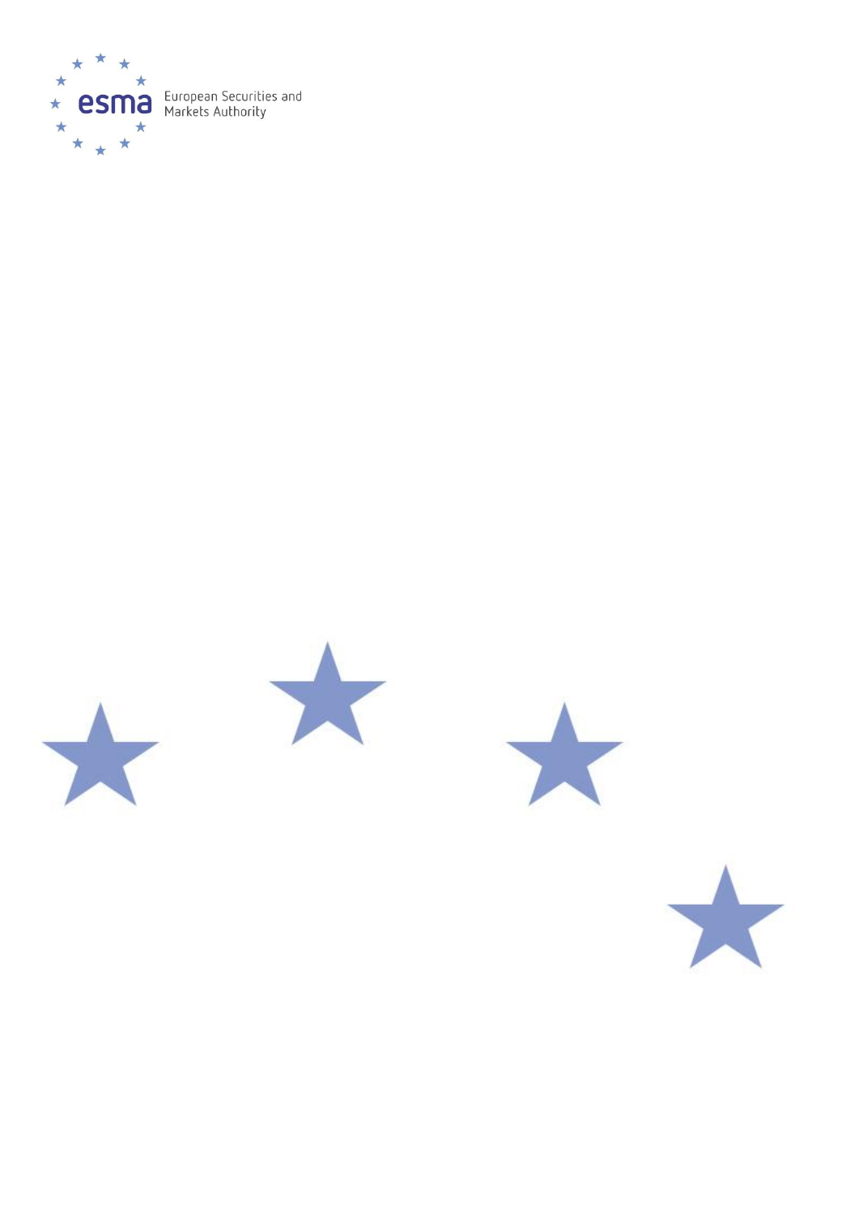European Securities and Markets Authority